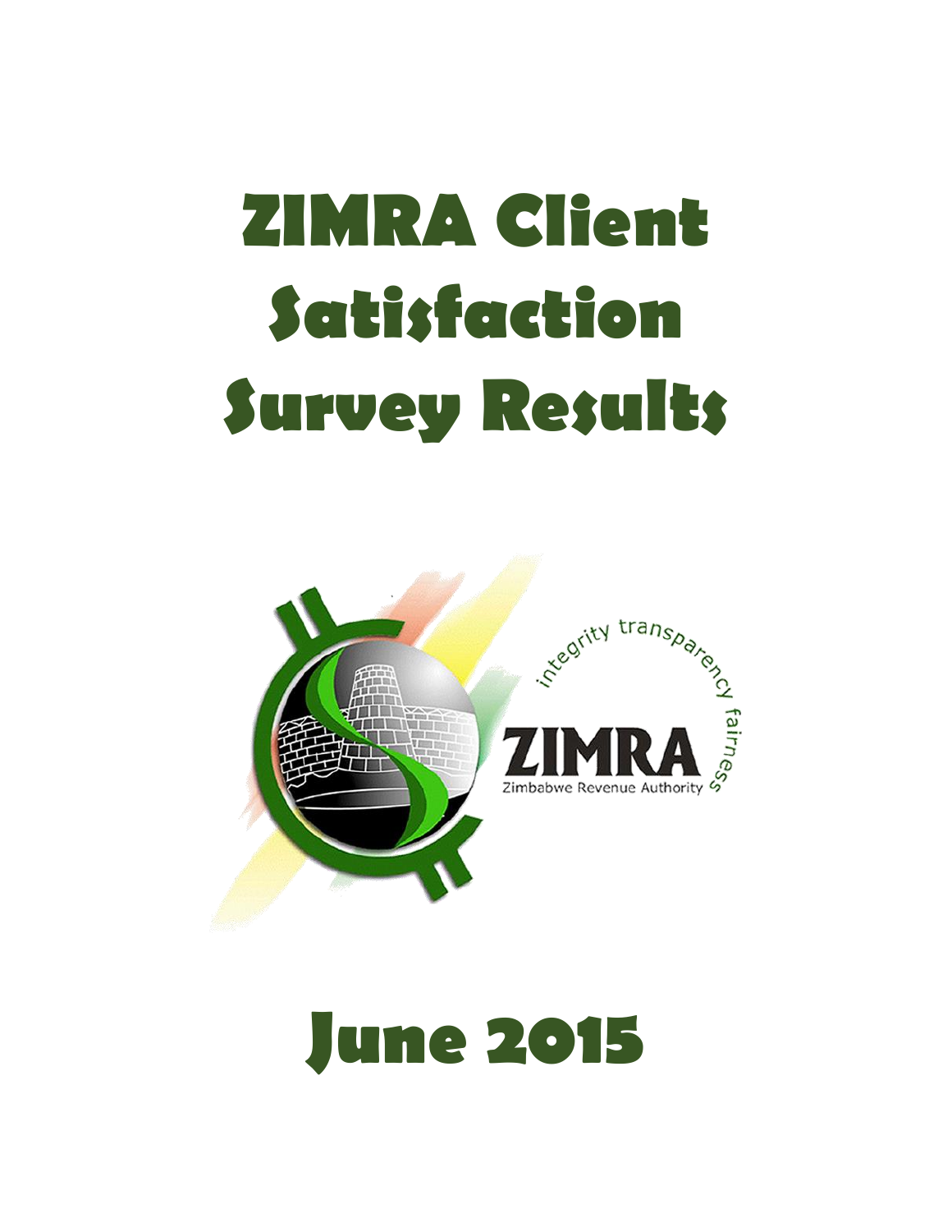# ZIMRA Client Satisfaction Survey Results

integrity transparency fairness

ZIMRA

Zimbabwe Revenue Authority

# June 2015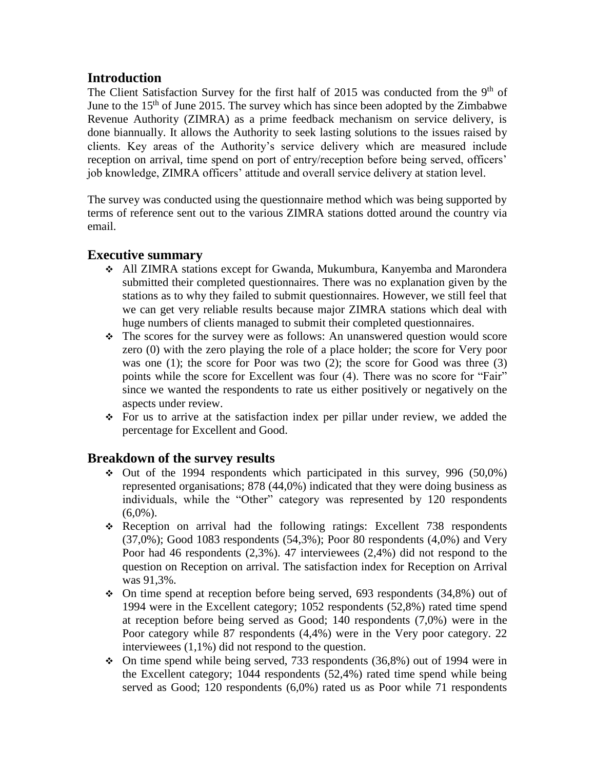## Introduction

The Client Satisfaction Survey for the first half of 2015 was conducted from the 9th of June to the 15th of June 2015. The survey which has since been adopted by the Zimbabwe Revenue Authority (ZIMRA) as a prime feedback mechanism on service delivery, is done biannually. It allows the Authority to seek lasting solutions to the issues raised by clients. Key areas of the Authority's service delivery which are measured include reception on arrival, time spend on port of entry/reception before being served, officers' job knowledge, ZIMRA officers' attitude and overall service delivery at station level.

The survey was conducted using the questionnaire method which was being supported by terms of reference sent out to the various ZIMRA stations dotted around the country via email.

## Executive summary

- All ZIMRA stations except for Gwanda, Mukumbura, Kanyemba and Marondera submitted their completed questionnaires. There was no explanation given by the stations as to why they failed to submit questionnaires. However, we still feel that we can get very reliable results because major ZIMRA stations which deal with huge numbers of clients managed to submit their completed questionnaires.
- The scores for the survey were as follows: An unanswered question would score zero (0) with the zero playing the role of a place holder; the score for Very poor was one (1); the score for Poor was two (2); the score for Good was three (3) points while the score for Excellent was four (4). There was no score for "Fair" since we wanted the respondents to rate us either positively or negatively on the aspects under review.
- For us to arrive at the satisfaction index per pillar under review, we added the percentage for Excellent and Good.

## Breakdown of the survey results

- Out of the 1994 respondents which participated in this survey, 996 (50,0%) represented organisations; 878 (44,0%) indicated that they were doing business as individuals, while the "Other" category was represented by 120 respondents (6,0%).
- Reception on arrival had the following ratings: Excellent 738 respondents (37,0%); Good 1083 respondents (54,3%); Poor 80 respondents (4,0%) and Very Poor had 46 respondents (2,3%). 47 interviewees (2,4%) did not respond to the question on Reception on arrival. The satisfaction index for Reception on Arrival was 91,3%.
- On time spend at reception before being served, 693 respondents (34,8%) out of 1994 were in the Excellent category; 1052 respondents (52,8%) rated time spend at reception before being served as Good; 140 respondents (7,0%) were in the Poor category while 87 respondents (4,4%) were in the Very poor category. 22 interviewees (1,1%) did not respond to the question.
- On time spend while being served, 733 respondents (36,8%) out of 1994 were in the Excellent category; 1044 respondents (52,4%) rated time spend while being served as Good; 120 respondents (6,0%) rated us as Poor while 71 respondents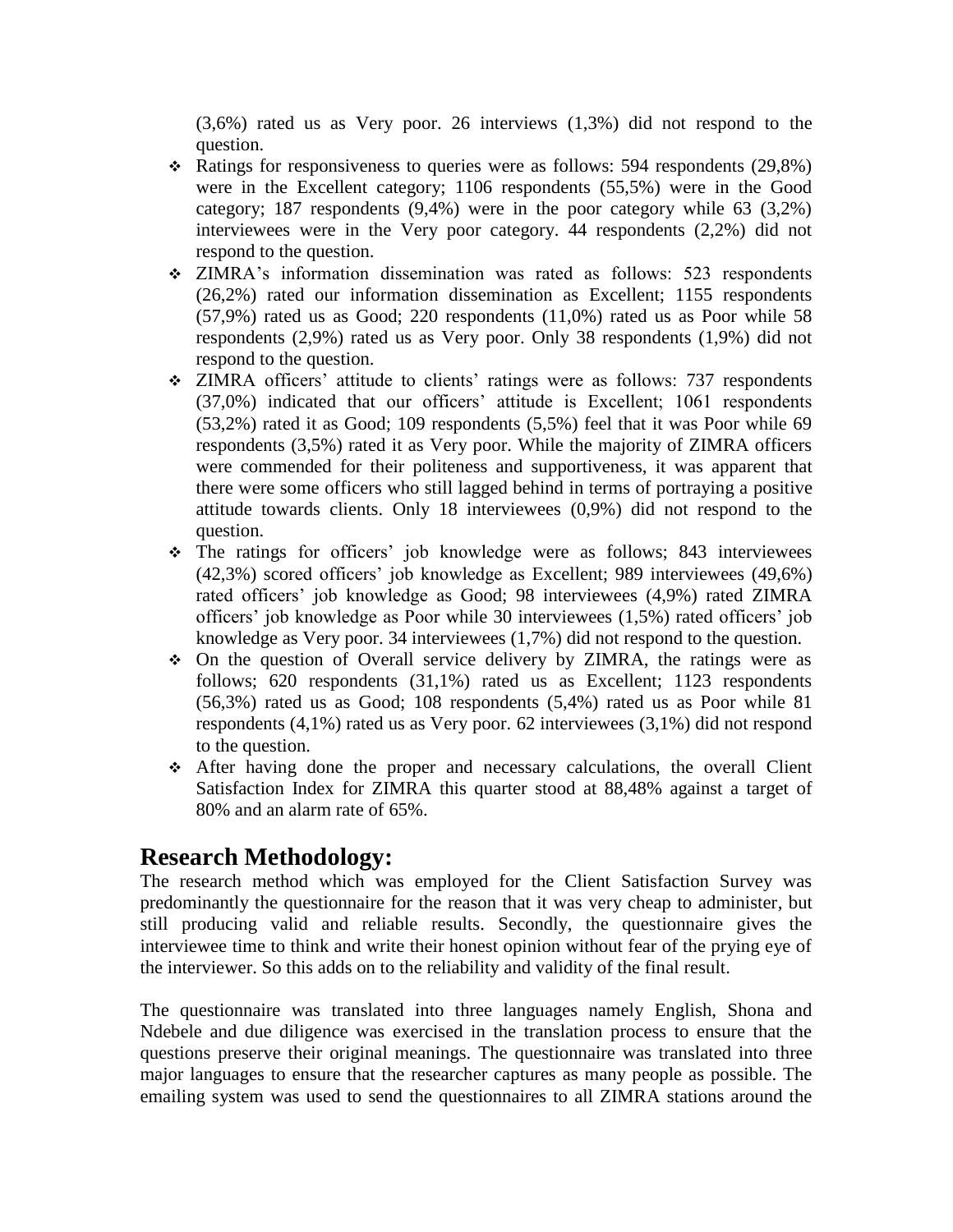(3,6%) rated us as Very poor. 26 interviews (1,3%) did not respond to the question.

- Ratings for responsiveness to queries were as follows: 594 respondents (29,8%) were in the Excellent category; 1106 respondents (55,5%) were in the Good category; 187 respondents (9,4%) were in the poor category while 63 (3,2%) interviewees were in the Very poor category. 44 respondents (2,2%) did not respond to the question.
- ZIMRA's information dissemination was rated as follows: 523 respondents (26,2%) rated our information dissemination as Excellent; 1155 respondents (57,9%) rated us as Good; 220 respondents (11,0%) rated us as Poor while 58 respondents (2,9%) rated us as Very poor. Only 38 respondents (1,9%) did not respond to the question.
- ZIMRA officers' attitude to clients' ratings were as follows: 737 respondents (37,0%) indicated that our officers' attitude is Excellent; 1061 respondents (53,2%) rated it as Good; 109 respondents (5,5%) feel that it was Poor while 69 respondents (3,5%) rated it as Very poor. While the majority of ZIMRA officers were commended for their politeness and supportiveness, it was apparent that there were some officers who still lagged behind in terms of portraying a positive attitude towards clients. Only 18 interviewees (0,9%) did not respond to the question.
- The ratings for officers' job knowledge were as follows; 843 interviewees (42,3%) scored officers' job knowledge as Excellent; 989 interviewees (49,6%) rated officers' job knowledge as Good; 98 interviewees (4,9%) rated ZIMRA officers' job knowledge as Poor while 30 interviewees (1,5%) rated officers' job knowledge as Very poor. 34 interviewees (1,7%) did not respond to the question.
- On the question of Overall service delivery by ZIMRA, the ratings were as follows; 620 respondents (31,1%) rated us as Excellent; 1123 respondents (56,3%) rated us as Good; 108 respondents (5,4%) rated us as Poor while 81 respondents (4,1%) rated us as Very poor. 62 interviewees (3,1%) did not respond to the question.
- After having done the proper and necessary calculations, the overall Client Satisfaction Index for ZIMRA this quarter stood at 88,48% against a target of 80% and an alarm rate of 65%.

## Research Methodology:

The research method which was employed for the Client Satisfaction Survey was predominantly the questionnaire for the reason that it was very cheap to administer, but still producing valid and reliable results. Secondly, the questionnaire gives the interviewee time to think and write their honest opinion without fear of the prying eye of the interviewer. So this adds on to the reliability and validity of the final result.

The questionnaire was translated into three languages namely English, Shona and Ndebele and due diligence was exercised in the translation process to ensure that the questions preserve their original meanings. The questionnaire was translated into three major languages to ensure that the researcher captures as many people as possible. The emailing system was used to send the questionnaires to all ZIMRA stations around the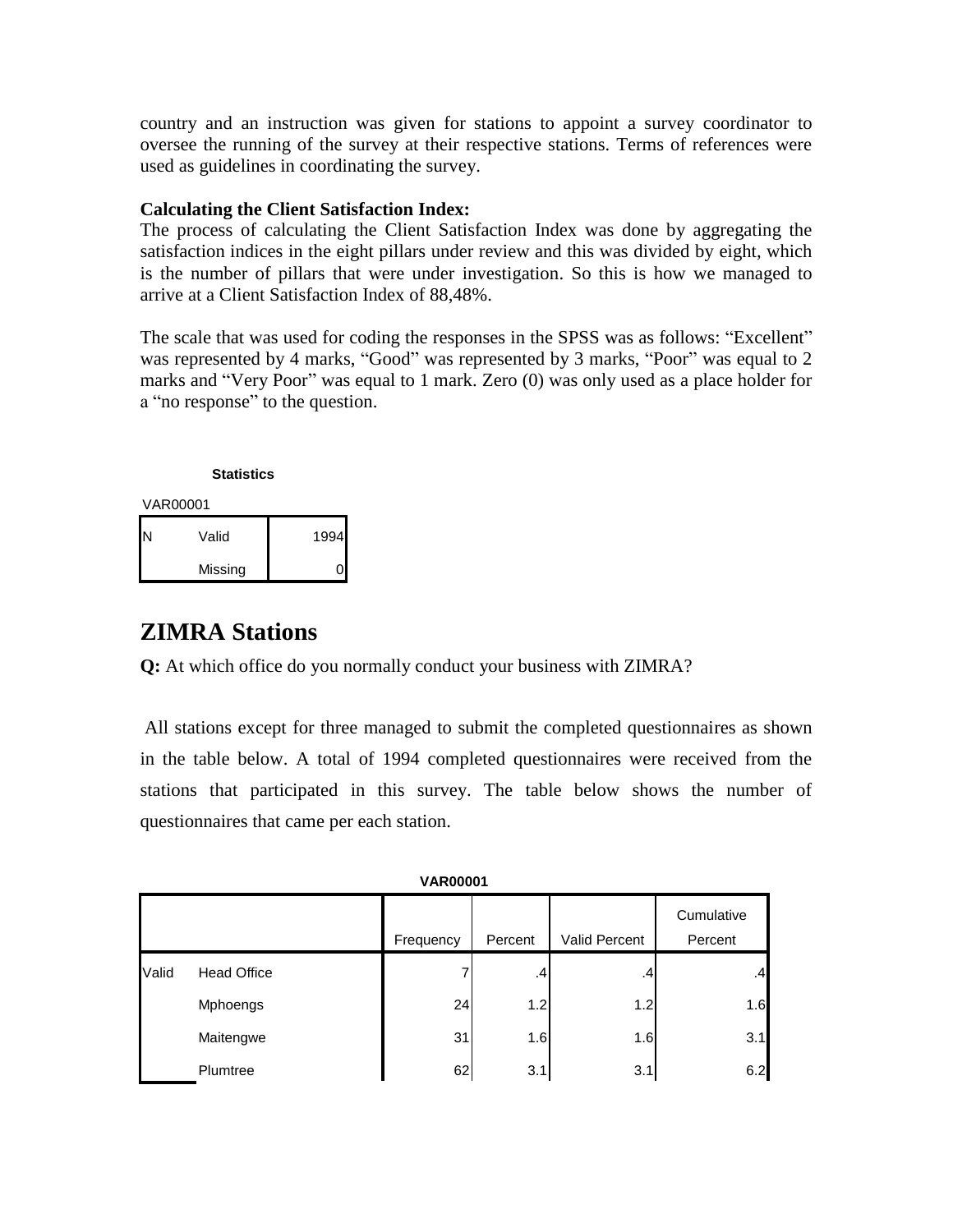country and an instruction was given for stations to appoint a survey coordinator to oversee the running of the survey at their respective stations. Terms of references were used as guidelines in coordinating the survey.

**Calculating the Client Satisfaction Index:**
The process of calculating the Client Satisfaction Index was done by aggregating the satisfaction indices in the eight pillars under review and this was divided by eight, which is the number of pillars that were under investigation. So this is how we managed to arrive at a Client Satisfaction Index of 88,48%.

The scale that was used for coding the responses in the SPSS was as follows: "Excellent" was represented by 4 marks, "Good" was represented by 3 marks, "Poor" was equal to 2 marks and "Very Poor" was equal to 1 mark. Zero (0) was only used as a place holder for a "no response" to the question.

**Statistics**

VAR00001

| | | |
|---|---|---|
| N | Valid | 1994 |
| | Missing | 0 |

## ZIMRA Stations

**Q:** At which office do you normally conduct your business with ZIMRA?

All stations except for three managed to submit the completed questionnaires as shown in the table below. A total of 1994 completed questionnaires were received from the stations that participated in this survey. The table below shows the number of questionnaires that came per each station.

**VAR00001**

| | | Frequency | Percent | Valid Percent | Cumulative Percent |
|---|---|---|---|---|---|
| Valid | Head Office | 7 | .4 | .4 | .4 |
| | Mphoengs | 24 | 1.2 | 1.2 | 1.6 |
| | Maitengwe | 31 | 1.6 | 1.6 | 3.1 |
| | Plumtree | 62 | 3.1 | 3.1 | 6.2 |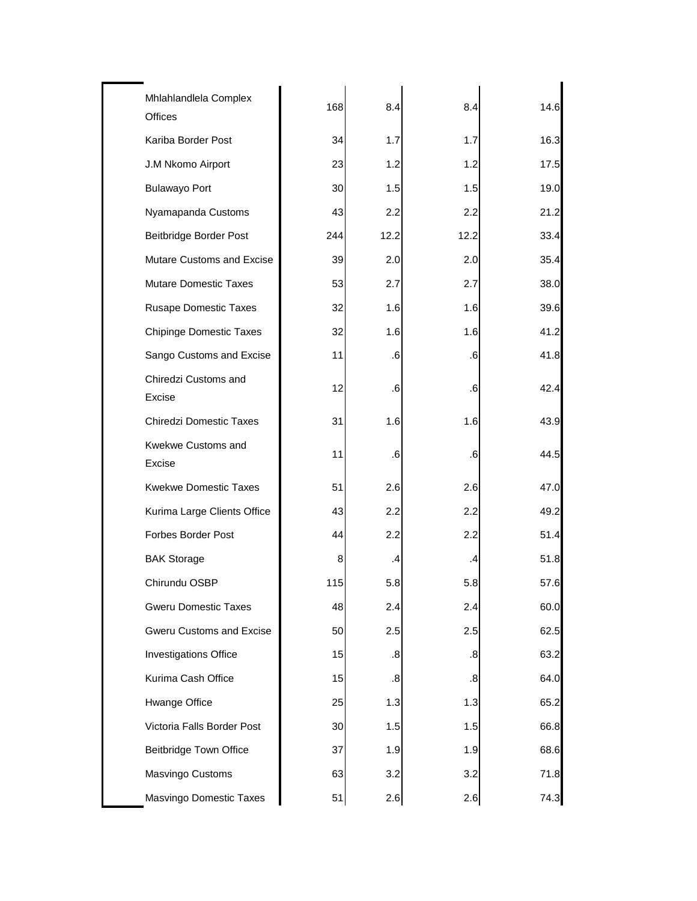| | | | | | |
|---|---|---|---|---|---|
| | Mhlahlandlela Complex Offices | 168 | 8.4 | 8.4 | 14.6 |
| | Kariba Border Post | 34 | 1.7 | 1.7 | 16.3 |
| | J.M Nkomo Airport | 23 | 1.2 | 1.2 | 17.5 |
| | Bulawayo Port | 30 | 1.5 | 1.5 | 19.0 |
| | Nyamapanda Customs | 43 | 2.2 | 2.2 | 21.2 |
| | Beitbridge Border Post | 244 | 12.2 | 12.2 | 33.4 |
| | Mutare Customs and Excise | 39 | 2.0 | 2.0 | 35.4 |
| | Mutare Domestic Taxes | 53 | 2.7 | 2.7 | 38.0 |
| | Rusape Domestic Taxes | 32 | 1.6 | 1.6 | 39.6 |
| | Chipinge Domestic Taxes | 32 | 1.6 | 1.6 | 41.2 |
| | Sango Customs and Excise | 11 | .6 | .6 | 41.8 |
| | Chiredzi Customs and Excise | 12 | .6 | .6 | 42.4 |
| | Chiredzi Domestic Taxes | 31 | 1.6 | 1.6 | 43.9 |
| | Kwekwe Customs and Excise | 11 | .6 | .6 | 44.5 |
| | Kwekwe Domestic Taxes | 51 | 2.6 | 2.6 | 47.0 |
| | Kurima Large Clients Office | 43 | 2.2 | 2.2 | 49.2 |
| | Forbes Border Post | 44 | 2.2 | 2.2 | 51.4 |
| | BAK Storage | 8 | .4 | .4 | 51.8 |
| | Chirundu OSBP | 115 | 5.8 | 5.8 | 57.6 |
| | Gweru Domestic Taxes | 48 | 2.4 | 2.4 | 60.0 |
| | Gweru Customs and Excise | 50 | 2.5 | 2.5 | 62.5 |
| | Investigations Office | 15 | .8 | .8 | 63.2 |
| | Kurima Cash Office | 15 | .8 | .8 | 64.0 |
| | Hwange Office | 25 | 1.3 | 1.3 | 65.2 |
| | Victoria Falls Border Post | 30 | 1.5 | 1.5 | 66.8 |
| | Beitbridge Town Office | 37 | 1.9 | 1.9 | 68.6 |
| | Masvingo Customs | 63 | 3.2 | 3.2 | 71.8 |
| | Masvingo Domestic Taxes | 51 | 2.6 | 2.6 | 74.3 |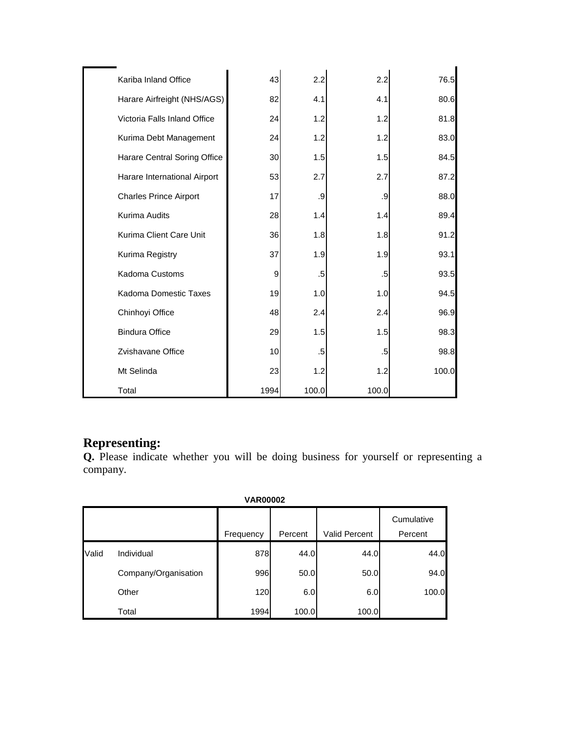| | | | | |
|---|---|---|---|---|
| Kariba Inland Office | 43 | 2.2 | 2.2 | 76.5 |
| Harare Airfreight (NHS/AGS) | 82 | 4.1 | 4.1 | 80.6 |
| Victoria Falls Inland Office | 24 | 1.2 | 1.2 | 81.8 |
| Kurima Debt Management | 24 | 1.2 | 1.2 | 83.0 |
| Harare Central Soring Office | 30 | 1.5 | 1.5 | 84.5 |
| Harare International Airport | 53 | 2.7 | 2.7 | 87.2 |
| Charles Prince Airport | 17 | .9 | .9 | 88.0 |
| Kurima Audits | 28 | 1.4 | 1.4 | 89.4 |
| Kurima Client Care Unit | 36 | 1.8 | 1.8 | 91.2 |
| Kurima Registry | 37 | 1.9 | 1.9 | 93.1 |
| Kadoma Customs | 9 | .5 | .5 | 93.5 |
| Kadoma Domestic Taxes | 19 | 1.0 | 1.0 | 94.5 |
| Chinhoyi Office | 48 | 2.4 | 2.4 | 96.9 |
| Bindura Office | 29 | 1.5 | 1.5 | 98.3 |
| Zvishavane Office | 10 | .5 | .5 | 98.8 |
| Mt Selinda | 23 | 1.2 | 1.2 | 100.0 |
| Total | 1994 | 100.0 | 100.0 | |

## Representing:

**Q.** Please indicate whether you will be doing business for yourself or representing a company.

**VAR00002**

| | | Frequency | Percent | Valid Percent | Cumulative Percent |
|---|---|---|---|---|---|
| Valid | Individual | 878 | 44.0 | 44.0 | 44.0 |
| | Company/Organisation | 996 | 50.0 | 50.0 | 94.0 |
| | Other | 120 | 6.0 | 6.0 | 100.0 |
| | Total | 1994 | 100.0 | 100.0 | |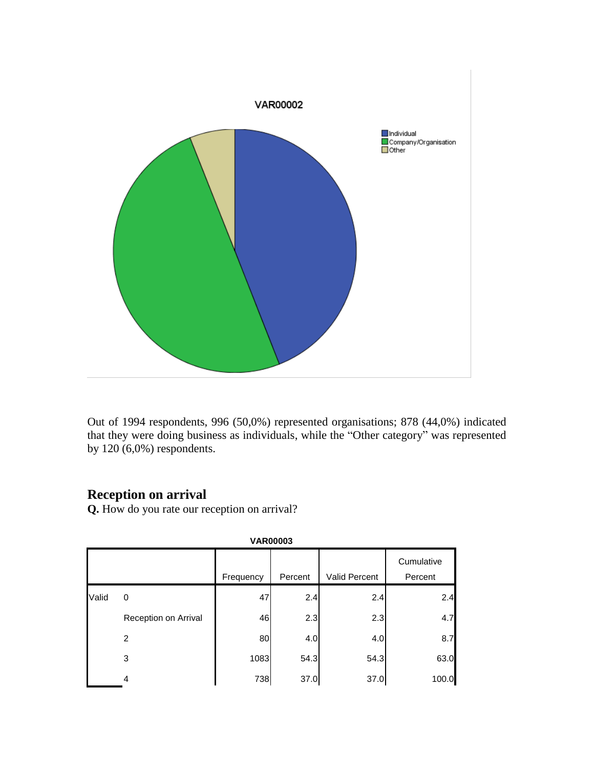Out of 1994 respondents, 996 (50,0%) represented organisations; 878 (44,0%) indicated that they were doing business as individuals, while the "Other category" was represented by 120 (6,0%) respondents.

## Reception on arrival

**Q.** How do you rate our reception on arrival?

**VAR00003**

| | | Frequency | Percent | Valid Percent | Cumulative Percent |
|---|---|---|---|---|---|
| Valid | 0 | 47 | 2.4 | 2.4 | 2.4 |
| | Reception on Arrival | 46 | 2.3 | 2.3 | 4.7 |
| | 2 | 80 | 4.0 | 4.0 | 8.7 |
| | 3 | 1083 | 54.3 | 54.3 | 63.0 |
| | 4 | 738 | 37.0 | 37.0 | 100.0 |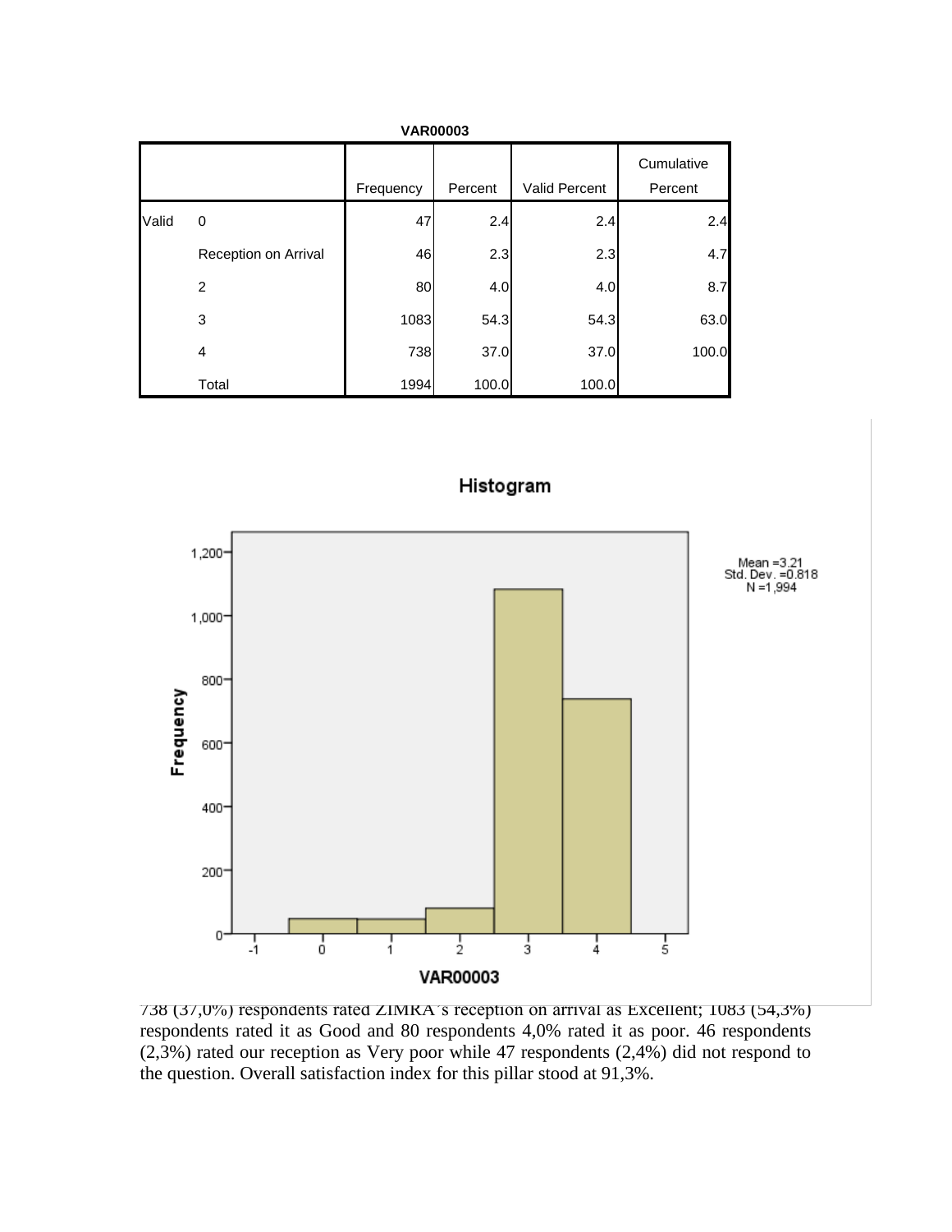**VAR00003**

| | | Frequency | Percent | Valid Percent | Cumulative Percent |
|---|---|---|---|---|---|
| Valid | 0 | 47 | 2.4 | 2.4 | 2.4 |
| | Reception on Arrival | 46 | 2.3 | 2.3 | 4.7 |
| | 2 | 80 | 4.0 | 4.0 | 8.7 |
| | 3 | 1083 | 54.3 | 54.3 | 63.0 |
| | 4 | 738 | 37.0 | 37.0 | 100.0 |
| | Total | 1994 | 100.0 | 100.0 | |

738 (37,0%) respondents rated ZIMRA´s reception on arrival as Excellent; 1083 (54,3%) respondents rated it as Good and 80 respondents 4,0% rated it as poor. 46 respondents (2,3%) rated our reception as Very poor while 47 respondents (2,4%) did not respond to the question. Overall satisfaction index for this pillar stood at 91,3%.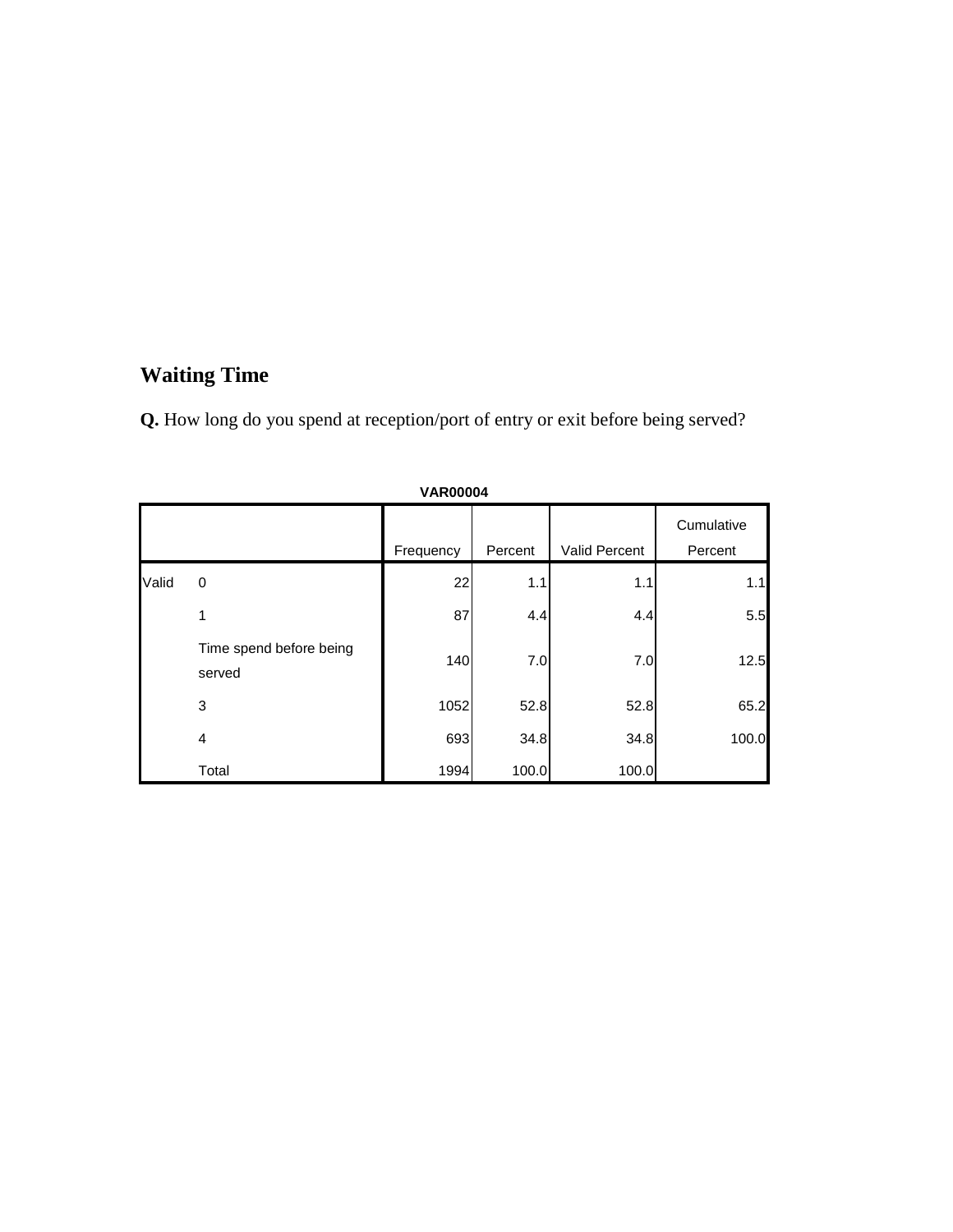## Waiting Time

**Q.** How long do you spend at reception/port of entry or exit before being served?

**VAR00004**

| | | Frequency | Percent | Valid Percent | Cumulative Percent |
|---|---|---|---|---|---|
| Valid | 0 | 22 | 1.1 | 1.1 | 1.1 |
| | 1 | 87 | 4.4 | 4.4 | 5.5 |
| | Time spend before being served | 140 | 7.0 | 7.0 | 12.5 |
| | 3 | 1052 | 52.8 | 52.8 | 65.2 |
| | 4 | 693 | 34.8 | 34.8 | 100.0 |
| | Total | 1994 | 100.0 | 100.0 | |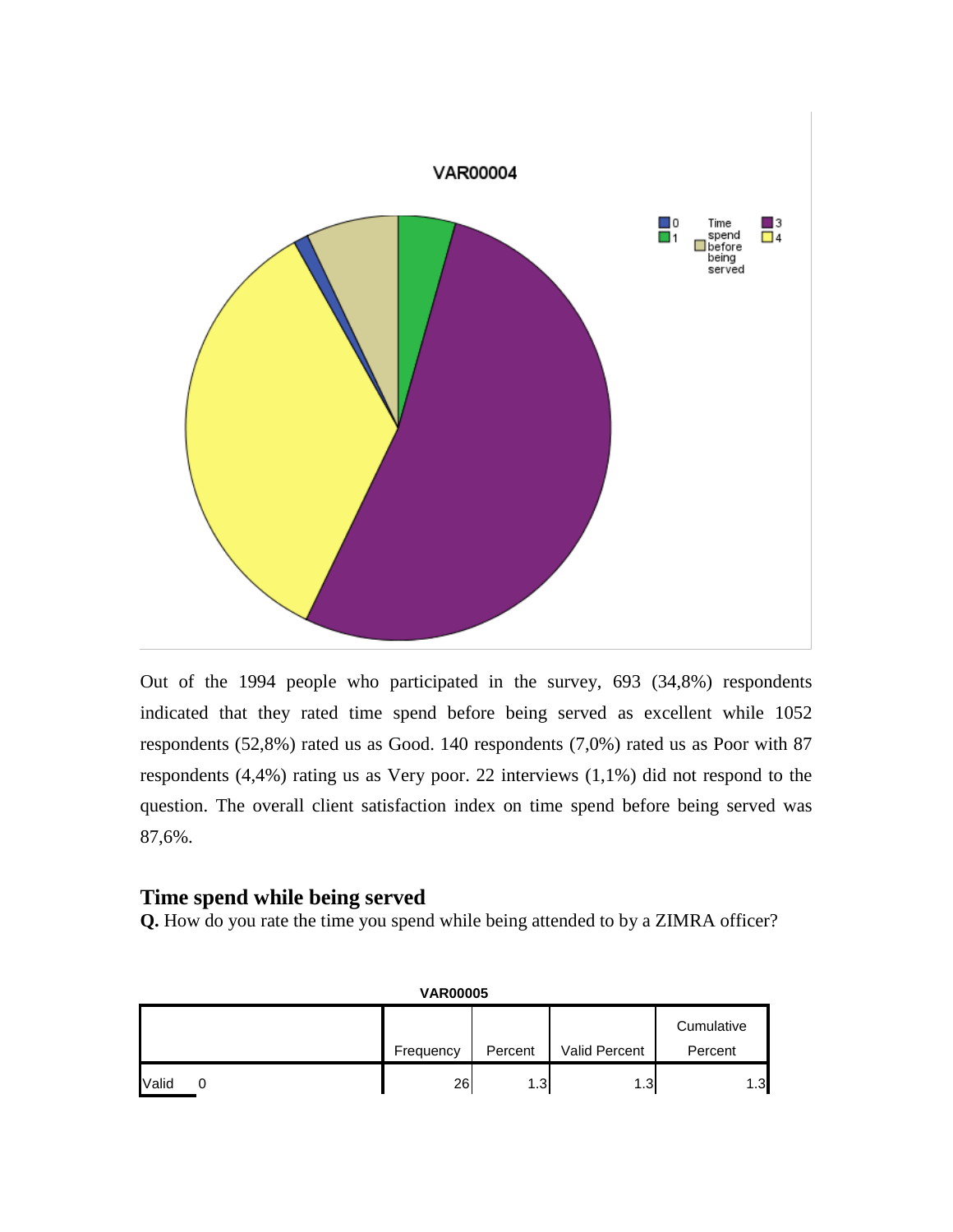**VAR00004**

Out of the 1994 people who participated in the survey, 693 (34,8%) respondents indicated that they rated time spend before being served as excellent while 1052 respondents (52,8%) rated us as Good. 140 respondents (7,0%) rated us as Poor with 87 respondents (4,4%) rating us as Very poor. 22 interviews (1,1%) did not respond to the question. The overall client satisfaction index on time spend before being served was 87,6%.

## Time spend while being served

**Q.** How do you rate the time you spend while being attended to by a ZIMRA officer?

**VAR00005**

| | | Frequency | Percent | Valid Percent | Cumulative Percent |
|---|---|---|---|---|---|
| Valid | 0 | 26 | 1.3 | 1.3 | 1.3 |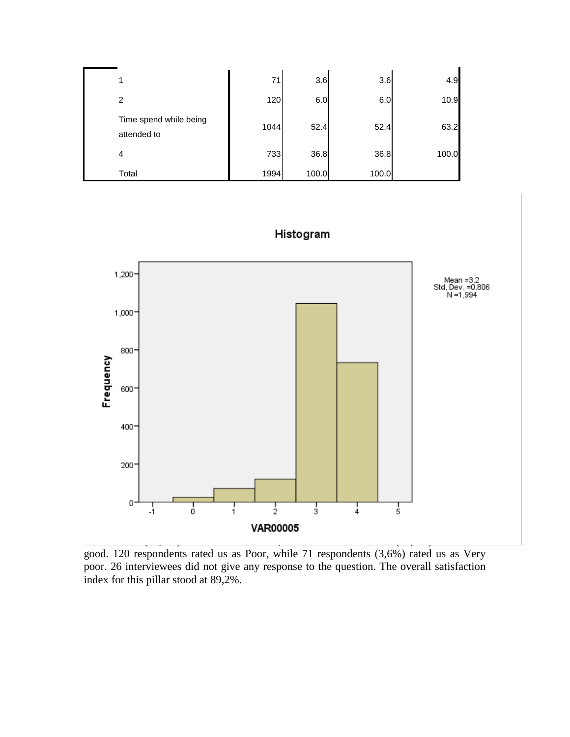| | | | | |
|---|---|---|---|---|
| 1 | 71 | 3.6 | 3.6 | 4.9 |
| 2 | 120 | 6.0 | 6.0 | 10.9 |
| Time spend while being attended to | 1044 | 52.4 | 52.4 | 63.2 |
| 4 | 733 | 36.8 | 36.8 | 100.0 |
| Total | 1994 | 100.0 | 100.0 | |

good. 120 respondents rated us as Poor, while 71 respondents (3,6%) rated us as Very poor. 26 interviewees did not give any response to the question. The overall satisfaction index for this pillar stood at 89,2%.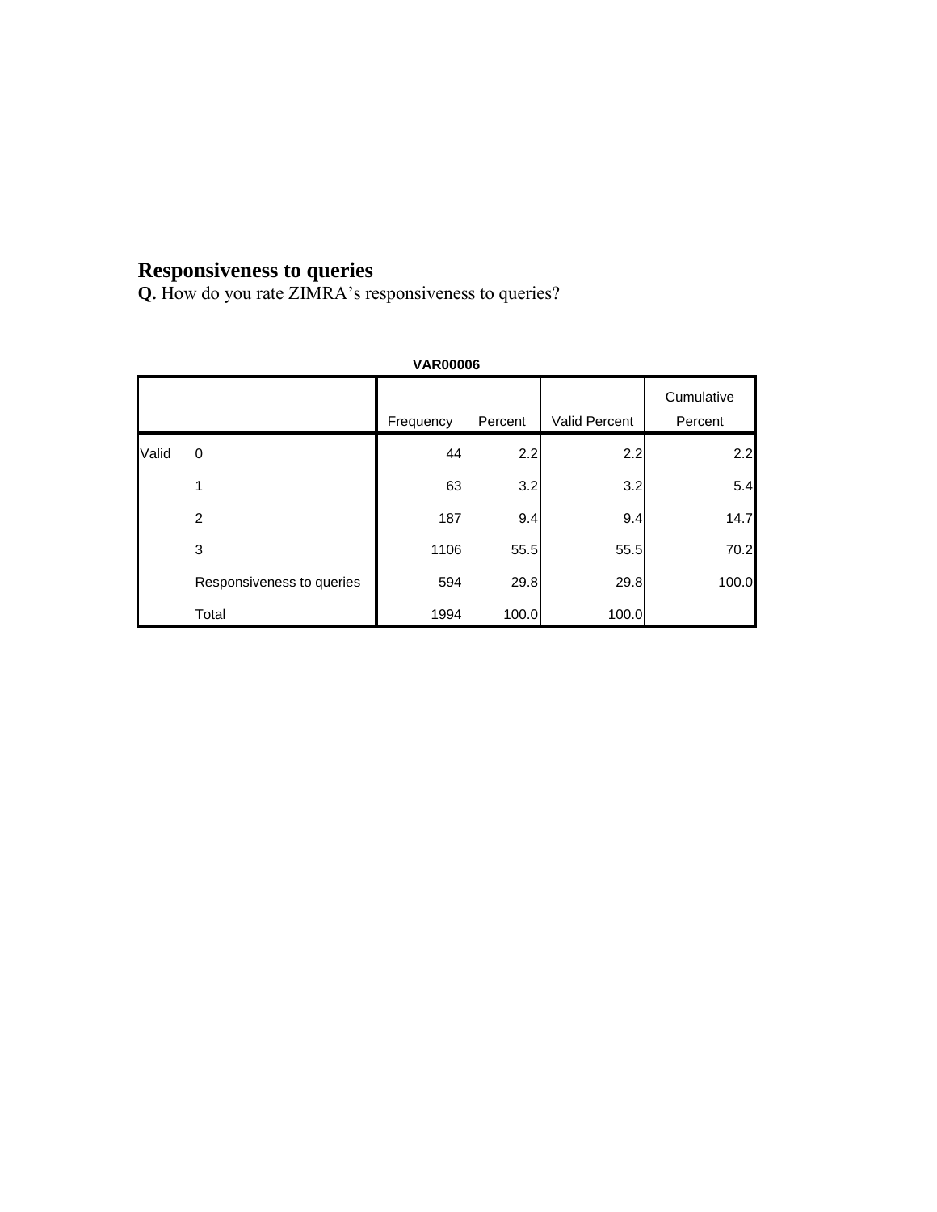## Responsiveness to queries

**Q.** How do you rate ZIMRA's responsiveness to queries?

**VAR00006**

| | | Frequency | Percent | Valid Percent | Cumulative Percent |
|---|---|---|---|---|---|
| Valid | 0 | 44 | 2.2 | 2.2 | 2.2 |
| | 1 | 63 | 3.2 | 3.2 | 5.4 |
| | 2 | 187 | 9.4 | 9.4 | 14.7 |
| | 3 | 1106 | 55.5 | 55.5 | 70.2 |
| | Responsiveness to queries | 594 | 29.8 | 29.8 | 100.0 |
| | Total | 1994 | 100.0 | 100.0 | |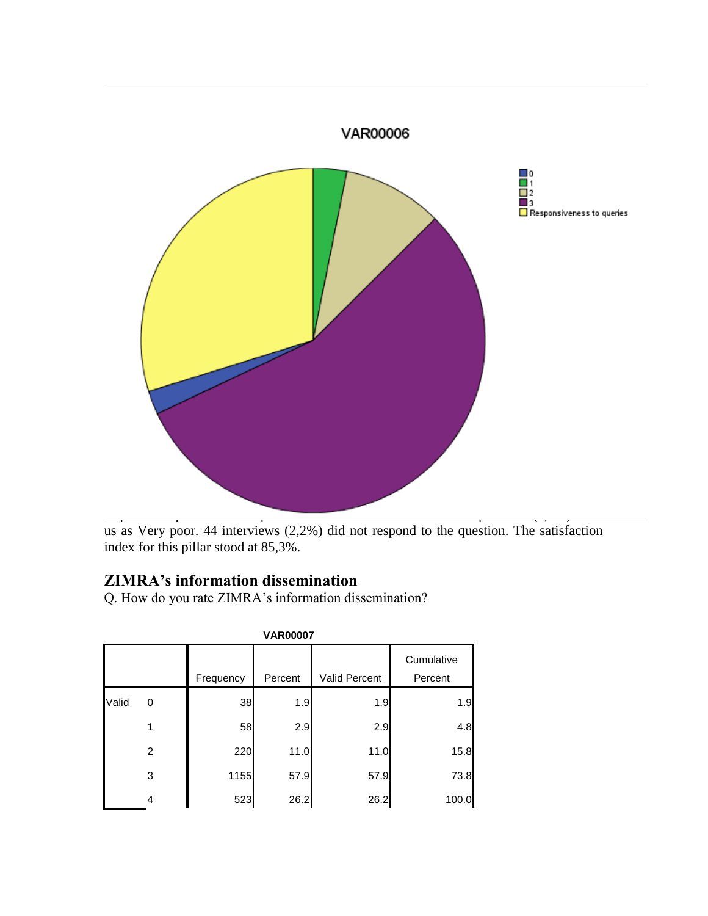VAR00006

us as Very poor. 44 interviews (2,2%) did not respond to the question. The satisfaction index for this pillar stood at 85,3%.

## ZIMRA's information dissemination

Q. How do you rate ZIMRA's information dissemination?

**VAR00007**

| | | Frequency | Percent | Valid Percent | Cumulative Percent |
|---|---|---|---|---|---|
| Valid | 0 | 38 | 1.9 | 1.9 | 1.9 |
| | 1 | 58 | 2.9 | 2.9 | 4.8 |
| | 2 | 220 | 11.0 | 11.0 | 15.8 |
| | 3 | 1155 | 57.9 | 57.9 | 73.8 |
| | 4 | 523 | 26.2 | 26.2 | 100.0 |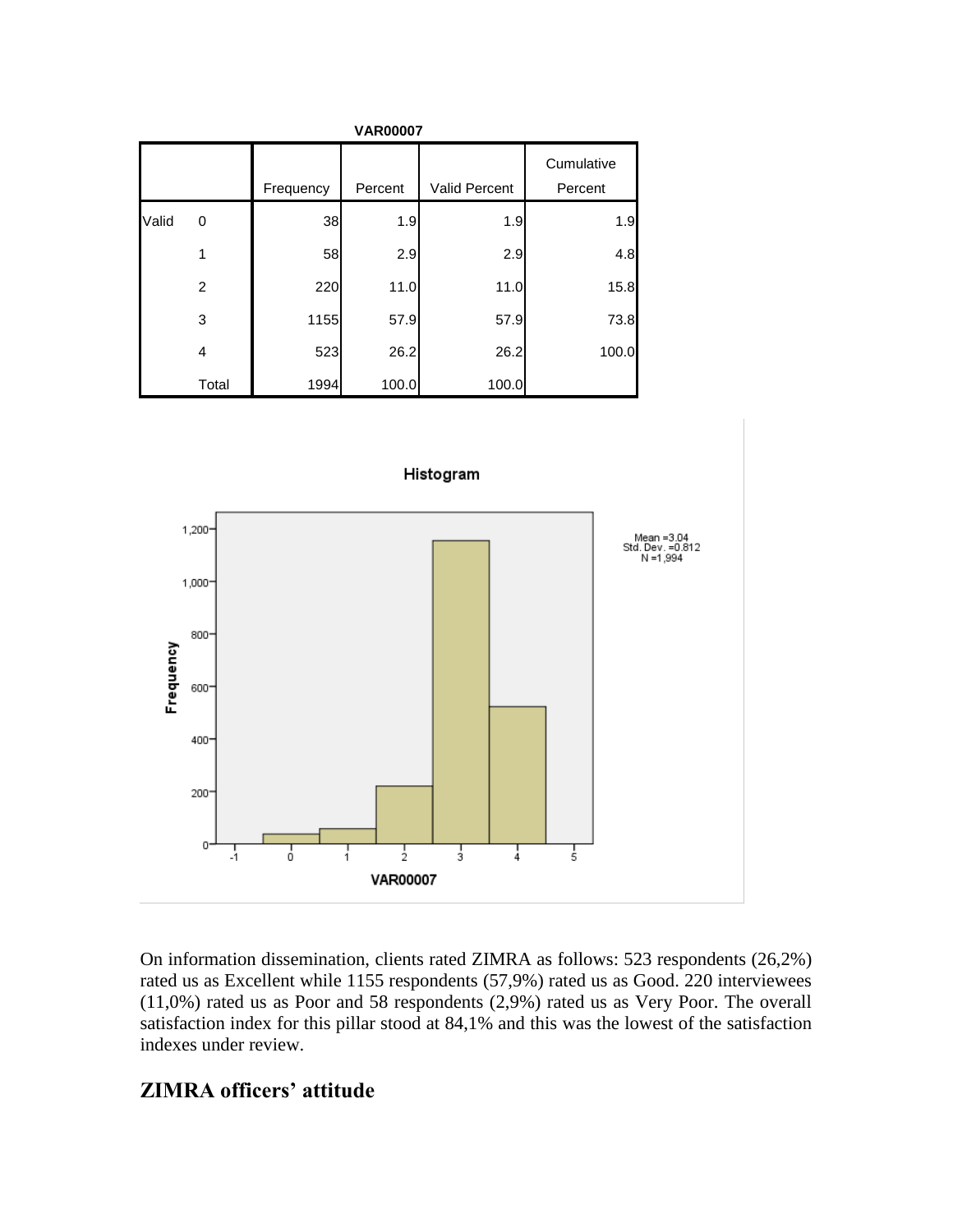**VAR00007**

| | | Frequency | Percent | Valid Percent | Cumulative Percent |
|---|---|---|---|---|---|
| Valid | 0 | 38 | 1.9 | 1.9 | 1.9 |
| | 1 | 58 | 2.9 | 2.9 | 4.8 |
| | 2 | 220 | 11.0 | 11.0 | 15.8 |
| | 3 | 1155 | 57.9 | 57.9 | 73.8 |
| | 4 | 523 | 26.2 | 26.2 | 100.0 |
| | Total | 1994 | 100.0 | 100.0 | |

Histogram

Mean =3.04
Std. Dev. =0.812
N =1,994

On information dissemination, clients rated ZIMRA as follows: 523 respondents (26,2%) rated us as Excellent while 1155 respondents (57,9%) rated us as Good. 220 interviewees (11,0%) rated us as Poor and 58 respondents (2,9%) rated us as Very Poor. The overall satisfaction index for this pillar stood at 84,1% and this was the lowest of the satisfaction indexes under review.

## ZIMRA officers' attitude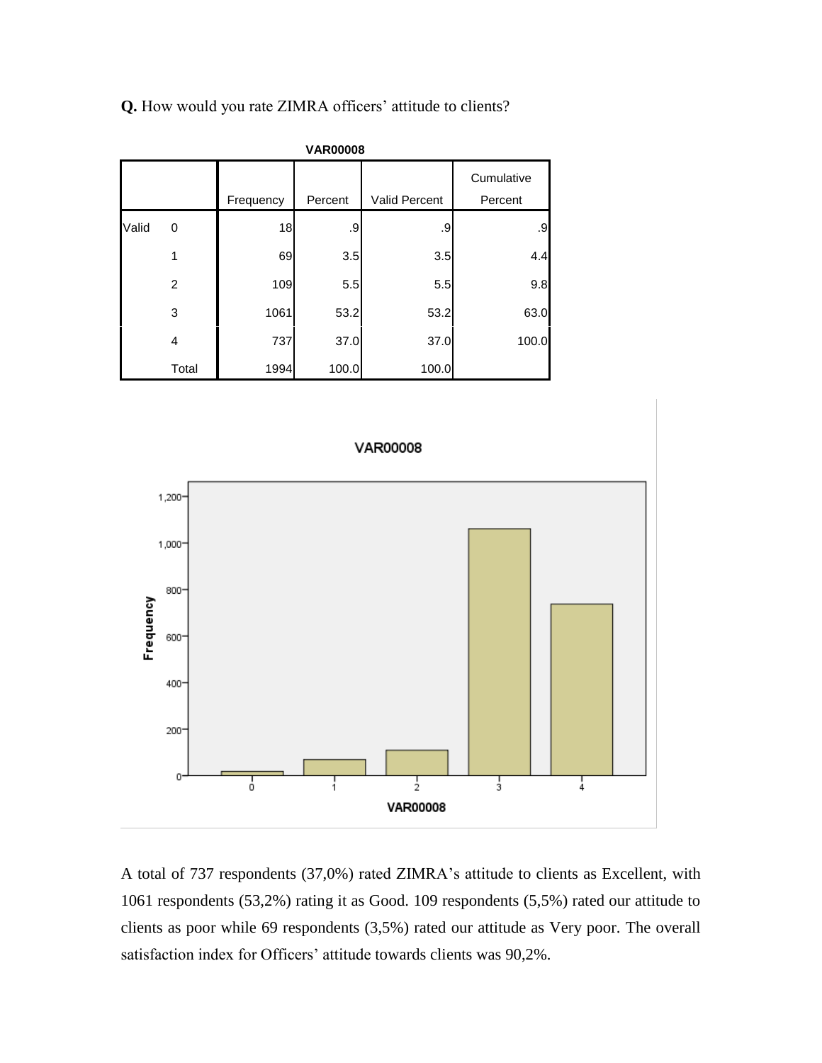**Q.** How would you rate ZIMRA officers' attitude to clients?

**VAR00008**

| | | Frequency | Percent | Valid Percent | Cumulative Percent |
|---|---|---|---|---|---|
| Valid | 0 | 18 | .9 | .9 | .9 |
| | 1 | 69 | 3.5 | 3.5 | 4.4 |
| | 2 | 109 | 5.5 | 5.5 | 9.8 |
| | 3 | 1061 | 53.2 | 53.2 | 63.0 |
| | 4 | 737 | 37.0 | 37.0 | 100.0 |
| | Total | 1994 | 100.0 | 100.0 | |

A total of 737 respondents (37,0%) rated ZIMRA's attitude to clients as Excellent, with 1061 respondents (53,2%) rating it as Good. 109 respondents (5,5%) rated our attitude to clients as poor while 69 respondents (3,5%) rated our attitude as Very poor. The overall satisfaction index for Officers' attitude towards clients was 90,2%.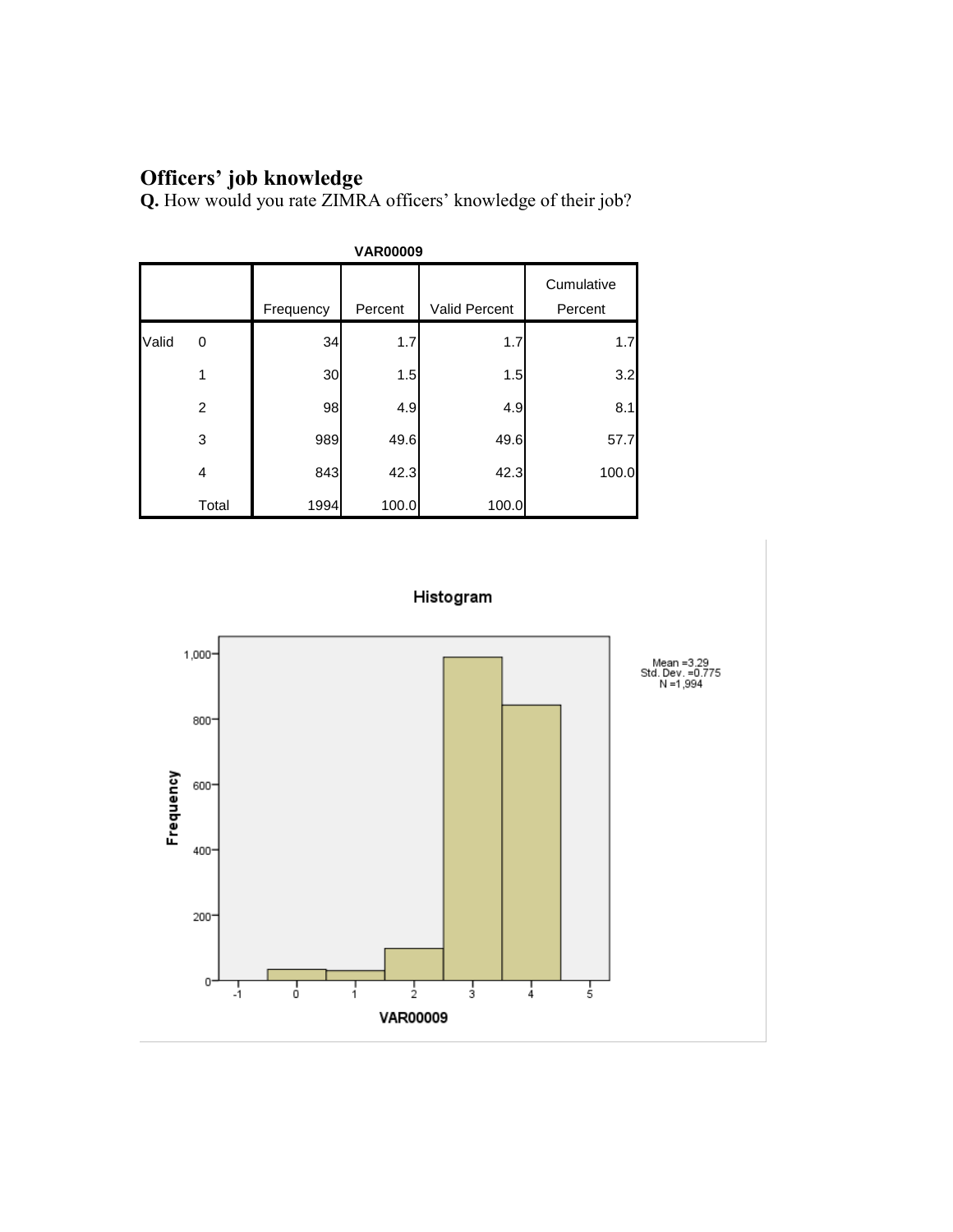## Officers' job knowledge

**Q.** How would you rate ZIMRA officers' knowledge of their job?

**VAR00009**

| | | Frequency | Percent | Valid Percent | Cumulative Percent |
|---|---|---|---|---|---|
| Valid | 0 | 34 | 1.7 | 1.7 | 1.7 |
| | 1 | 30 | 1.5 | 1.5 | 3.2 |
| | 2 | 98 | 4.9 | 4.9 | 8.1 |
| | 3 | 989 | 49.6 | 49.6 | 57.7 |
| | 4 | 843 | 42.3 | 42.3 | 100.0 |
| | Total | 1994 | 100.0 | 100.0 | |

Histogram

Mean =3.29
Std. Dev. =0.775
N =1,994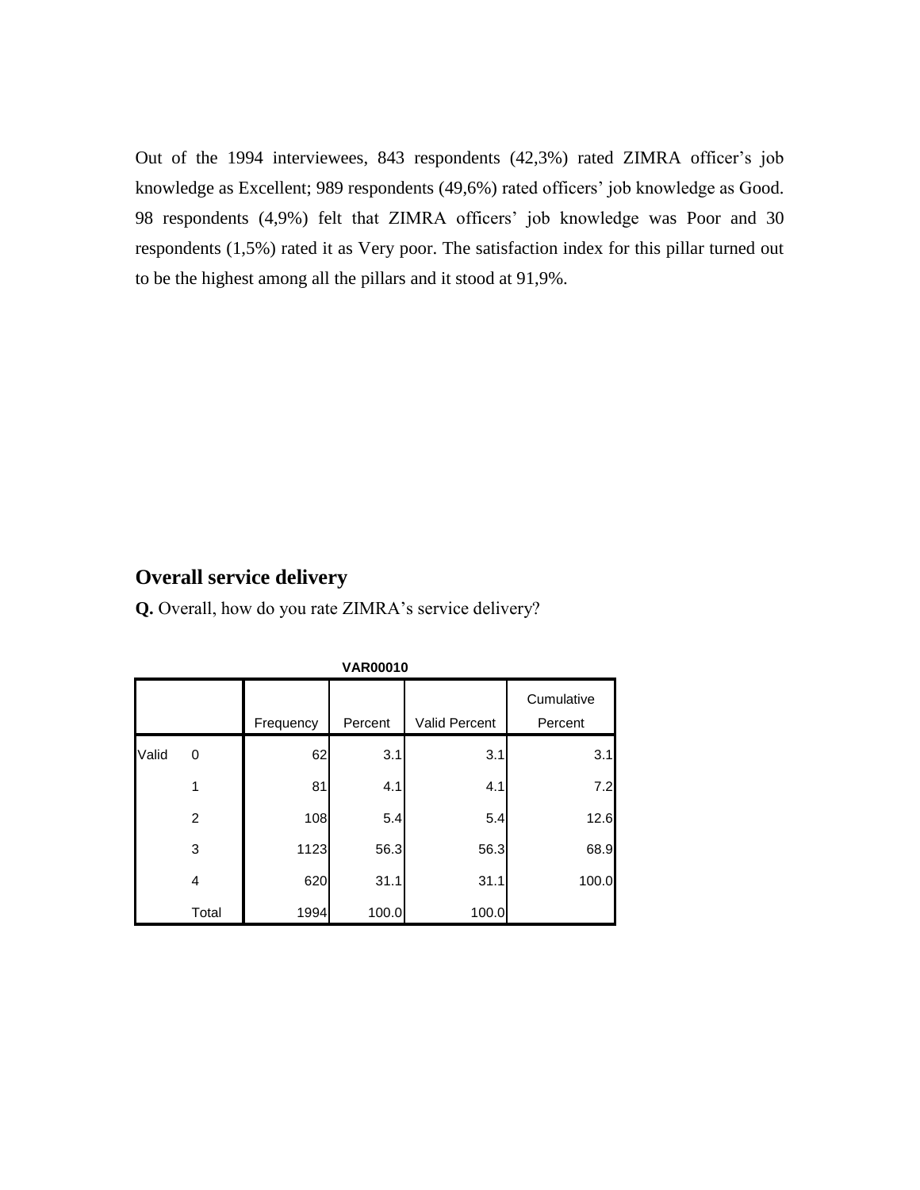Out of the 1994 interviewees, 843 respondents (42,3%) rated ZIMRA officer's job knowledge as Excellent; 989 respondents (49,6%) rated officers' job knowledge as Good. 98 respondents (4,9%) felt that ZIMRA officers' job knowledge was Poor and 30 respondents (1,5%) rated it as Very poor. The satisfaction index for this pillar turned out to be the highest among all the pillars and it stood at 91,9%.

## Overall service delivery

**Q.** Overall, how do you rate ZIMRA's service delivery?

**VAR00010**

| | | Frequency | Percent | Valid Percent | Cumulative Percent |
|---|---|---|---|---|---|
| Valid | 0 | 62 | 3.1 | 3.1 | 3.1 |
| | 1 | 81 | 4.1 | 4.1 | 7.2 |
| | 2 | 108 | 5.4 | 5.4 | 12.6 |
| | 3 | 1123 | 56.3 | 56.3 | 68.9 |
| | 4 | 620 | 31.1 | 31.1 | 100.0 |
| | Total | 1994 | 100.0 | 100.0 | |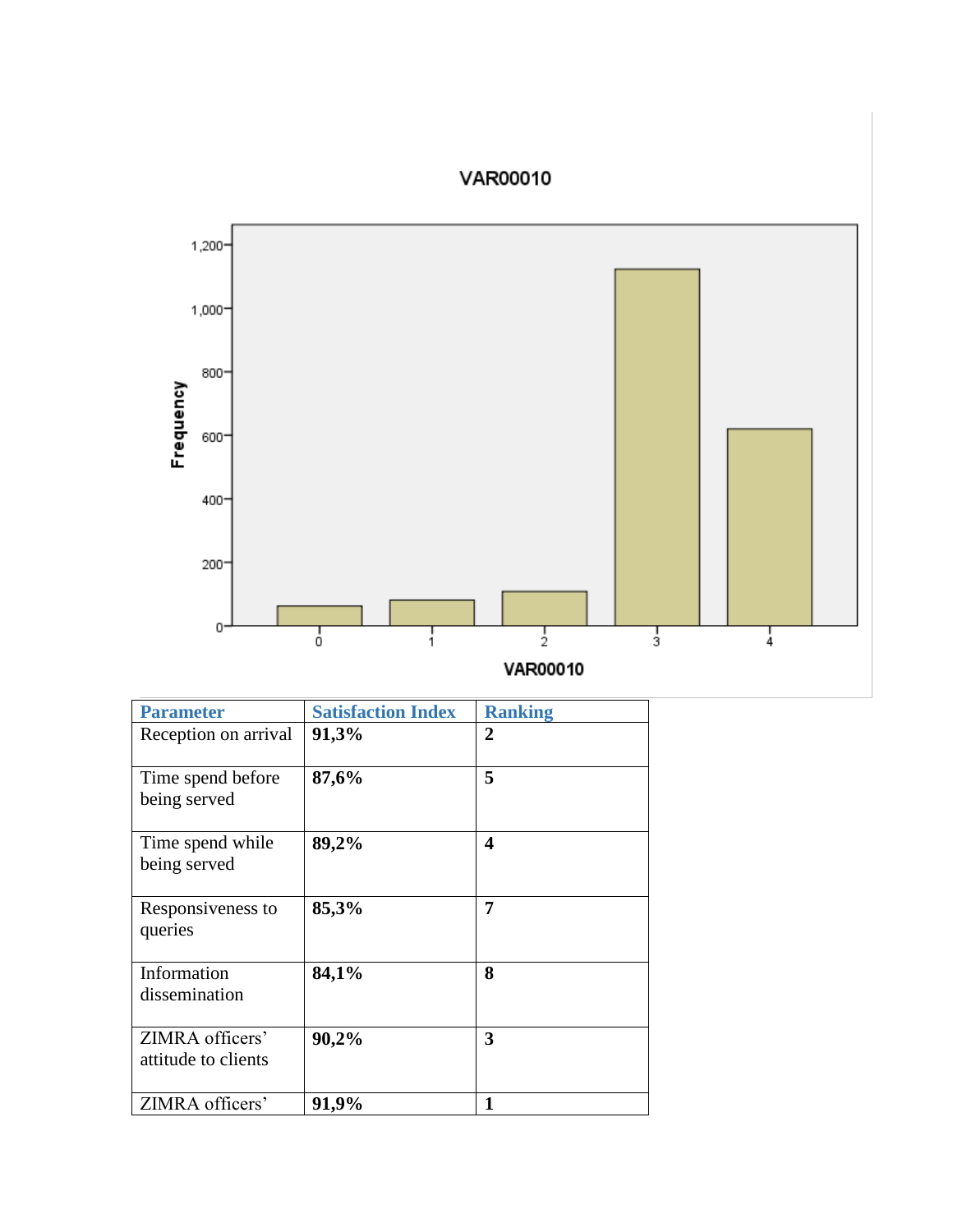VAR00010

| Parameter | Satisfaction Index | Ranking |
|---|---|---|
| Reception on arrival | **91,3%** | **2** |
| Time spend before being served | **87,6%** | **5** |
| Time spend while being served | **89,2%** | **4** |
| Responsiveness to queries | **85,3%** | **7** |
| Information dissemination | **84,1%** | **8** |
| ZIMRA officers' attitude to clients | **90,2%** | **3** |
| ZIMRA officers' | **91,9%** | **1** |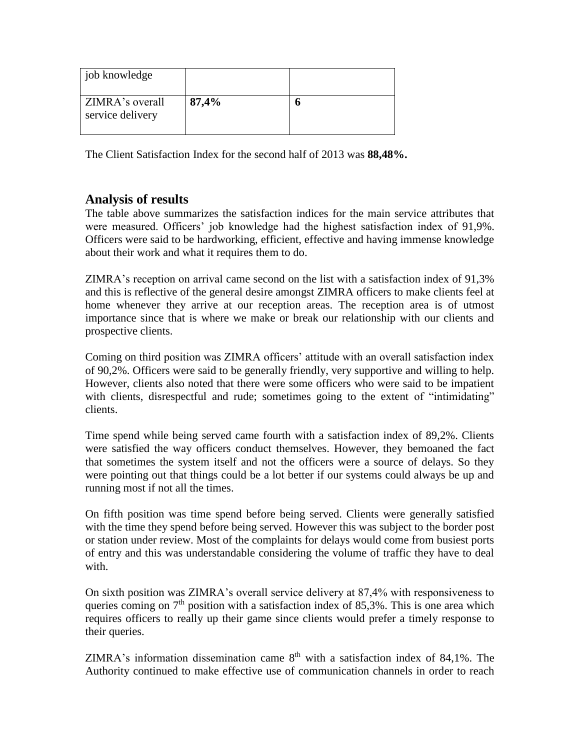| job knowledge | | |
|---|---|---|
| ZIMRA's overall service delivery | **87,4%** | **6** |

The Client Satisfaction Index for the second half of 2013 was **88,48%.**

## Analysis of results

The table above summarizes the satisfaction indices for the main service attributes that were measured. Officers' job knowledge had the highest satisfaction index of 91,9%. Officers were said to be hardworking, efficient, effective and having immense knowledge about their work and what it requires them to do.

ZIMRA's reception on arrival came second on the list with a satisfaction index of 91,3% and this is reflective of the general desire amongst ZIMRA officers to make clients feel at home whenever they arrive at our reception areas. The reception area is of utmost importance since that is where we make or break our relationship with our clients and prospective clients.

Coming on third position was ZIMRA officers' attitude with an overall satisfaction index of 90,2%. Officers were said to be generally friendly, very supportive and willing to help. However, clients also noted that there were some officers who were said to be impatient with clients, disrespectful and rude; sometimes going to the extent of "intimidating" clients.

Time spend while being served came fourth with a satisfaction index of 89,2%. Clients were satisfied the way officers conduct themselves. However, they bemoaned the fact that sometimes the system itself and not the officers were a source of delays. So they were pointing out that things could be a lot better if our systems could always be up and running most if not all the times.

On fifth position was time spend before being served. Clients were generally satisfied with the time they spend before being served. However this was subject to the border post or station under review. Most of the complaints for delays would come from busiest ports of entry and this was understandable considering the volume of traffic they have to deal with.

On sixth position was ZIMRA's overall service delivery at 87,4% with responsiveness to queries coming on 7th position with a satisfaction index of 85,3%. This is one area which requires officers to really up their game since clients would prefer a timely response to their queries.

ZIMRA's information dissemination came 8th with a satisfaction index of 84,1%. The Authority continued to make effective use of communication channels in order to reach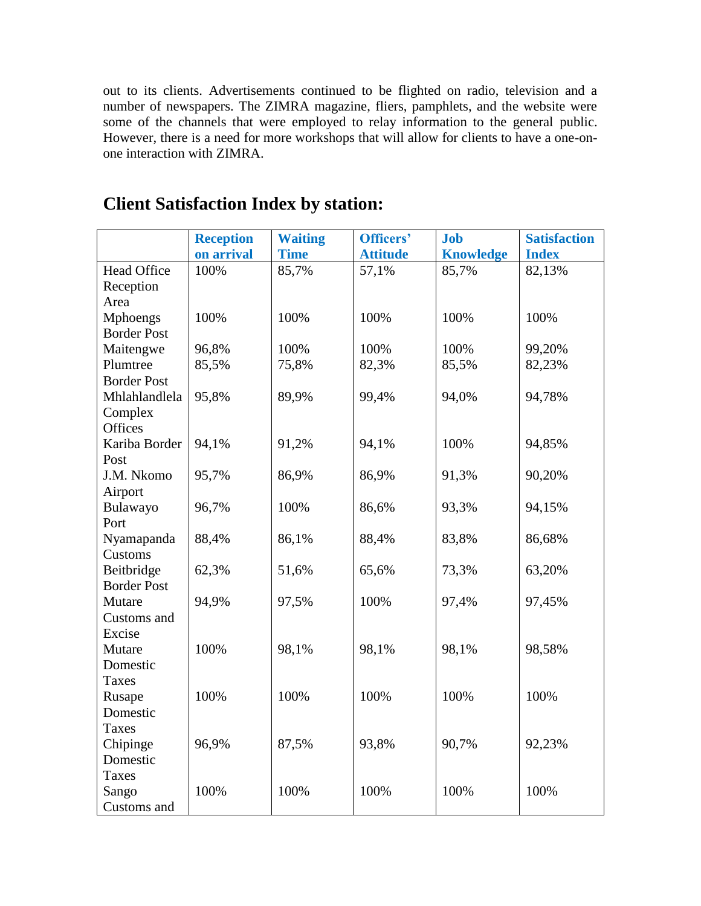out to its clients. Advertisements continued to be flighted on radio, television and a number of newspapers. The ZIMRA magazine, fliers, pamphlets, and the website were some of the channels that were employed to relay information to the general public. However, there is a need for more workshops that will allow for clients to have a one-on-one interaction with ZIMRA.

## Client Satisfaction Index by station:

| | Reception on arrival | Waiting Time | Officers' Attitude | Job Knowledge | Satisfaction Index |
|---|---|---|---|---|---|
| Head Office Reception Area | 100% | 85,7% | 57,1% | 85,7% | 82,13% |
| Mphoengs Border Post | 100% | 100% | 100% | 100% | 100% |
| Maitengwe | 96,8% | 100% | 100% | 100% | 99,20% |
| Plumtree Border Post | 85,5% | 75,8% | 82,3% | 85,5% | 82,23% |
| Mhlahlandlela Complex Offices | 95,8% | 89,9% | 99,4% | 94,0% | 94,78% |
| Kariba Border Post | 94,1% | 91,2% | 94,1% | 100% | 94,85% |
| J.M. Nkomo Airport | 95,7% | 86,9% | 86,9% | 91,3% | 90,20% |
| Bulawayo Port | 96,7% | 100% | 86,6% | 93,3% | 94,15% |
| Nyamapanda Customs | 88,4% | 86,1% | 88,4% | 83,8% | 86,68% |
| Beitbridge Border Post | 62,3% | 51,6% | 65,6% | 73,3% | 63,20% |
| Mutare Customs and Excise | 94,9% | 97,5% | 100% | 97,4% | 97,45% |
| Mutare Domestic Taxes | 100% | 98,1% | 98,1% | 98,1% | 98,58% |
| Rusape Domestic Taxes | 100% | 100% | 100% | 100% | 100% |
| Chipinge Domestic Taxes | 96,9% | 87,5% | 93,8% | 90,7% | 92,23% |
| Sango Customs and | 100% | 100% | 100% | 100% | 100% |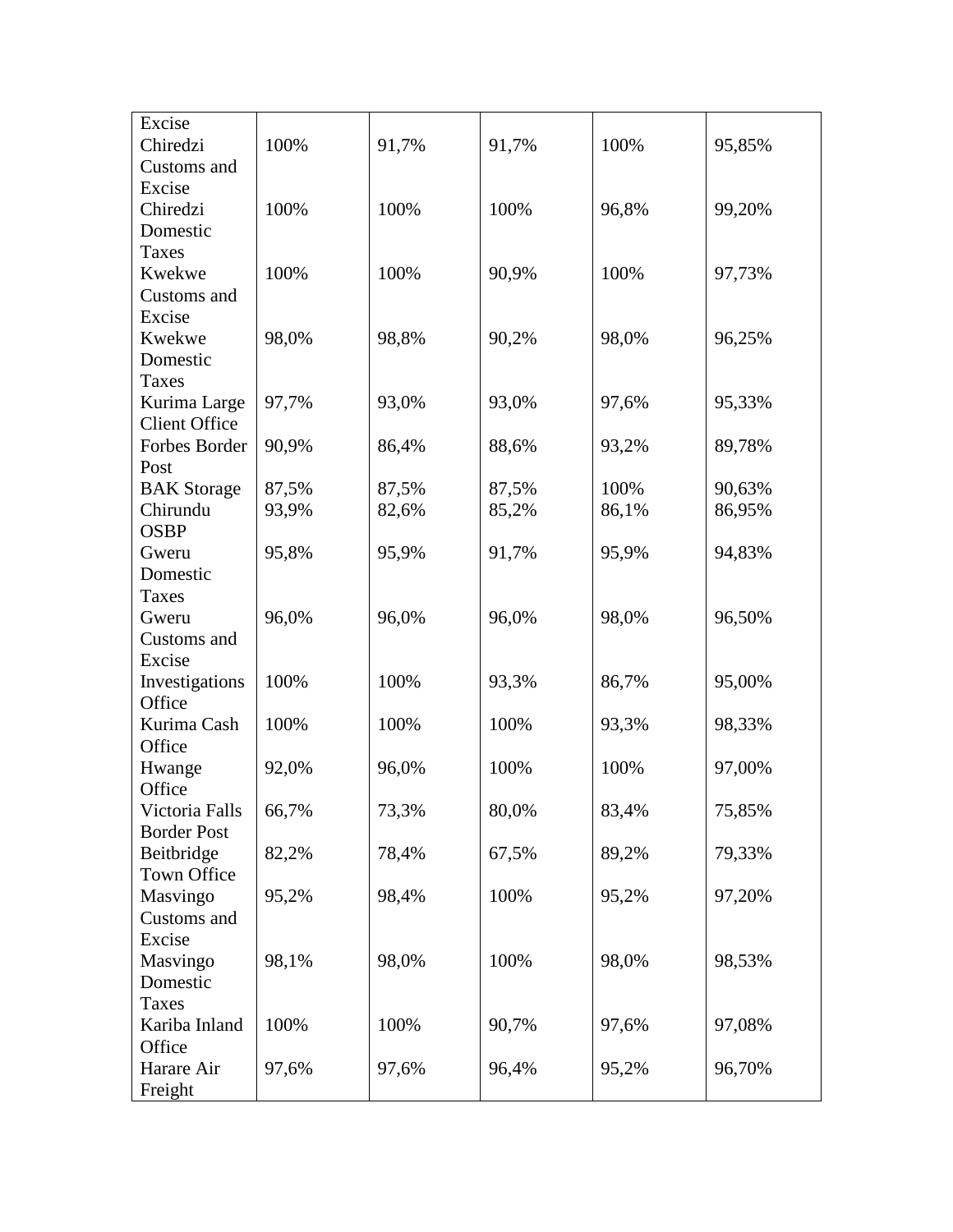| Excise | | | | | |
|---|---|---|---|---|---|
| Chiredzi Customs and Excise | 100% | 91,7% | 91,7% | 100% | 95,85% |
| Chiredzi Domestic Taxes | 100% | 100% | 100% | 96,8% | 99,20% |
| Kwekwe Customs and Excise | 100% | 100% | 90,9% | 100% | 97,73% |
| Kwekwe Domestic Taxes | 98,0% | 98,8% | 90,2% | 98,0% | 96,25% |
| Kurima Large Client Office | 97,7% | 93,0% | 93,0% | 97,6% | 95,33% |
| Forbes Border Post | 90,9% | 86,4% | 88,6% | 93,2% | 89,78% |
| BAK Storage | 87,5% | 87,5% | 87,5% | 100% | 90,63% |
| Chirundu OSBP | 93,9% | 82,6% | 85,2% | 86,1% | 86,95% |
| Gweru Domestic Taxes | 95,8% | 95,9% | 91,7% | 95,9% | 94,83% |
| Gweru Customs and Excise | 96,0% | 96,0% | 96,0% | 98,0% | 96,50% |
| Investigations Office | 100% | 100% | 93,3% | 86,7% | 95,00% |
| Kurima Cash Office | 100% | 100% | 100% | 93,3% | 98,33% |
| Hwange Office | 92,0% | 96,0% | 100% | 100% | 97,00% |
| Victoria Falls Border Post | 66,7% | 73,3% | 80,0% | 83,4% | 75,85% |
| Beitbridge Town Office | 82,2% | 78,4% | 67,5% | 89,2% | 79,33% |
| Masvingo Customs and Excise | 95,2% | 98,4% | 100% | 95,2% | 97,20% |
| Masvingo Domestic Taxes | 98,1% | 98,0% | 100% | 98,0% | 98,53% |
| Kariba Inland Office | 100% | 100% | 90,7% | 97,6% | 97,08% |
| Harare Air Freight | 97,6% | 97,6% | 96,4% | 95,2% | 96,70% |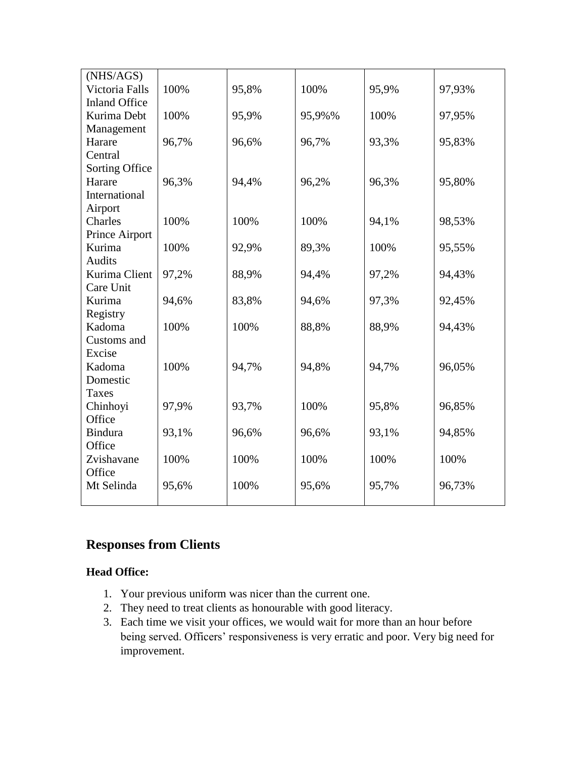| | | | | | |
|---|---|---|---|---|---|
| (NHS/AGS) | | | | | |
| Victoria Falls Inland Office | 100% | 95,8% | 100% | 95,9% | 97,93% |
| Kurima Debt Management | 100% | 95,9% | 95,9%% | 100% | 97,95% |
| Harare Central Sorting Office | 96,7% | 96,6% | 96,7% | 93,3% | 95,83% |
| Harare International Airport | 96,3% | 94,4% | 96,2% | 96,3% | 95,80% |
| Charles Prince Airport | 100% | 100% | 100% | 94,1% | 98,53% |
| Kurima Audits | 100% | 92,9% | 89,3% | 100% | 95,55% |
| Kurima Client Care Unit | 97,2% | 88,9% | 94,4% | 97,2% | 94,43% |
| Kurima Registry | 94,6% | 83,8% | 94,6% | 97,3% | 92,45% |
| Kadoma Customs and Excise | 100% | 100% | 88,8% | 88,9% | 94,43% |
| Kadoma Domestic Taxes | 100% | 94,7% | 94,8% | 94,7% | 96,05% |
| Chinhoyi Office | 97,9% | 93,7% | 100% | 95,8% | 96,85% |
| Bindura Office | 93,1% | 96,6% | 96,6% | 93,1% | 94,85% |
| Zvishavane Office | 100% | 100% | 100% | 100% | 100% |
| Mt Selinda | 95,6% | 100% | 95,6% | 95,7% | 96,73% |

## Responses from Clients

**Head Office:**

1. Your previous uniform was nicer than the current one.
2. They need to treat clients as honourable with good literacy.
3. Each time we visit your offices, we would wait for more than an hour before being served. Officers' responsiveness is very erratic and poor. Very big need for improvement.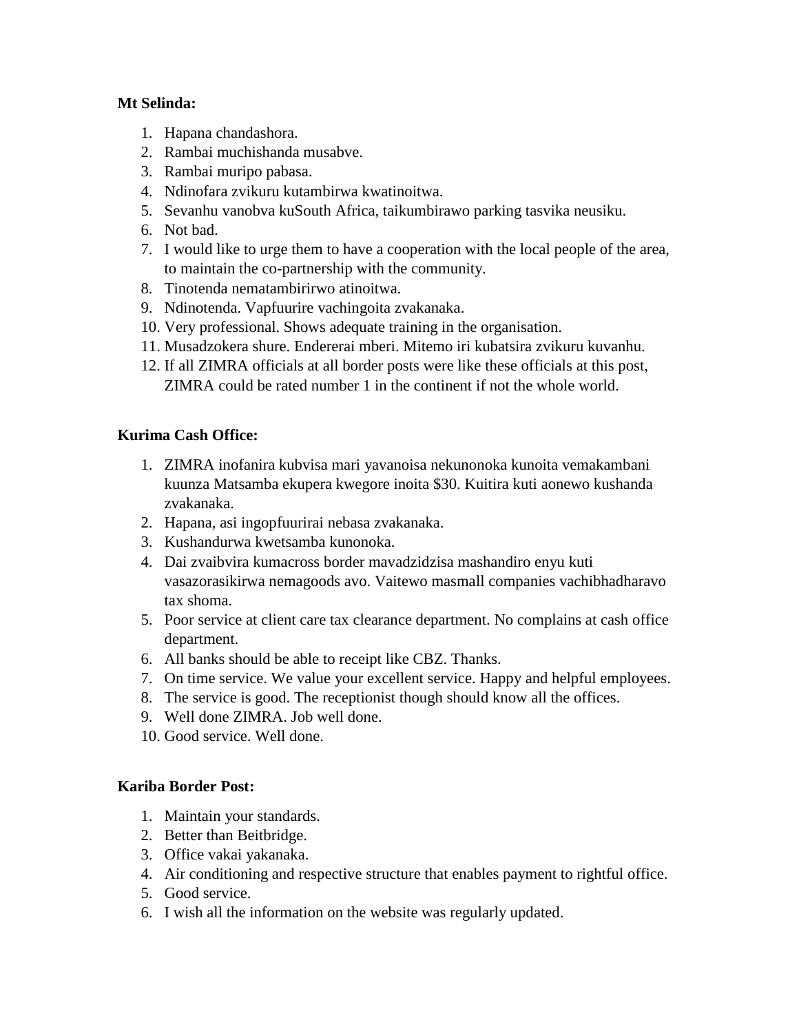**Mt Selinda:**

1. Hapana chandashora.
2. Rambai muchishanda musabve.
3. Rambai muripo pabasa.
4. Ndinofara zvikuru kutambirwa kwatinoitwa.
5. Sevanhu vanobva kuSouth Africa, taikumbirawo parking tasvika neusiku.
6. Not bad.
7. I would like to urge them to have a cooperation with the local people of the area, to maintain the co-partnership with the community.
8. Tinotenda nematambirirwo atinoitwa.
9. Ndinotenda. Vapfuurire vachingoita zvakanaka.
10. Very professional. Shows adequate training in the organisation.
11. Musadzokera shure. Endererai mberi. Mitemo iri kubatsira zvikuru kuvanhu.
12. If all ZIMRA officials at all border posts were like these officials at this post, ZIMRA could be rated number 1 in the continent if not the whole world.

**Kurima Cash Office:**

1. ZIMRA inofanira kubvisa mari yavanoisa nekunonoka kunoita vemakambani kuunza Matsamba ekupera kwegore inoita $30. Kuitira kuti aonewo kushanda zvakanaka.
2. Hapana, asi ingopfuurirai nebasa zvakanaka.
3. Kushandurwa kwetsamba kunonoka.
4. Dai zvaibvira kumacross border mavadzidzisa mashandiro enyu kuti vasazorasikirwa nemagoods avo. Vaitewo masmall companies vachibhadharavo tax shoma.
5. Poor service at client care tax clearance department. No complains at cash office department.
6. All banks should be able to receipt like CBZ. Thanks.
7. On time service. We value your excellent service. Happy and helpful employees.
8. The service is good. The receptionist though should know all the offices.
9. Well done ZIMRA. Job well done.
10. Good service. Well done.

**Kariba Border Post:**

1. Maintain your standards.
2. Better than Beitbridge.
3. Office vakai yakanaka.
4. Air conditioning and respective structure that enables payment to rightful office.
5. Good service.
6. I wish all the information on the website was regularly updated.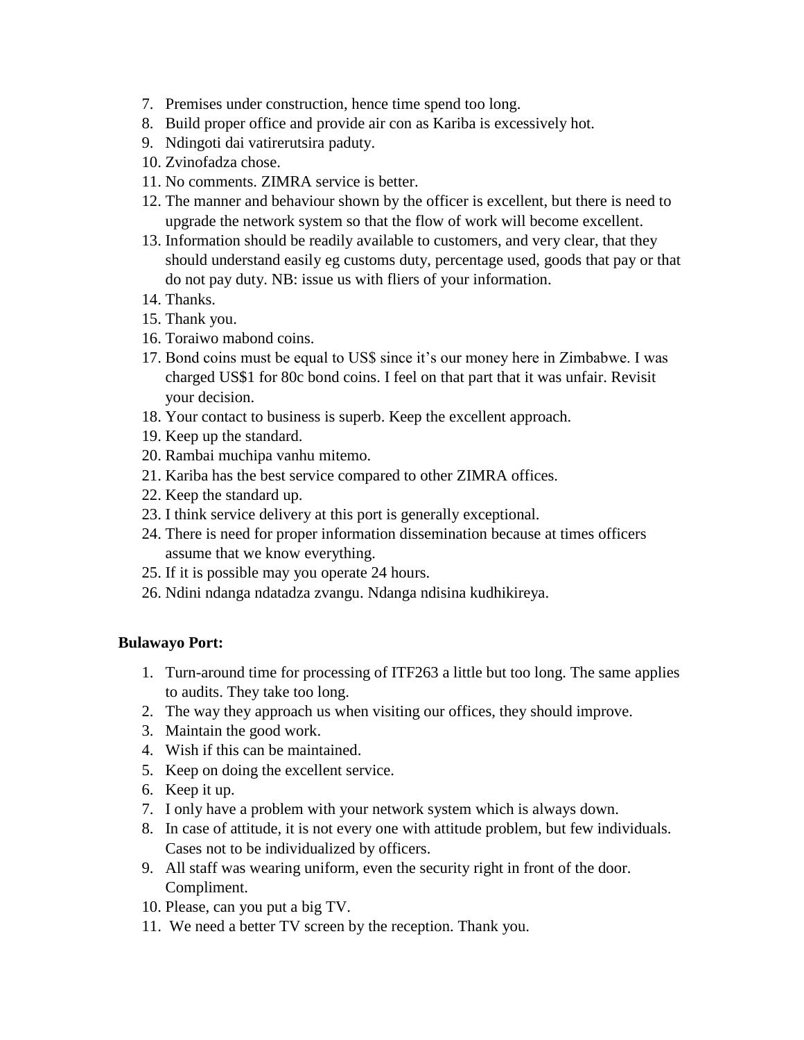7. Premises under construction, hence time spend too long.
8. Build proper office and provide air con as Kariba is excessively hot.
9. Ndingoti dai vatirerutsira paduty.
10. Zvinofadza chose.
11. No comments. ZIMRA service is better.
12. The manner and behaviour shown by the officer is excellent, but there is need to upgrade the network system so that the flow of work will become excellent.
13. Information should be readily available to customers, and very clear, that they should understand easily eg customs duty, percentage used, goods that pay or that do not pay duty. NB: issue us with fliers of your information.
14. Thanks.
15. Thank you.
16. Toraiwo mabond coins.
17. Bond coins must be equal to US$ since it's our money here in Zimbabwe. I was charged US$1 for 80c bond coins. I feel on that part that it was unfair. Revisit your decision.
18. Your contact to business is superb. Keep the excellent approach.
19. Keep up the standard.
20. Rambai muchipa vanhu mitemo.
21. Kariba has the best service compared to other ZIMRA offices.
22. Keep the standard up.
23. I think service delivery at this port is generally exceptional.
24. There is need for proper information dissemination because at times officers assume that we know everything.
25. If it is possible may you operate 24 hours.
26. Ndini ndanga ndatadza zvangu. Ndanga ndisina kudhikireya.

**Bulawayo Port:**

1. Turn-around time for processing of ITF263 a little but too long. The same applies to audits. They take too long.
2. The way they approach us when visiting our offices, they should improve.
3. Maintain the good work.
4. Wish if this can be maintained.
5. Keep on doing the excellent service.
6. Keep it up.
7. I only have a problem with your network system which is always down.
8. In case of attitude, it is not every one with attitude problem, but few individuals. Cases not to be individualized by officers.
9. All staff was wearing uniform, even the security right in front of the door. Compliment.
10. Please, can you put a big TV.
11. We need a better TV screen by the reception. Thank you.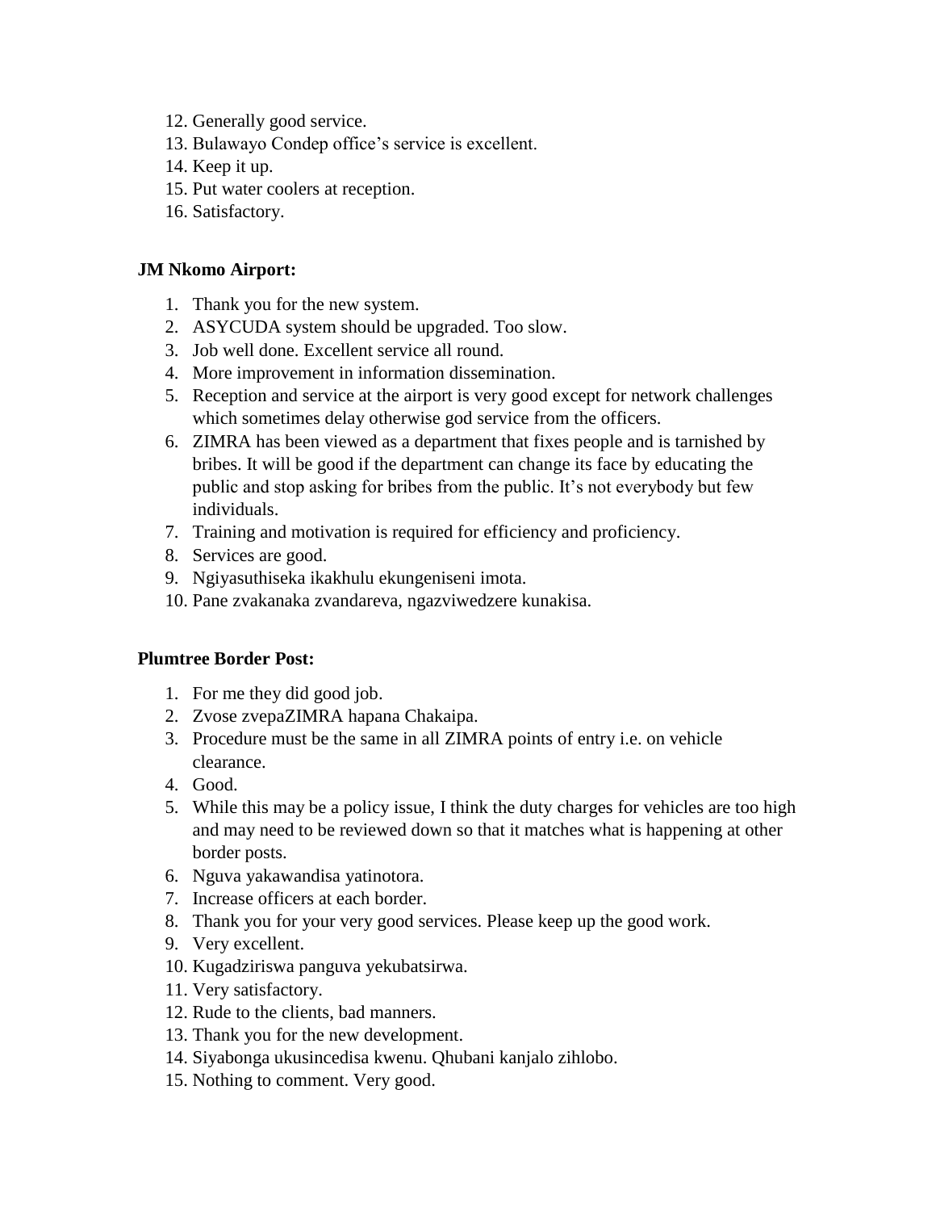12. Generally good service.
13. Bulawayo Condep office's service is excellent.
14. Keep it up.
15. Put water coolers at reception.
16. Satisfactory.

**JM Nkomo Airport:**

1. Thank you for the new system.
2. ASYCUDA system should be upgraded. Too slow.
3. Job well done. Excellent service all round.
4. More improvement in information dissemination.
5. Reception and service at the airport is very good except for network challenges which sometimes delay otherwise god service from the officers.
6. ZIMRA has been viewed as a department that fixes people and is tarnished by bribes. It will be good if the department can change its face by educating the public and stop asking for bribes from the public. It's not everybody but few individuals.
7. Training and motivation is required for efficiency and proficiency.
8. Services are good.
9. Ngiyasuthiseka ikakhulu ekungeniseni imota.
10. Pane zvakanaka zvandareva, ngazviwedzere kunakisa.

**Plumtree Border Post:**

1. For me they did good job.
2. Zvose zvepaZIMRA hapana Chakaipa.
3. Procedure must be the same in all ZIMRA points of entry i.e. on vehicle clearance.
4. Good.
5. While this may be a policy issue, I think the duty charges for vehicles are too high and may need to be reviewed down so that it matches what is happening at other border posts.
6. Nguva yakawandisa yatinotora.
7. Increase officers at each border.
8. Thank you for your very good services. Please keep up the good work.
9. Very excellent.
10. Kugadziriswa panguva yekubatsirwa.
11. Very satisfactory.
12. Rude to the clients, bad manners.
13. Thank you for the new development.
14. Siyabonga ukusincedisa kwenu. Qhubani kanjalo zihlobo.
15. Nothing to comment. Very good.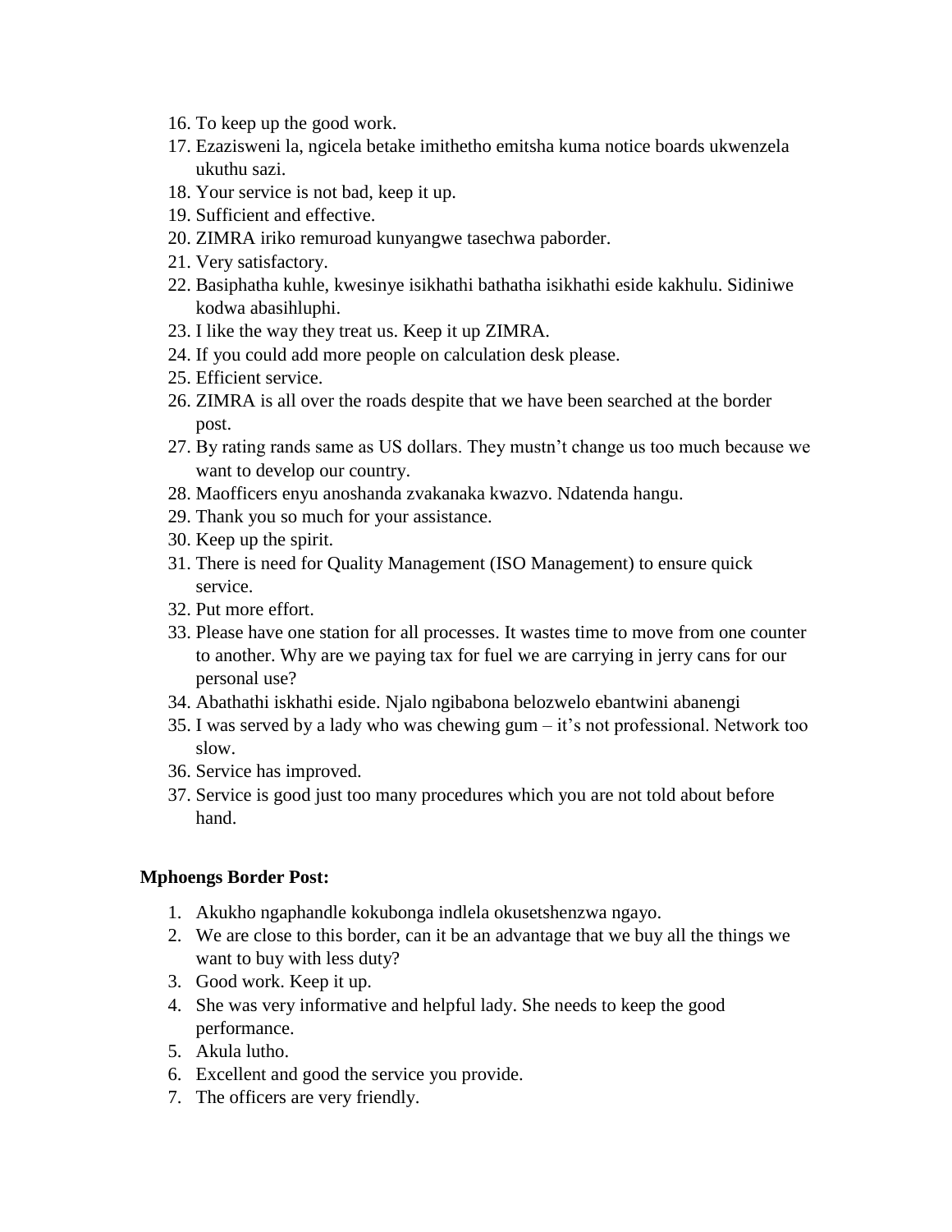16. To keep up the good work.
17. Ezazisweni la, ngicela betake imithetho emitsha kuma notice boards ukwenzela ukuthu sazi.
18. Your service is not bad, keep it up.
19. Sufficient and effective.
20. ZIMRA iriko remuroad kunyangwe tasechwa paborder.
21. Very satisfactory.
22. Basiphatha kuhle, kwesinye isikhathi bathatha isikhathi eside kakhulu. Sidiniwe kodwa abasihluphi.
23. I like the way they treat us. Keep it up ZIMRA.
24. If you could add more people on calculation desk please.
25. Efficient service.
26. ZIMRA is all over the roads despite that we have been searched at the border post.
27. By rating rands same as US dollars. They mustn't change us too much because we want to develop our country.
28. Maofficers enyu anoshanda zvakanaka kwazvo. Ndatenda hangu.
29. Thank you so much for your assistance.
30. Keep up the spirit.
31. There is need for Quality Management (ISO Management) to ensure quick service.
32. Put more effort.
33. Please have one station for all processes. It wastes time to move from one counter to another. Why are we paying tax for fuel we are carrying in jerry cans for our personal use?
34. Abathathi iskhathi eside. Njalo ngibabona belozwelo ebantwini abanengi
35. I was served by a lady who was chewing gum – it's not professional. Network too slow.
36. Service has improved.
37. Service is good just too many procedures which you are not told about before hand.

**Mphoengs Border Post:**

1. Akukho ngaphandle kokubonga indlela okusetshenzwa ngayo.
2. We are close to this border, can it be an advantage that we buy all the things we want to buy with less duty?
3. Good work. Keep it up.
4. She was very informative and helpful lady. She needs to keep the good performance.
5. Akula lutho.
6. Excellent and good the service you provide.
7. The officers are very friendly.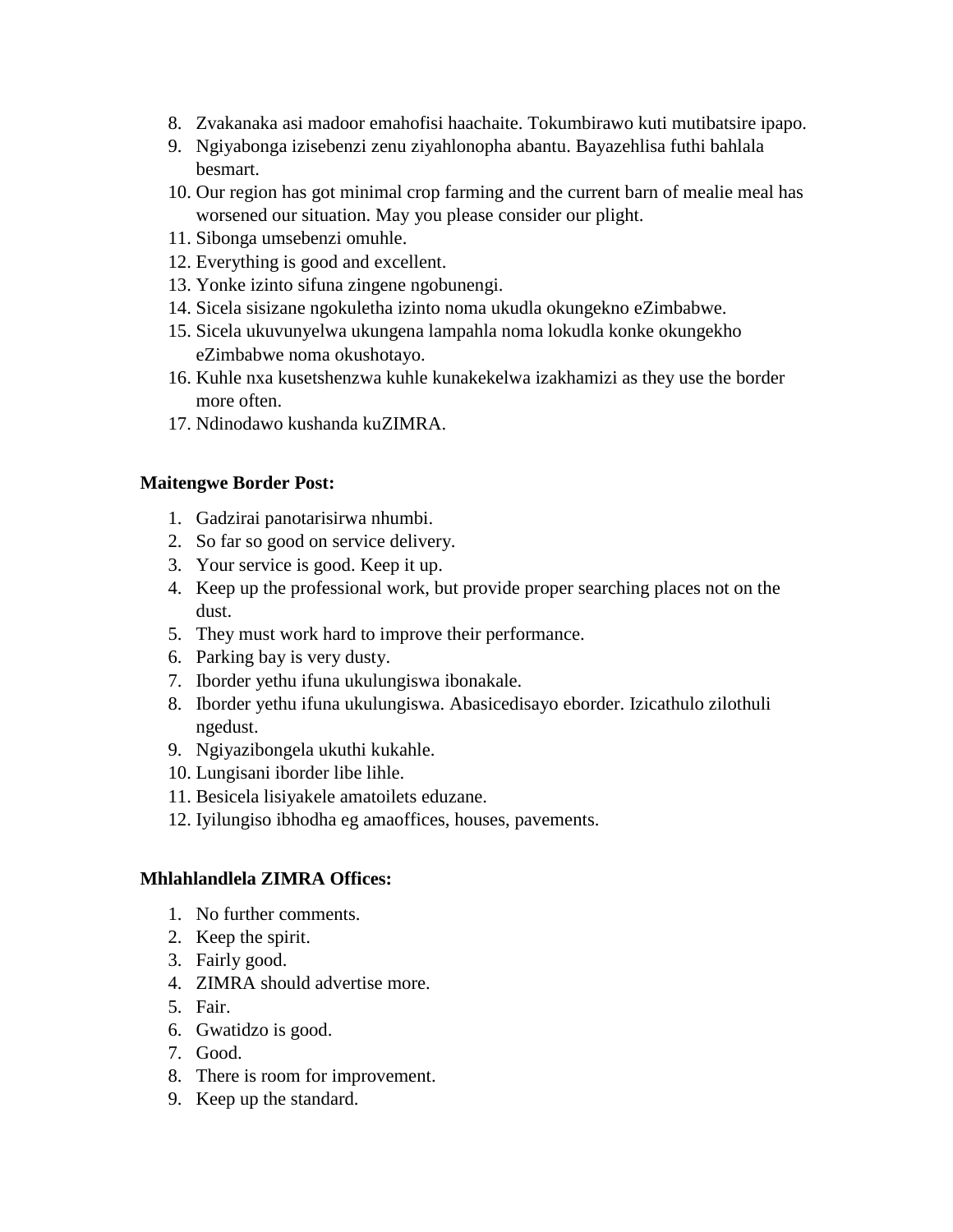8. Zvakanaka asi madoor emahofisi haachaite. Tokumbirawo kuti mutibatsire ipapo.
9. Ngiyabonga izisebenzi zenu ziyahlonopha abantu. Bayazehlisa futhi bahlala besmart.
10. Our region has got minimal crop farming and the current barn of mealie meal has worsened our situation. May you please consider our plight.
11. Sibonga umsebenzi omuhle.
12. Everything is good and excellent.
13. Yonke izinto sifuna zingene ngobunengi.
14. Sicela sisizane ngokuletha izinto noma ukudla okungekno eZimbabwe.
15. Sicela ukuvunyelwa ukungena lampahla noma lokudla konke okungekho eZimbabwe noma okushotayo.
16. Kuhle nxa kusetshenzwa kuhle kunakekelwa izakhamizi as they use the border more often.
17. Ndinodawo kushanda kuZIMRA.

**Maitengwe Border Post:**

1. Gadzirai panotarisirwa nhumbi.
2. So far so good on service delivery.
3. Your service is good. Keep it up.
4. Keep up the professional work, but provide proper searching places not on the dust.
5. They must work hard to improve their performance.
6. Parking bay is very dusty.
7. Iborder yethu ifuna ukulungiswa ibonakale.
8. Iborder yethu ifuna ukulungiswa. Abasicedisayo eborder. Izicathulo zilothuli ngedust.
9. Ngiyazibongela ukuthi kukahle.
10. Lungisani iborder libe lihle.
11. Besicela lisiyakele amatoilets eduzane.
12. Iyilungiso ibhodha eg amaoffices, houses, pavements.

**Mhlahlandlela ZIMRA Offices:**

1. No further comments.
2. Keep the spirit.
3. Fairly good.
4. ZIMRA should advertise more.
5. Fair.
6. Gwatidzo is good.
7. Good.
8. There is room for improvement.
9. Keep up the standard.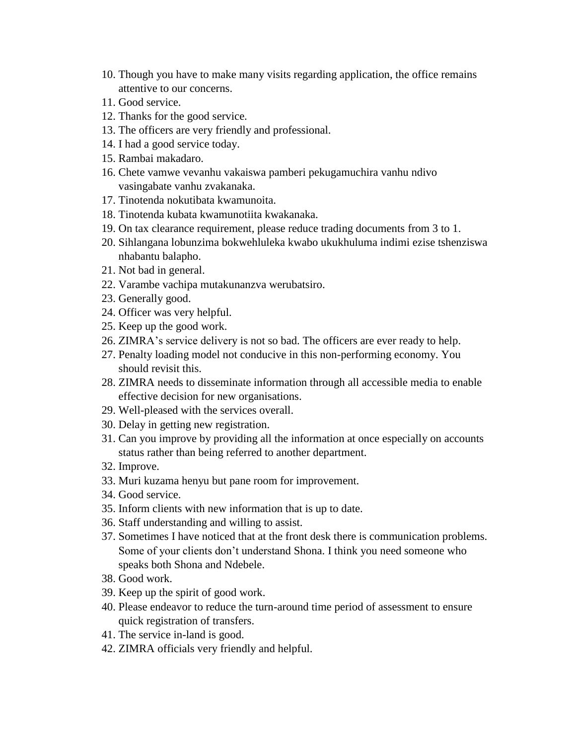10. Though you have to make many visits regarding application, the office remains attentive to our concerns.
11. Good service.
12. Thanks for the good service.
13. The officers are very friendly and professional.
14. I had a good service today.
15. Rambai makadaro.
16. Chete vamwe vevanhu vakaiswa pamberi pekugamuchira vanhu ndivo vasingabate vanhu zvakanaka.
17. Tinotenda nokutibata kwamunoita.
18. Tinotenda kubata kwamunotiita kwakanaka.
19. On tax clearance requirement, please reduce trading documents from 3 to 1.
20. Sihlangana lobunzima bokwehluleka kwabo ukukhuluma indimi ezise tshenziswa nhabantu balapho.
21. Not bad in general.
22. Varambe vachipa mutakunanzva werubatsiro.
23. Generally good.
24. Officer was very helpful.
25. Keep up the good work.
26. ZIMRA's service delivery is not so bad. The officers are ever ready to help.
27. Penalty loading model not conducive in this non-performing economy. You should revisit this.
28. ZIMRA needs to disseminate information through all accessible media to enable effective decision for new organisations.
29. Well-pleased with the services overall.
30. Delay in getting new registration.
31. Can you improve by providing all the information at once especially on accounts status rather than being referred to another department.
32. Improve.
33. Muri kuzama henyu but pane room for improvement.
34. Good service.
35. Inform clients with new information that is up to date.
36. Staff understanding and willing to assist.
37. Sometimes I have noticed that at the front desk there is communication problems. Some of your clients don't understand Shona. I think you need someone who speaks both Shona and Ndebele.
38. Good work.
39. Keep up the spirit of good work.
40. Please endeavor to reduce the turn-around time period of assessment to ensure quick registration of transfers.
41. The service in-land is good.
42. ZIMRA officials very friendly and helpful.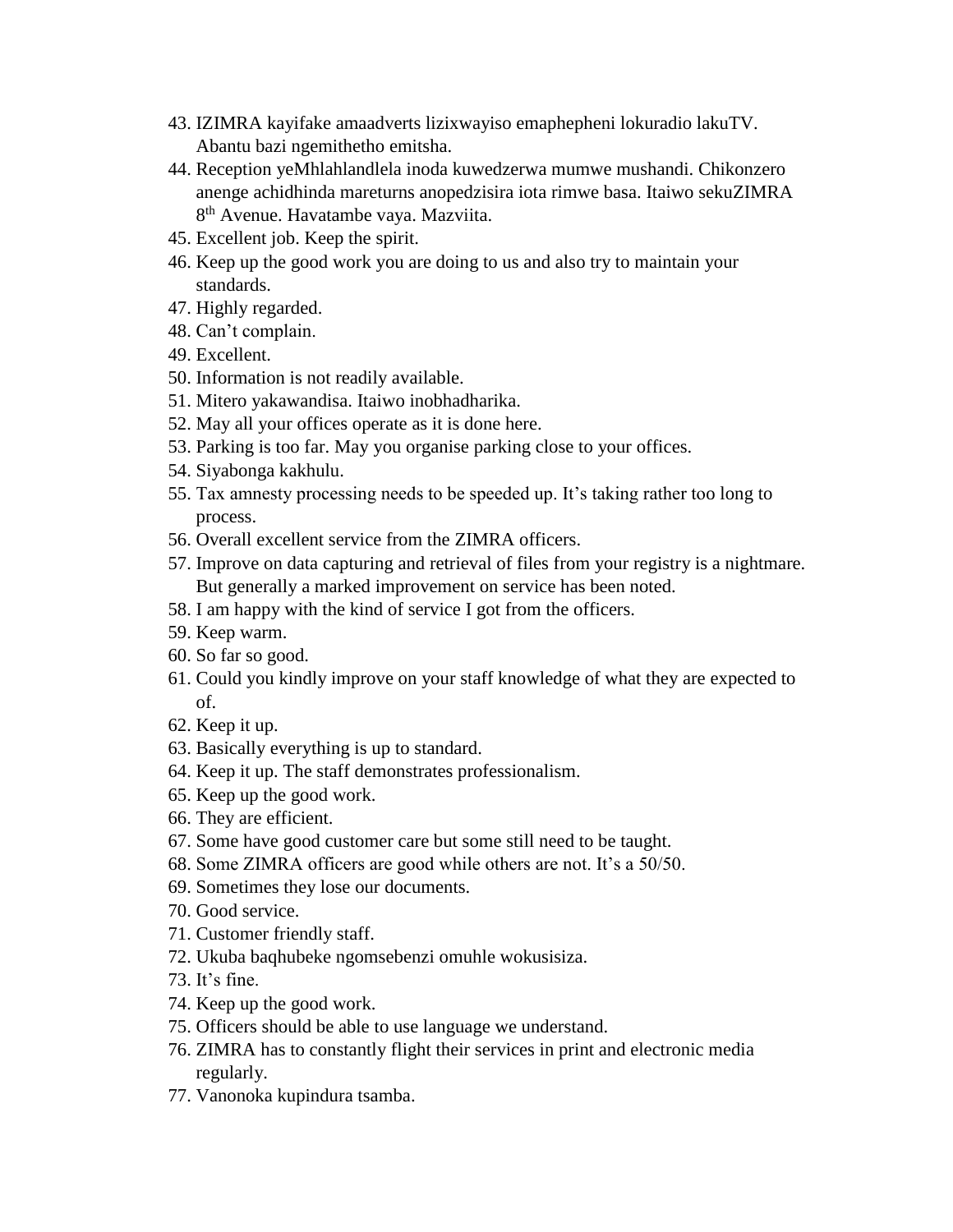43. IZIMRA kayifake amaadverts lizixwayiso emaphepheni lokuradio lakuTV. Abantu bazi ngemithetho emitsha.
44. Reception yeMhlahlandlela inoda kuwedzerwa mumwe mushandi. Chikonzero anenge achidhinda mareturns anopedzisira iota rimwe basa. Itaiwo sekuZIMRA 8th Avenue. Havatambe vaya. Mazviita.
45. Excellent job. Keep the spirit.
46. Keep up the good work you are doing to us and also try to maintain your standards.
47. Highly regarded.
48. Can’t complain.
49. Excellent.
50. Information is not readily available.
51. Mitero yakawandisa. Itaiwo inobhadharika.
52. May all your offices operate as it is done here.
53. Parking is too far. May you organise parking close to your offices.
54. Siyabonga kakhulu.
55. Tax amnesty processing needs to be speeded up. It’s taking rather too long to process.
56. Overall excellent service from the ZIMRA officers.
57. Improve on data capturing and retrieval of files from your registry is a nightmare. But generally a marked improvement on service has been noted.
58. I am happy with the kind of service I got from the officers.
59. Keep warm.
60. So far so good.
61. Could you kindly improve on your staff knowledge of what they are expected to of.
62. Keep it up.
63. Basically everything is up to standard.
64. Keep it up. The staff demonstrates professionalism.
65. Keep up the good work.
66. They are efficient.
67. Some have good customer care but some still need to be taught.
68. Some ZIMRA officers are good while others are not. It’s a 50/50.
69. Sometimes they lose our documents.
70. Good service.
71. Customer friendly staff.
72. Ukuba baqhubeke ngomsebenzi omuhle wokusisiza.
73. It’s fine.
74. Keep up the good work.
75. Officers should be able to use language we understand.
76. ZIMRA has to constantly flight their services in print and electronic media regularly.
77. Vanonoka kupindura tsamba.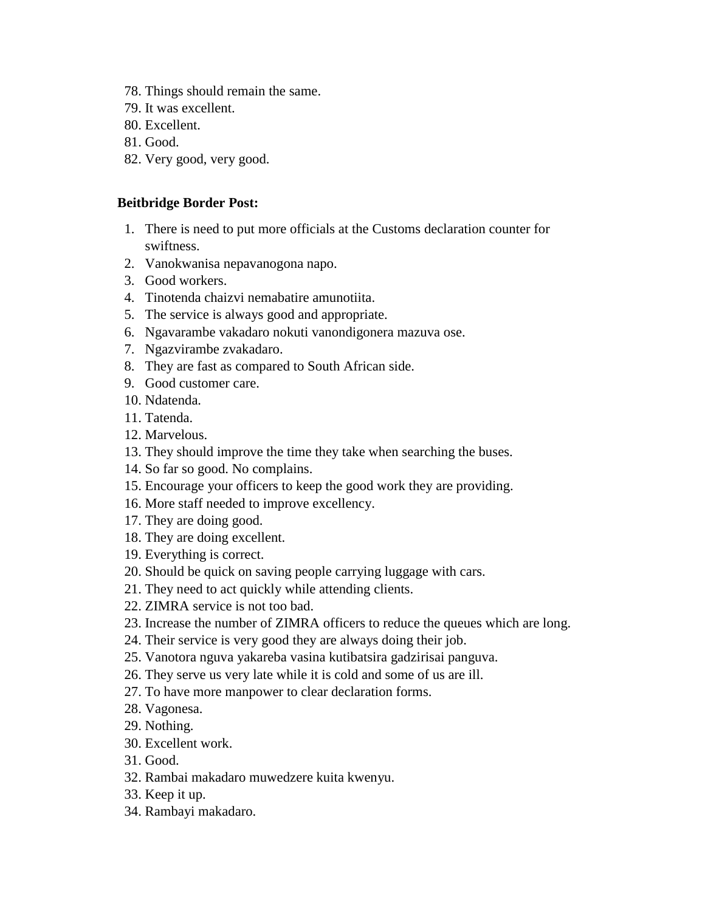78. Things should remain the same.
79. It was excellent.
80. Excellent.
81. Good.
82. Very good, very good.

**Beitbridge Border Post:**

1. There is need to put more officials at the Customs declaration counter for swiftness.
2. Vanokwanisa nepavanogona napo.
3. Good workers.
4. Tinotenda chaizvi nemabatire amunotiita.
5. The service is always good and appropriate.
6. Ngavarambe vakadaro nokuti vanondigonera mazuva ose.
7. Ngazvirambe zvakadaro.
8. They are fast as compared to South African side.
9. Good customer care.
10. Ndatenda.
11. Tatenda.
12. Marvelous.
13. They should improve the time they take when searching the buses.
14. So far so good. No complains.
15. Encourage your officers to keep the good work they are providing.
16. More staff needed to improve excellency.
17. They are doing good.
18. They are doing excellent.
19. Everything is correct.
20. Should be quick on saving people carrying luggage with cars.
21. They need to act quickly while attending clients.
22. ZIMRA service is not too bad.
23. Increase the number of ZIMRA officers to reduce the queues which are long.
24. Their service is very good they are always doing their job.
25. Vanotora nguva yakareba vasina kutibatsira gadzirisai panguva.
26. They serve us very late while it is cold and some of us are ill.
27. To have more manpower to clear declaration forms.
28. Vagonesa.
29. Nothing.
30. Excellent work.
31. Good.
32. Rambai makadaro muwedzere kuita kwenyu.
33. Keep it up.
34. Rambayi makadaro.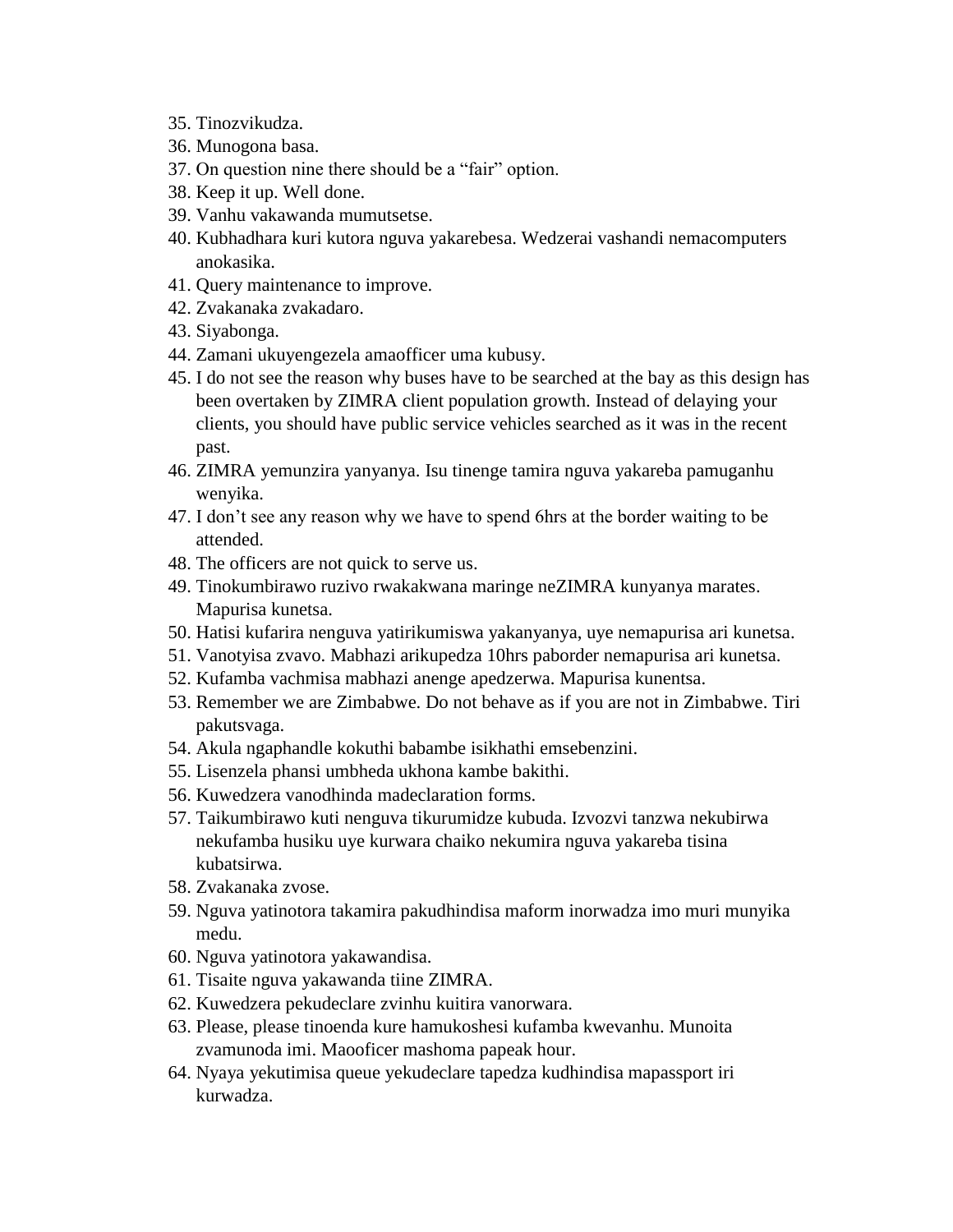35. Tinozvikudza.
36. Munogona basa.
37. On question nine there should be a "fair" option.
38. Keep it up. Well done.
39. Vanhu vakawanda mumutsetse.
40. Kubhadhara kuri kutora nguva yakarebesa. Wedzerai vashandi nemacomputers anokasika.
41. Query maintenance to improve.
42. Zvakanaka zvakadaro.
43. Siyabonga.
44. Zamani ukuyengezela amaofficer uma kubusy.
45. I do not see the reason why buses have to be searched at the bay as this design has been overtaken by ZIMRA client population growth. Instead of delaying your clients, you should have public service vehicles searched as it was in the recent past.
46. ZIMRA yemunzira yanyanya. Isu tinenge tamira nguva yakareba pamuganhu wenyika.
47. I don't see any reason why we have to spend 6hrs at the border waiting to be attended.
48. The officers are not quick to serve us.
49. Tinokumbirawo ruzivo rwakakwana maringe neZIMRA kunyanya marates. Mapurisa kunetsa.
50. Hatisi kufarira nenguva yatirikumiswa yakanyanya, uye nemapurisa ari kunetsa.
51. Vanotyisa zvavo. Mabhazi arikupedza 10hrs paborder nemapurisa ari kunetsa.
52. Kufamba vachmisa mabhazi anenge apedzerwa. Mapurisa kunentsa.
53. Remember we are Zimbabwe. Do not behave as if you are not in Zimbabwe. Tiri pakutsvaga.
54. Akula ngaphandle kokuthi babambe isikhathi emsebenzini.
55. Lisenzela phansi umbheda ukhona kambe bakithi.
56. Kuwedzera vanodhinda madeclaration forms.
57. Taikumbirawo kuti nenguva tikurumidze kubuda. Izvozvi tanzwa nekubirwa nekufamba husiku uye kurwara chaiko nekumira nguva yakareba tisina kubatsirwa.
58. Zvakanaka zvose.
59. Nguva yatinotora takamira pakudhindisa maform inorwadza imo muri munyika medu.
60. Nguva yatinotora yakawandisa.
61. Tisaite nguva yakawanda tiine ZIMRA.
62. Kuwedzera pekudeclare zvinhu kuitira vanorwara.
63. Please, please tinoenda kure hamukoshesi kufamba kwevanhu. Munoita zvamunoda imi. Maooficer mashoma papeak hour.
64. Nyaya yekutimisa queue yekudeclare tapedza kudhindisa mapassport iri kurwadza.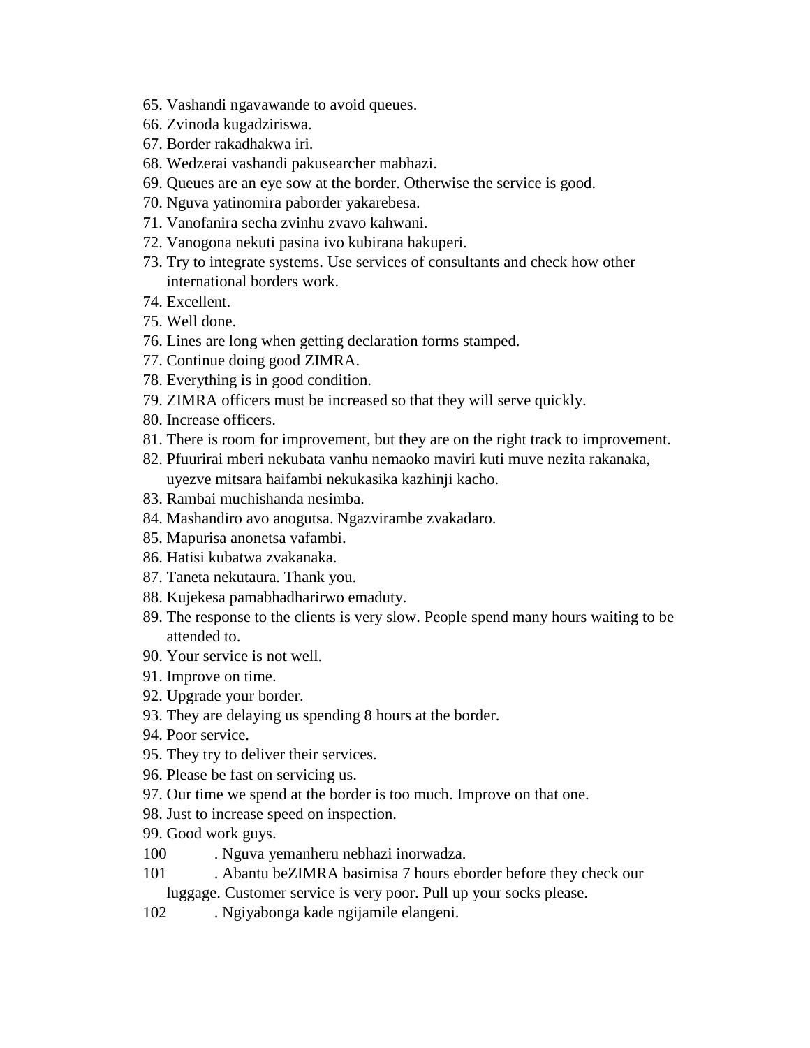65. Vashandi ngavawande to avoid queues.
66. Zvinoda kugadziriswa.
67. Border rakadhakwa iri.
68. Wedzerai vashandi pakusearcher mabhazi.
69. Queues are an eye sow at the border. Otherwise the service is good.
70. Nguva yatinomira paborder yakarebesa.
71. Vanofanira secha zvinhu zvavo kahwani.
72. Vanogona nekuti pasina ivo kubirana hakuperi.
73. Try to integrate systems. Use services of consultants and check how other international borders work.
74. Excellent.
75. Well done.
76. Lines are long when getting declaration forms stamped.
77. Continue doing good ZIMRA.
78. Everything is in good condition.
79. ZIMRA officers must be increased so that they will serve quickly.
80. Increase officers.
81. There is room for improvement, but they are on the right track to improvement.
82. Pfuurirai mberi nekubata vanhu nemaoko maviri kuti muve nezita rakanaka, uyezve mitsara haifambi nekukasika kazhinji kacho.
83. Rambai muchishanda nesimba.
84. Mashandiro avo anogutsa. Ngazvirambe zvakadaro.
85. Mapurisa anonetsa vafambi.
86. Hatisi kubatwa zvakanaka.
87. Taneta nekutaura. Thank you.
88. Kujekesa pamabhadharirwo emaduty.
89. The response to the clients is very slow. People spend many hours waiting to be attended to.
90. Your service is not well.
91. Improve on time.
92. Upgrade your border.
93. They are delaying us spending 8 hours at the border.
94. Poor service.
95. They try to deliver their services.
96. Please be fast on servicing us.
97. Our time we spend at the border is too much. Improve on that one.
98. Just to increase speed on inspection.
99. Good work guys.
100. Nguva yemanheru nebhazi inorwadza.
101. Abantu beZIMRA basimisa 7 hours eborder before they check our luggage. Customer service is very poor. Pull up your socks please.
102. Ngiyabonga kade ngijamile elangeni.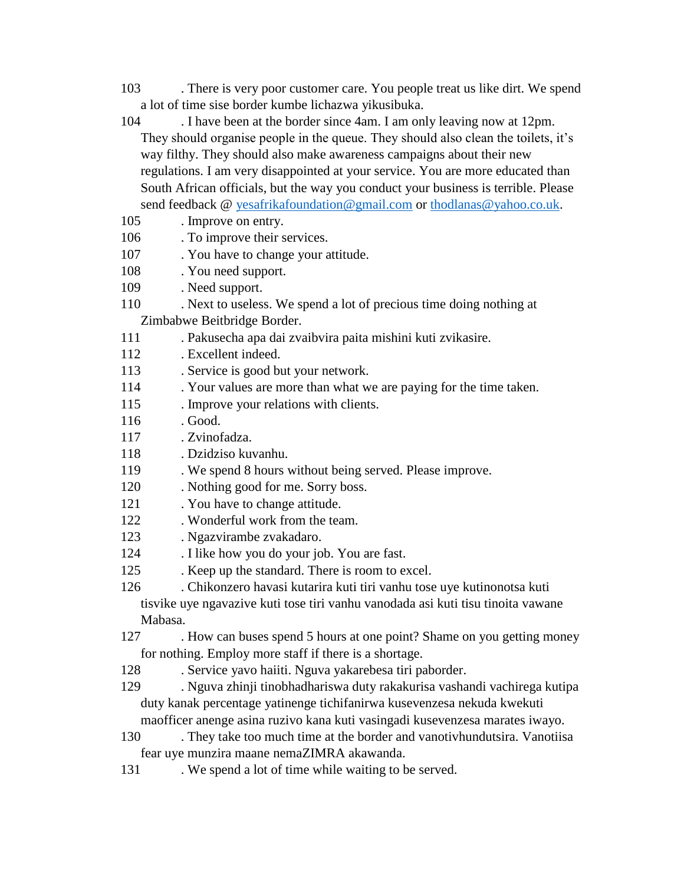103 . There is very poor customer care. You people treat us like dirt. We spend a lot of time sise border kumbe lichazwa yikusibuka.

104 . I have been at the border since 4am. I am only leaving now at 12pm. They should organise people in the queue. They should also clean the toilets, it's way filthy. They should also make awareness campaigns about their new regulations. I am very disappointed at your service. You are more educated than South African officials, but the way you conduct your business is terrible. Please send feedback @ yesafrikafoundation@gmail.com or thodlanas@yahoo.co.uk.

105 . Improve on entry.

106 . To improve their services.

107 . You have to change your attitude.

108 . You need support.

109 . Need support.

110 . Next to useless. We spend a lot of precious time doing nothing at Zimbabwe Beitbridge Border.

111 . Pakusecha apa dai zvaibvira paita mishini kuti zvikasire.

112 . Excellent indeed.

113 . Service is good but your network.

114 . Your values are more than what we are paying for the time taken.

115 . Improve your relations with clients.

116 . Good.

117 . Zvinofadza.

118 . Dzidziso kuvanhu.

119 . We spend 8 hours without being served. Please improve.

120 . Nothing good for me. Sorry boss.

121 . You have to change attitude.

122 . Wonderful work from the team.

123 . Ngazvirambe zvakadaro.

124 . I like how you do your job. You are fast.

125 . Keep up the standard. There is room to excel.

126 . Chikonzero havasi kutarira kuti tiri vanhu tose uye kutinonotsa kuti tisvike uye ngavazive kuti tose tiri vanhu vanodada asi kuti tisu tinoita vawane Mabasa.

127 . How can buses spend 5 hours at one point? Shame on you getting money for nothing. Employ more staff if there is a shortage.

128 . Service yavo haiiti. Nguva yakarebesa tiri paborder.

129 . Nguva zhinji tinobhadhariswa duty rakakurisa vashandi vachiregа kutipa duty kanak percentage yatinenge tichifanirwa kusevenzesa nekuda kwekuti maofficer anenge asina ruzivo kana kuti vasingadi kusevenzesa marates iwayo.

130 . They take too much time at the border and vanotivhundutsira. Vanotiisa fear uye munzira maane nemaZIMRA akawanda.

131 . We spend a lot of time while waiting to be served.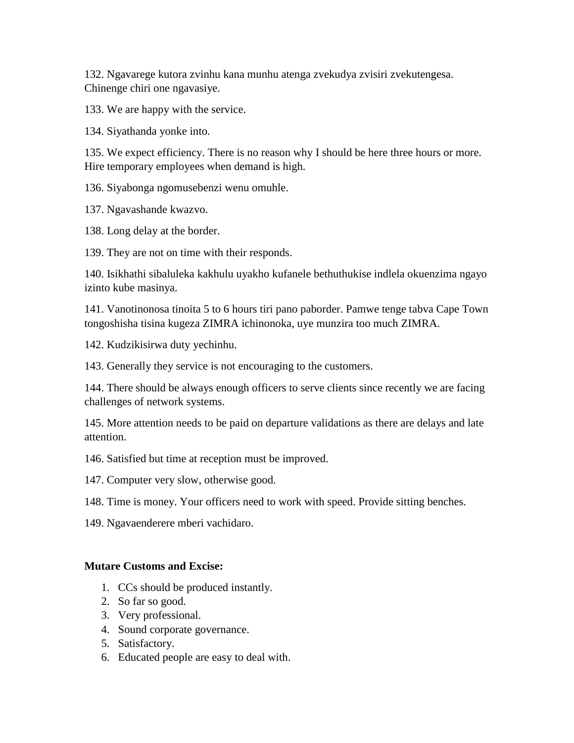132. Ngavarege kutora zvinhu kana munhu atenga zvekudya zvisiri zvekutengesa. Chinenge chiri one ngavasiye.

133. We are happy with the service.

134. Siyathanda yonke into.

135. We expect efficiency. There is no reason why I should be here three hours or more. Hire temporary employees when demand is high.

136. Siyabonga ngomusebenzi wenu omuhle.

137. Ngavashande kwazvo.

138. Long delay at the border.

139. They are not on time with their responds.

140. Isikhathi sibaluleka kakhulu uyakho kufanele bethuthukise indlela okuenzima ngayo izinto kube masinya.

141. Vanotinonosa tinoita 5 to 6 hours tiri pano paborder. Pamwe tenge tabva Cape Town tongoshisha tisina kugeza ZIMRA ichinonoka, uye munzira too much ZIMRA.

142. Kudzikisirwa duty yechinhu.

143. Generally they service is not encouraging to the customers.

144. There should be always enough officers to serve clients since recently we are facing challenges of network systems.

145. More attention needs to be paid on departure validations as there are delays and late attention.

146. Satisfied but time at reception must be improved.

147. Computer very slow, otherwise good.

148. Time is money. Your officers need to work with speed. Provide sitting benches.

149. Ngavaenderere mberi vachidaro.

**Mutare Customs and Excise:**

1. CCs should be produced instantly.
2. So far so good.
3. Very professional.
4. Sound corporate governance.
5. Satisfactory.
6. Educated people are easy to deal with.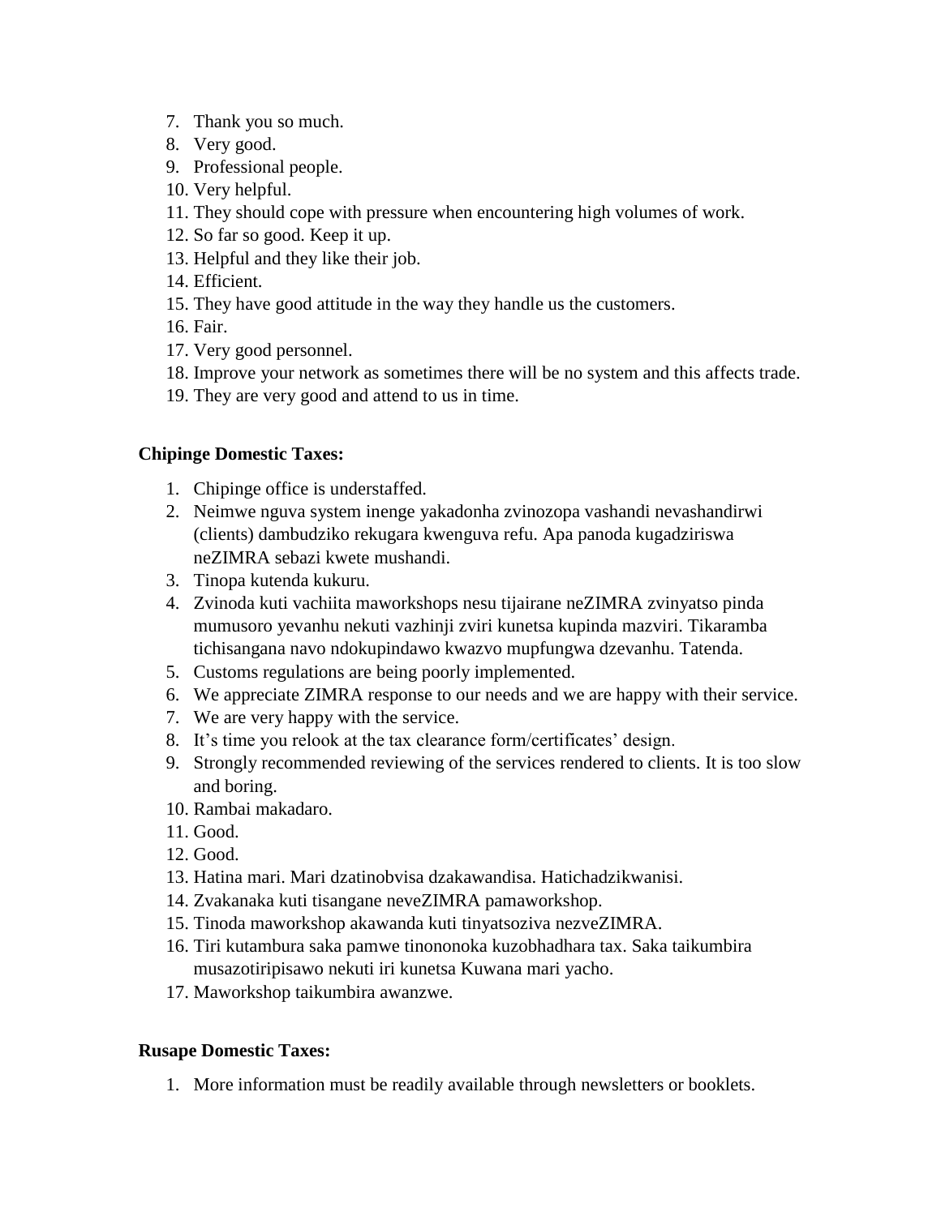7. Thank you so much.
8. Very good.
9. Professional people.
10. Very helpful.
11. They should cope with pressure when encountering high volumes of work.
12. So far so good. Keep it up.
13. Helpful and they like their job.
14. Efficient.
15. They have good attitude in the way they handle us the customers.
16. Fair.
17. Very good personnel.
18. Improve your network as sometimes there will be no system and this affects trade.
19. They are very good and attend to us in time.

**Chipinge Domestic Taxes:**

1. Chipinge office is understaffed.
2. Neimwe nguva system inenge yakadonha zvinozopa vashandi nevashandirwi (clients) dambudziko rekugara kwenguva refu. Apa panoda kugadziriswa neZIMRA sebazi kwete mushandi.
3. Tinopa kutenda kukuru.
4. Zvinoda kuti vachiita maworkshops nesu tijairane neZIMRA zvinyatso pinda mumusoro yevanhu nekuti vazhinji zviri kunetsa kupinda mazviri. Tikaramba tichisangana navo ndokupindawo kwazvo mupfungwa dzevanhu. Tatenda.
5. Customs regulations are being poorly implemented.
6. We appreciate ZIMRA response to our needs and we are happy with their service.
7. We are very happy with the service.
8. It's time you relook at the tax clearance form/certificates' design.
9. Strongly recommended reviewing of the services rendered to clients. It is too slow and boring.
10. Rambai makadaro.
11. Good.
12. Good.
13. Hatina mari. Mari dzatinobvisa dzakawandisa. Hatichadzikwanisi.
14. Zvakanaka kuti tisangane neveZIMRA pamaworkshop.
15. Tinoda maworkshop akawanda kuti tinyatsoziva nezveZIMRA.
16. Tiri kutambura saka pamwe tinononoka kuzobhadhara tax. Saka taikumbira musazotiripisawo nekuti iri kunetsa Kuwana mari yacho.
17. Maworkshop taikumbira awanzwe.

**Rusape Domestic Taxes:**

1. More information must be readily available through newsletters or booklets.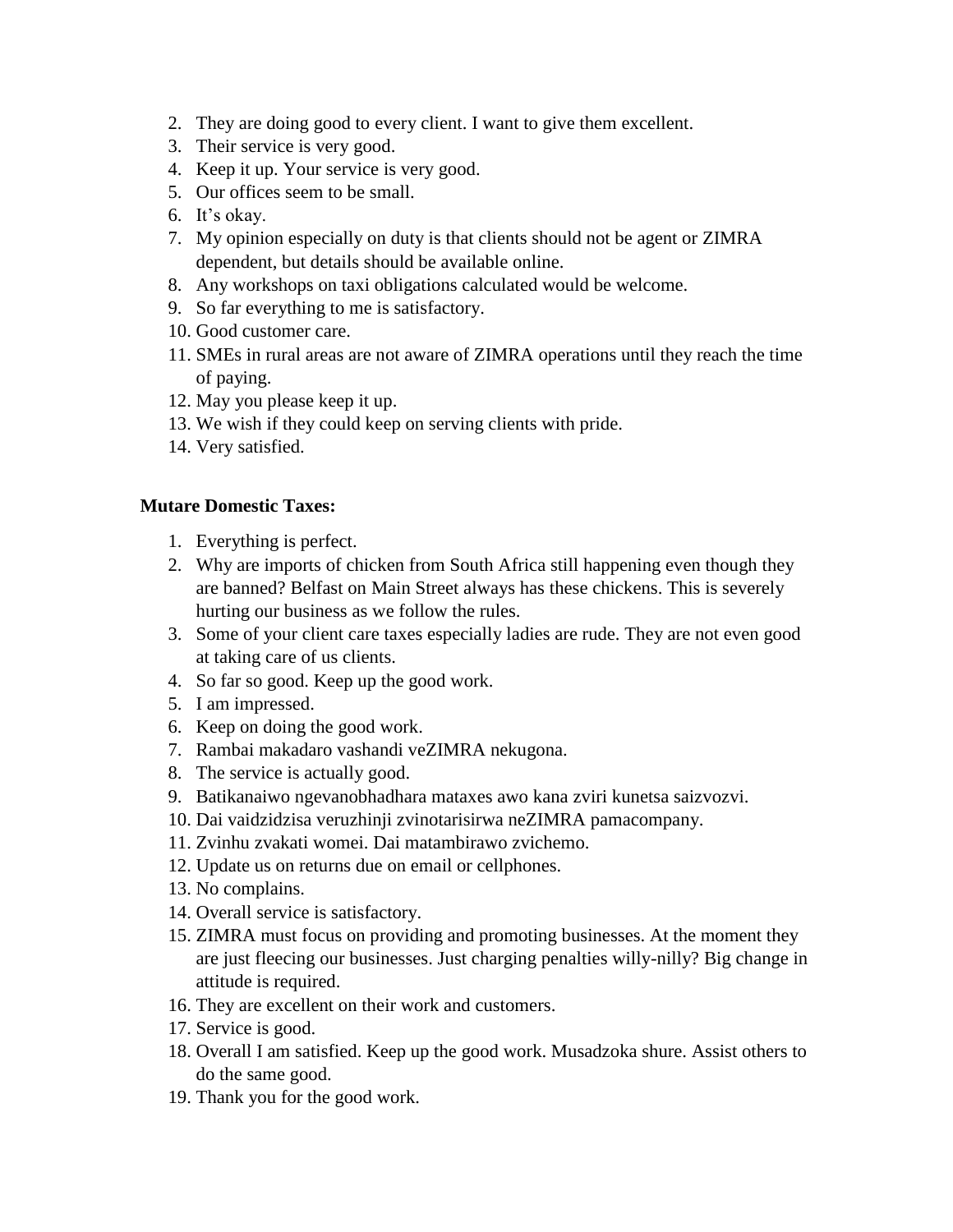2. They are doing good to every client. I want to give them excellent.
3. Their service is very good.
4. Keep it up. Your service is very good.
5. Our offices seem to be small.
6. It's okay.
7. My opinion especially on duty is that clients should not be agent or ZIMRA dependent, but details should be available online.
8. Any workshops on taxi obligations calculated would be welcome.
9. So far everything to me is satisfactory.
10. Good customer care.
11. SMEs in rural areas are not aware of ZIMRA operations until they reach the time of paying.
12. May you please keep it up.
13. We wish if they could keep on serving clients with pride.
14. Very satisfied.

**Mutare Domestic Taxes:**

1. Everything is perfect.
2. Why are imports of chicken from South Africa still happening even though they are banned? Belfast on Main Street always has these chickens. This is severely hurting our business as we follow the rules.
3. Some of your client care taxes especially ladies are rude. They are not even good at taking care of us clients.
4. So far so good. Keep up the good work.
5. I am impressed.
6. Keep on doing the good work.
7. Rambai makadaro vashandi veZIMRA nekugona.
8. The service is actually good.
9. Batikanaiwo ngevanobhadhara mataxes awo kana zviri kunetsa saizvozvi.
10. Dai vaidzidzisa veruzhinji zvinotarisirwa neZIMRA pamacompany.
11. Zvinhu zvakati womei. Dai matambirawo zvichemo.
12. Update us on returns due on email or cellphones.
13. No complains.
14. Overall service is satisfactory.
15. ZIMRA must focus on providing and promoting businesses. At the moment they are just fleecing our businesses. Just charging penalties willy-nilly? Big change in attitude is required.
16. They are excellent on their work and customers.
17. Service is good.
18. Overall I am satisfied. Keep up the good work. Musadzoka shure. Assist others to do the same good.
19. Thank you for the good work.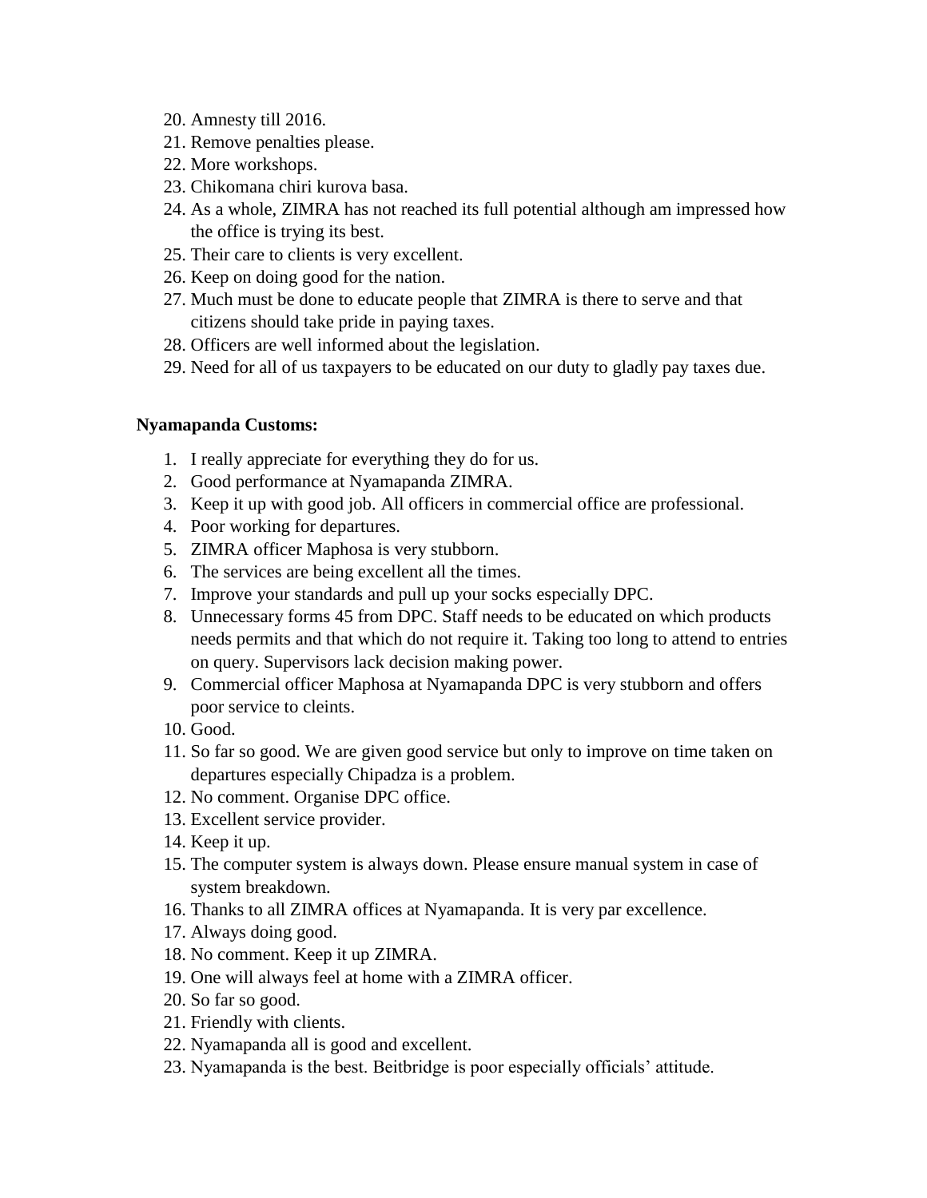20. Amnesty till 2016.
21. Remove penalties please.
22. More workshops.
23. Chikomana chiri kurova basa.
24. As a whole, ZIMRA has not reached its full potential although am impressed how the office is trying its best.
25. Their care to clients is very excellent.
26. Keep on doing good for the nation.
27. Much must be done to educate people that ZIMRA is there to serve and that citizens should take pride in paying taxes.
28. Officers are well informed about the legislation.
29. Need for all of us taxpayers to be educated on our duty to gladly pay taxes due.

**Nyamapanda Customs:**

1. I really appreciate for everything they do for us.
2. Good performance at Nyamapanda ZIMRA.
3. Keep it up with good job. All officers in commercial office are professional.
4. Poor working for departures.
5. ZIMRA officer Maphosa is very stubborn.
6. The services are being excellent all the times.
7. Improve your standards and pull up your socks especially DPC.
8. Unnecessary forms 45 from DPC. Staff needs to be educated on which products needs permits and that which do not require it. Taking too long to attend to entries on query. Supervisors lack decision making power.
9. Commercial officer Maphosa at Nyamapanda DPC is very stubborn and offers poor service to cleints.
10. Good.
11. So far so good. We are given good service but only to improve on time taken on departures especially Chipadza is a problem.
12. No comment. Organise DPC office.
13. Excellent service provider.
14. Keep it up.
15. The computer system is always down. Please ensure manual system in case of system breakdown.
16. Thanks to all ZIMRA offices at Nyamapanda. It is very par excellence.
17. Always doing good.
18. No comment. Keep it up ZIMRA.
19. One will always feel at home with a ZIMRA officer.
20. So far so good.
21. Friendly with clients.
22. Nyamapanda all is good and excellent.
23. Nyamapanda is the best. Beitbridge is poor especially officials' attitude.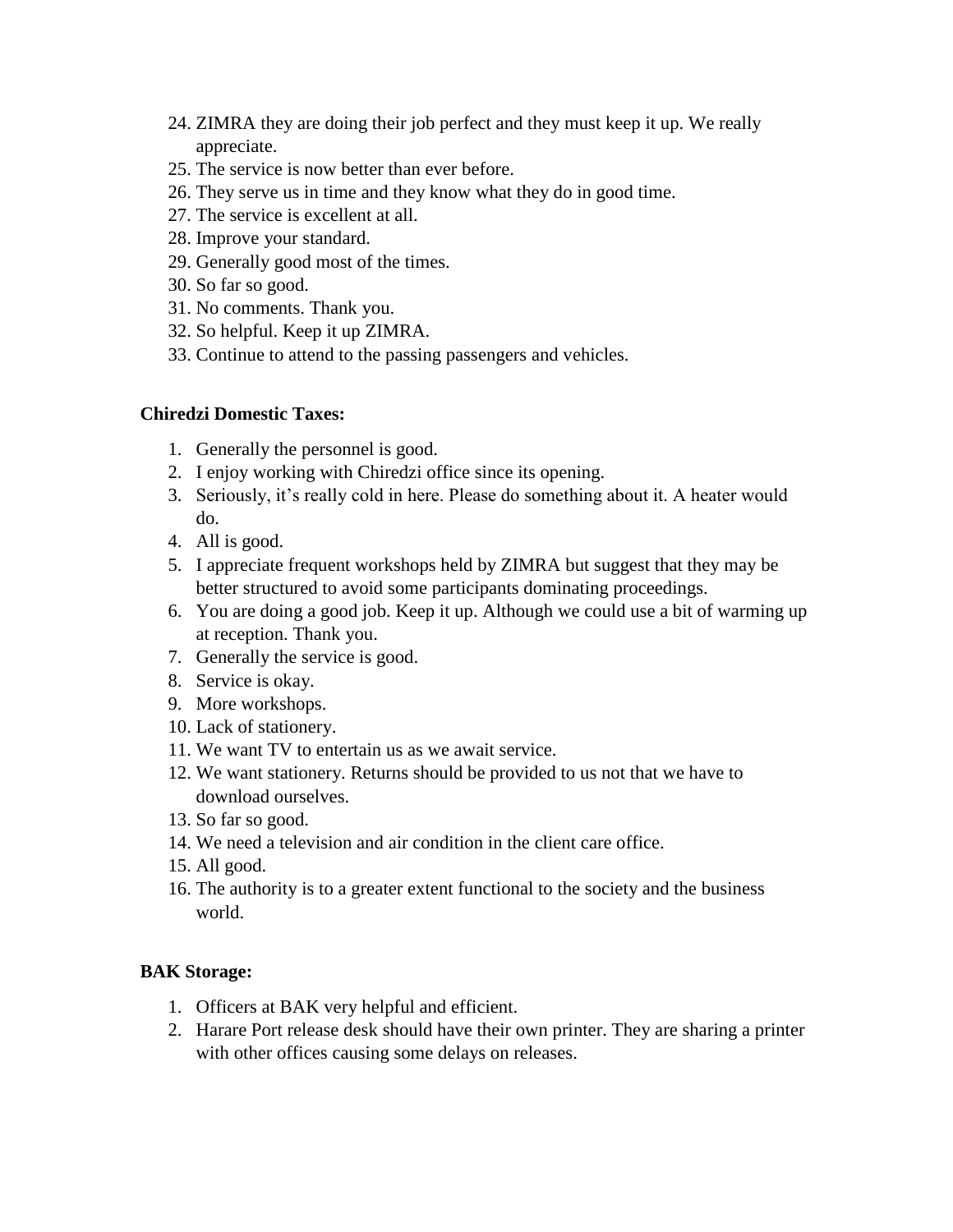24. ZIMRA they are doing their job perfect and they must keep it up. We really appreciate.
25. The service is now better than ever before.
26. They serve us in time and they know what they do in good time.
27. The service is excellent at all.
28. Improve your standard.
29. Generally good most of the times.
30. So far so good.
31. No comments. Thank you.
32. So helpful. Keep it up ZIMRA.
33. Continue to attend to the passing passengers and vehicles.

**Chiredzi Domestic Taxes:**

1. Generally the personnel is good.
2. I enjoy working with Chiredzi office since its opening.
3. Seriously, it's really cold in here. Please do something about it. A heater would do.
4. All is good.
5. I appreciate frequent workshops held by ZIMRA but suggest that they may be better structured to avoid some participants dominating proceedings.
6. You are doing a good job. Keep it up. Although we could use a bit of warming up at reception. Thank you.
7. Generally the service is good.
8. Service is okay.
9. More workshops.
10. Lack of stationery.
11. We want TV to entertain us as we await service.
12. We want stationery. Returns should be provided to us not that we have to download ourselves.
13. So far so good.
14. We need a television and air condition in the client care office.
15. All good.
16. The authority is to a greater extent functional to the society and the business world.

**BAK Storage:**

1. Officers at BAK very helpful and efficient.
2. Harare Port release desk should have their own printer. They are sharing a printer with other offices causing some delays on releases.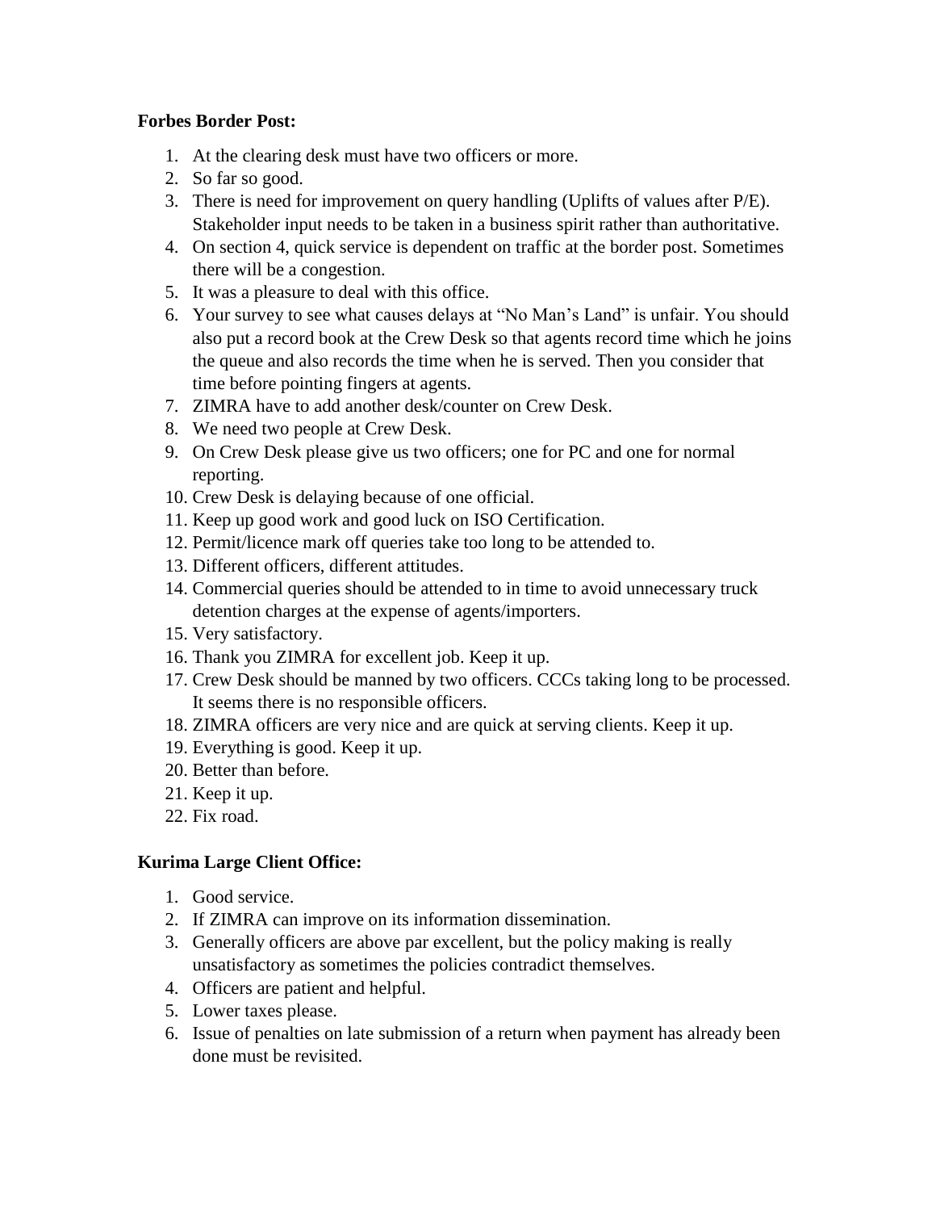**Forbes Border Post:**

1. At the clearing desk must have two officers or more.
2. So far so good.
3. There is need for improvement on query handling (Uplifts of values after P/E). Stakeholder input needs to be taken in a business spirit rather than authoritative.
4. On section 4, quick service is dependent on traffic at the border post. Sometimes there will be a congestion.
5. It was a pleasure to deal with this office.
6. Your survey to see what causes delays at "No Man's Land" is unfair. You should also put a record book at the Crew Desk so that agents record time which he joins the queue and also records the time when he is served. Then you consider that time before pointing fingers at agents.
7. ZIMRA have to add another desk/counter on Crew Desk.
8. We need two people at Crew Desk.
9. On Crew Desk please give us two officers; one for PC and one for normal reporting.
10. Crew Desk is delaying because of one official.
11. Keep up good work and good luck on ISO Certification.
12. Permit/licence mark off queries take too long to be attended to.
13. Different officers, different attitudes.
14. Commercial queries should be attended to in time to avoid unnecessary truck detention charges at the expense of agents/importers.
15. Very satisfactory.
16. Thank you ZIMRA for excellent job. Keep it up.
17. Crew Desk should be manned by two officers. CCCs taking long to be processed. It seems there is no responsible officers.
18. ZIMRA officers are very nice and are quick at serving clients. Keep it up.
19. Everything is good. Keep it up.
20. Better than before.
21. Keep it up.
22. Fix road.

**Kurima Large Client Office:**

1. Good service.
2. If ZIMRA can improve on its information dissemination.
3. Generally officers are above par excellent, but the policy making is really unsatisfactory as sometimes the policies contradict themselves.
4. Officers are patient and helpful.
5. Lower taxes please.
6. Issue of penalties on late submission of a return when payment has already been done must be revisited.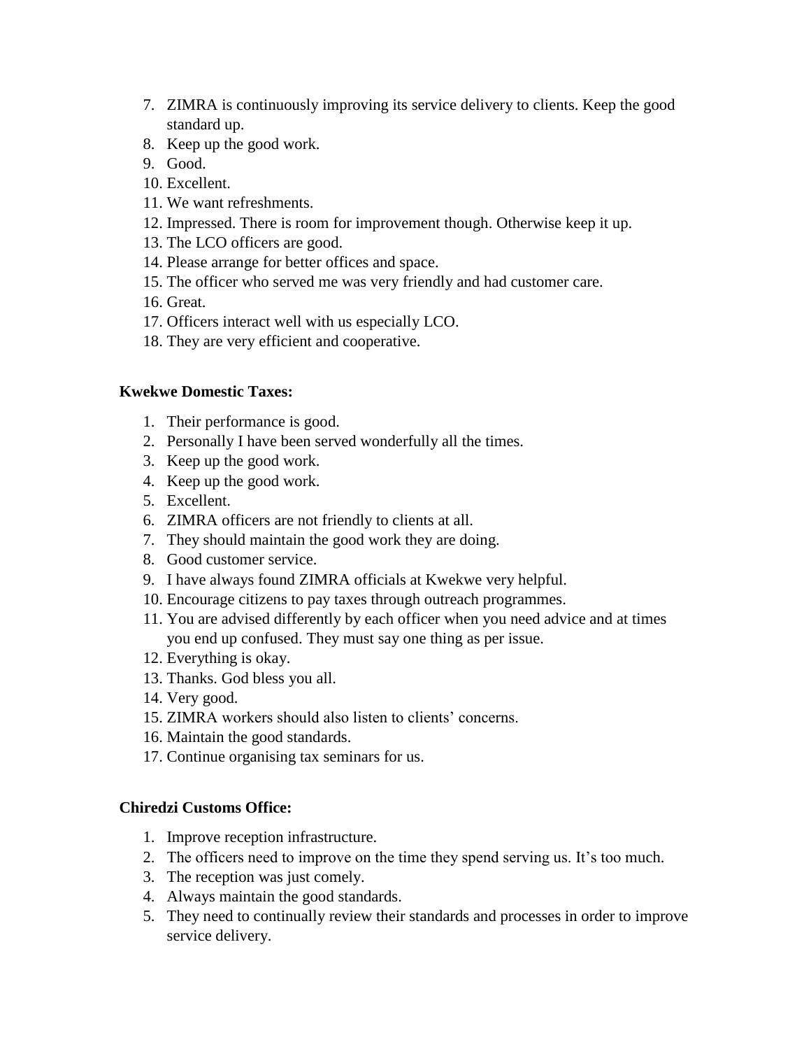7. ZIMRA is continuously improving its service delivery to clients. Keep the good standard up.
8. Keep up the good work.
9. Good.
10. Excellent.
11. We want refreshments.
12. Impressed. There is room for improvement though. Otherwise keep it up.
13. The LCO officers are good.
14. Please arrange for better offices and space.
15. The officer who served me was very friendly and had customer care.
16. Great.
17. Officers interact well with us especially LCO.
18. They are very efficient and cooperative.

**Kwekwe Domestic Taxes:**

1. Their performance is good.
2. Personally I have been served wonderfully all the times.
3. Keep up the good work.
4. Keep up the good work.
5. Excellent.
6. ZIMRA officers are not friendly to clients at all.
7. They should maintain the good work they are doing.
8. Good customer service.
9. I have always found ZIMRA officials at Kwekwe very helpful.
10. Encourage citizens to pay taxes through outreach programmes.
11. You are advised differently by each officer when you need advice and at times you end up confused. They must say one thing as per issue.
12. Everything is okay.
13. Thanks. God bless you all.
14. Very good.
15. ZIMRA workers should also listen to clients' concerns.
16. Maintain the good standards.
17. Continue organising tax seminars for us.

**Chiredzi Customs Office:**

1. Improve reception infrastructure.
2. The officers need to improve on the time they spend serving us. It's too much.
3. The reception was just comely.
4. Always maintain the good standards.
5. They need to continually review their standards and processes in order to improve service delivery.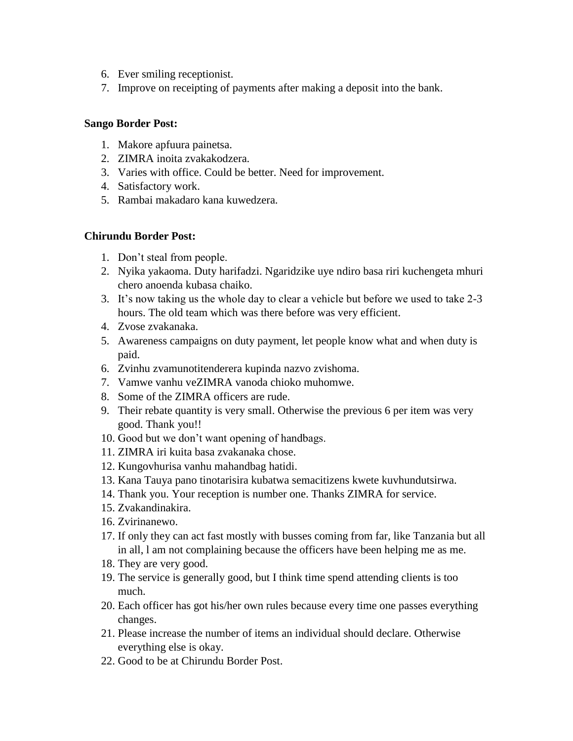6. Ever smiling receptionist.
7. Improve on receipting of payments after making a deposit into the bank.

**Sango Border Post:**

1. Makore apfuura painetsa.
2. ZIMRA inoita zvakakodzera.
3. Varies with office. Could be better. Need for improvement.
4. Satisfactory work.
5. Rambai makadaro kana kuwedzera.

**Chirundu Border Post:**

1. Don't steal from people.
2. Nyika yakaoma. Duty harifadzi. Ngaridzike uye ndiro basa riri kuchengeta mhuri chero anoenda kubasa chaiko.
3. It's now taking us the whole day to clear a vehicle but before we used to take 2-3 hours. The old team which was there before was very efficient.
4. Zvose zvakanaka.
5. Awareness campaigns on duty payment, let people know what and when duty is paid.
6. Zvinhu zvamunotitenderera kupinda nazvo zvishoma.
7. Vamwe vanhu veZIMRA vanoda chioko muhomwe.
8. Some of the ZIMRA officers are rude.
9. Their rebate quantity is very small. Otherwise the previous 6 per item was very good. Thank you!!
10. Good but we don't want opening of handbags.
11. ZIMRA iri kuita basa zvakanaka chose.
12. Kungovhurisa vanhu mahandbag hatidi.
13. Kana Tauya pano tinotarisira kubatwa semacitizens kwete kuvhundutsirwa.
14. Thank you. Your reception is number one. Thanks ZIMRA for service.
15. Zvakandinakira.
16. Zvirinanewo.
17. If only they can act fast mostly with busses coming from far, like Tanzania but all in all, l am not complaining because the officers have been helping me as me.
18. They are very good.
19. The service is generally good, but I think time spend attending clients is too much.
20. Each officer has got his/her own rules because every time one passes everything changes.
21. Please increase the number of items an individual should declare. Otherwise everything else is okay.
22. Good to be at Chirundu Border Post.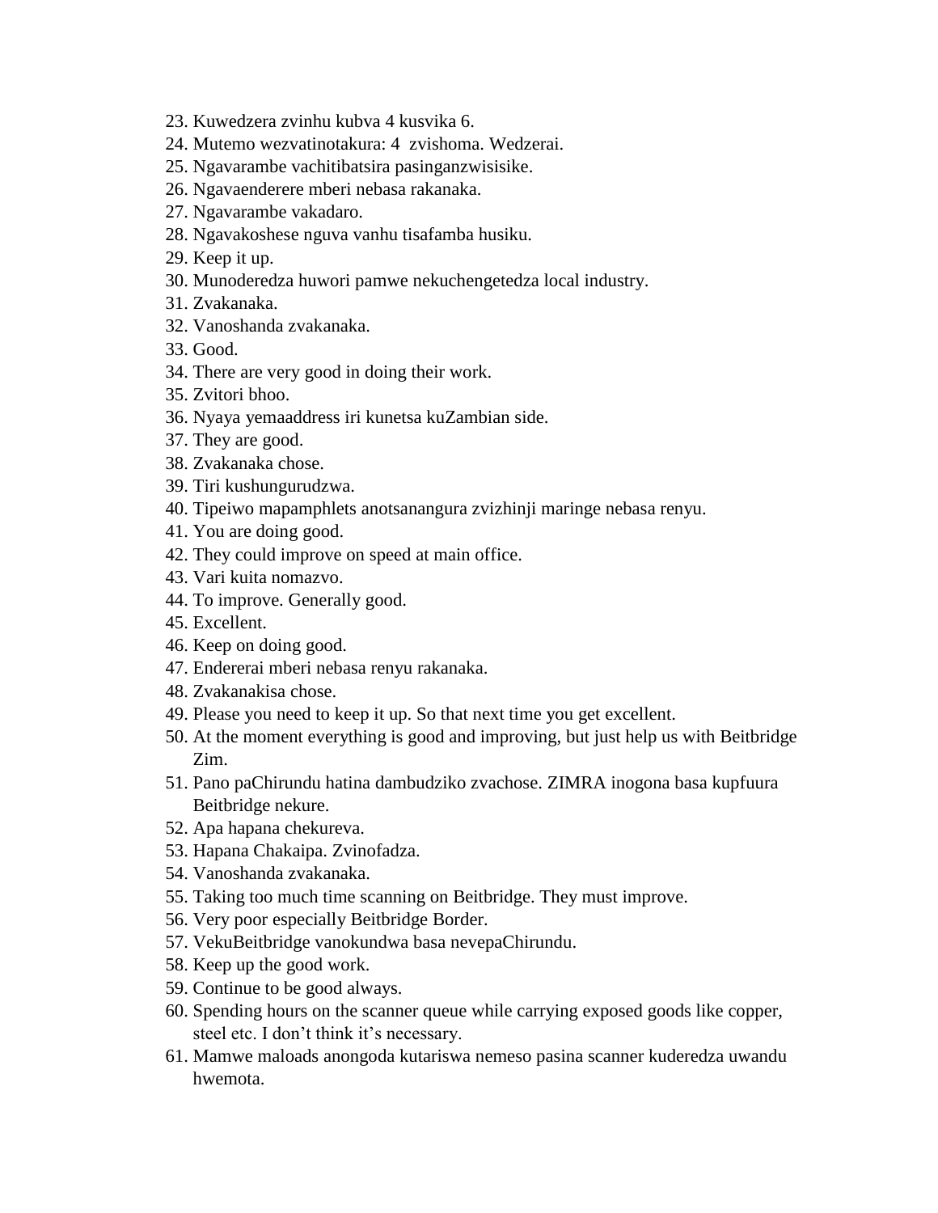23. Kuwedzera zvinhu kubva 4 kusvika 6.
24. Mutemo wezvatinotakura: 4 zvishoma. Wedzerai.
25. Ngavarambe vachitibatsira pasinganzwisisike.
26. Ngavaenderere mberi nebasa rakanaka.
27. Ngavarambe vakadaro.
28. Ngavakoshese nguva vanhu tisafamba husiku.
29. Keep it up.
30. Munoderedza huwori pamwe nekuchengetedza local industry.
31. Zvakanaka.
32. Vanoshanda zvakanaka.
33. Good.
34. There are very good in doing their work.
35. Zvitori bhoo.
36. Nyaya yemaaddress iri kunetsa kuZambian side.
37. They are good.
38. Zvakanaka chose.
39. Tiri kushungurudzwa.
40. Tipeiwo mapamphlets anotsanangura zvizhinji maringe nebasa renyu.
41. You are doing good.
42. They could improve on speed at main office.
43. Vari kuita nomazvo.
44. To improve. Generally good.
45. Excellent.
46. Keep on doing good.
47. Endererai mberi nebasa renyu rakanaka.
48. Zvakanakisa chose.
49. Please you need to keep it up. So that next time you get excellent.
50. At the moment everything is good and improving, but just help us with Beitbridge Zim.
51. Pano paChirundu hatina dambudziko zvachose. ZIMRA inogona basa kupfuura Beitbridge nekure.
52. Apa hapana chekureva.
53. Hapana Chakaipa. Zvinofadza.
54. Vanoshanda zvakanaka.
55. Taking too much time scanning on Beitbridge. They must improve.
56. Very poor especially Beitbridge Border.
57. VekuBeitbridge vanokundwa basa nevepaChirundu.
58. Keep up the good work.
59. Continue to be good always.
60. Spending hours on the scanner queue while carrying exposed goods like copper, steel etc. I don't think it's necessary.
61. Mamwe maloads anongoda kutariswa nemeso pasina scanner kuderedza uwandu hwemota.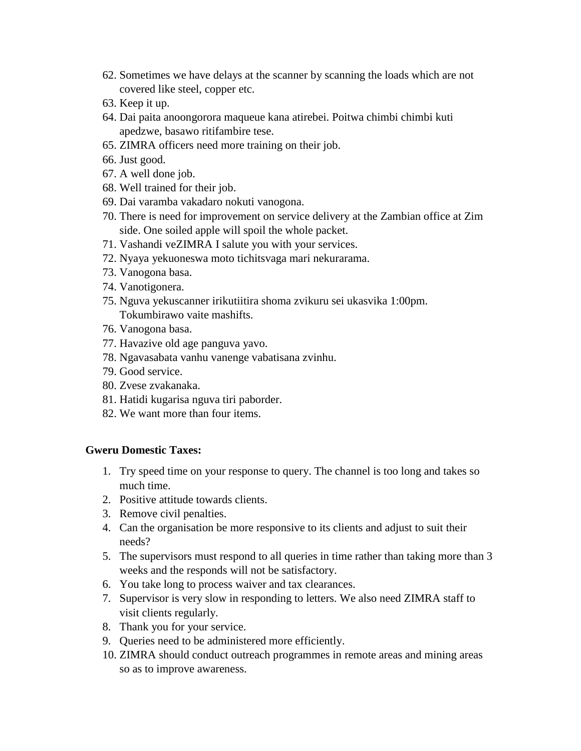62. Sometimes we have delays at the scanner by scanning the loads which are not covered like steel, copper etc.
63. Keep it up.
64. Dai paita anoongorora maqueue kana atirebei. Poitwa chimbi chimbi kuti apedzwe, basawo ritifambire tese.
65. ZIMRA officers need more training on their job.
66. Just good.
67. A well done job.
68. Well trained for their job.
69. Dai varamba vakadaro nokuti vanogona.
70. There is need for improvement on service delivery at the Zambian office at Zim side. One soiled apple will spoil the whole packet.
71. Vashandi veZIMRA I salute you with your services.
72. Nyaya yekuoneswa moto tichitsvaga mari nekurarama.
73. Vanogona basa.
74. Vanotigonera.
75. Nguva yekuscanner irikutiitira shoma zvikuru sei ukasvika 1:00pm. Tokumbirawo vaite mashifts.
76. Vanogona basa.
77. Havazive old age panguva yavo.
78. Ngavasabata vanhu vanenge vabatisana zvinhu.
79. Good service.
80. Zvese zvakanaka.
81. Hatidi kugarisa nguva tiri paborder.
82. We want more than four items.

**Gweru Domestic Taxes:**

1. Try speed time on your response to query. The channel is too long and takes so much time.
2. Positive attitude towards clients.
3. Remove civil penalties.
4. Can the organisation be more responsive to its clients and adjust to suit their needs?
5. The supervisors must respond to all queries in time rather than taking more than 3 weeks and the responds will not be satisfactory.
6. You take long to process waiver and tax clearances.
7. Supervisor is very slow in responding to letters. We also need ZIMRA staff to visit clients regularly.
8. Thank you for your service.
9. Queries need to be administered more efficiently.
10. ZIMRA should conduct outreach programmes in remote areas and mining areas so as to improve awareness.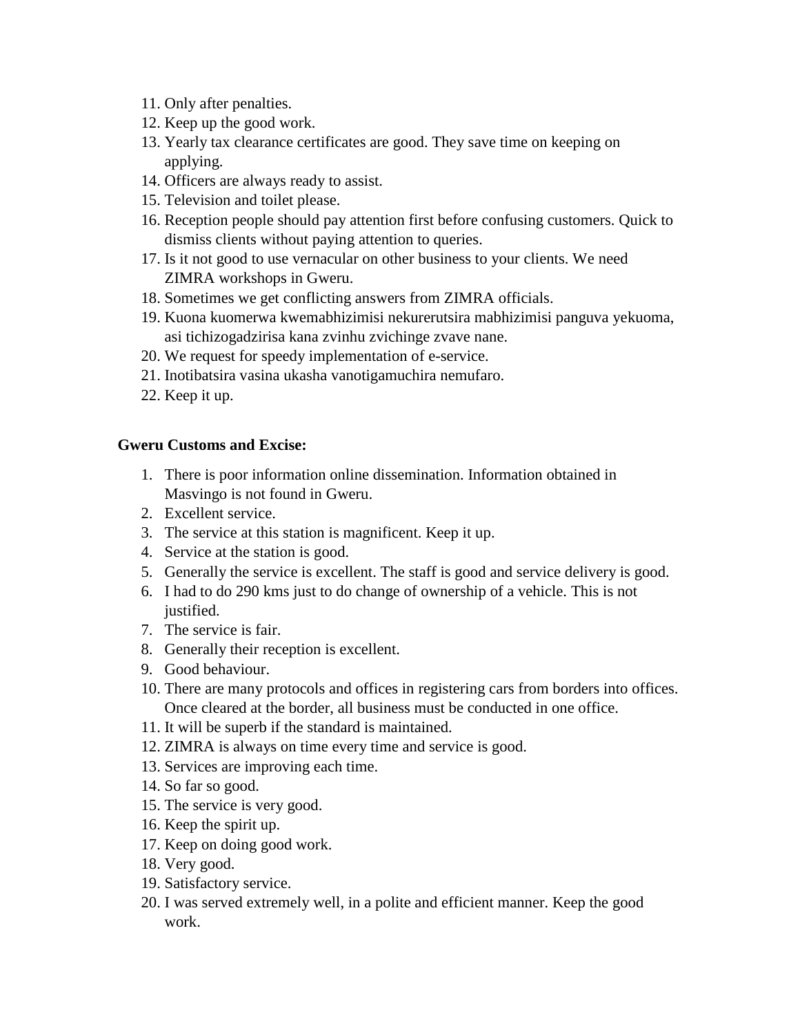11. Only after penalties.
12. Keep up the good work.
13. Yearly tax clearance certificates are good. They save time on keeping on applying.
14. Officers are always ready to assist.
15. Television and toilet please.
16. Reception people should pay attention first before confusing customers. Quick to dismiss clients without paying attention to queries.
17. Is it not good to use vernacular on other business to your clients. We need ZIMRA workshops in Gweru.
18. Sometimes we get conflicting answers from ZIMRA officials.
19. Kuona kuomerwa kwemabhizimisi nekurerutsira mabhizimisi panguva yekuoma, asi tichizogadzirisa kana zvinhu zvichinge zvave nane.
20. We request for speedy implementation of e-service.
21. Inotibatsira vasina ukasha vanotigamuchira nemufaro.
22. Keep it up.

**Gweru Customs and Excise:**

1. There is poor information online dissemination. Information obtained in Masvingo is not found in Gweru.
2. Excellent service.
3. The service at this station is magnificent. Keep it up.
4. Service at the station is good.
5. Generally the service is excellent. The staff is good and service delivery is good.
6. I had to do 290 kms just to do change of ownership of a vehicle. This is not justified.
7. The service is fair.
8. Generally their reception is excellent.
9. Good behaviour.
10. There are many protocols and offices in registering cars from borders into offices. Once cleared at the border, all business must be conducted in one office.
11. It will be superb if the standard is maintained.
12. ZIMRA is always on time every time and service is good.
13. Services are improving each time.
14. So far so good.
15. The service is very good.
16. Keep the spirit up.
17. Keep on doing good work.
18. Very good.
19. Satisfactory service.
20. I was served extremely well, in a polite and efficient manner. Keep the good work.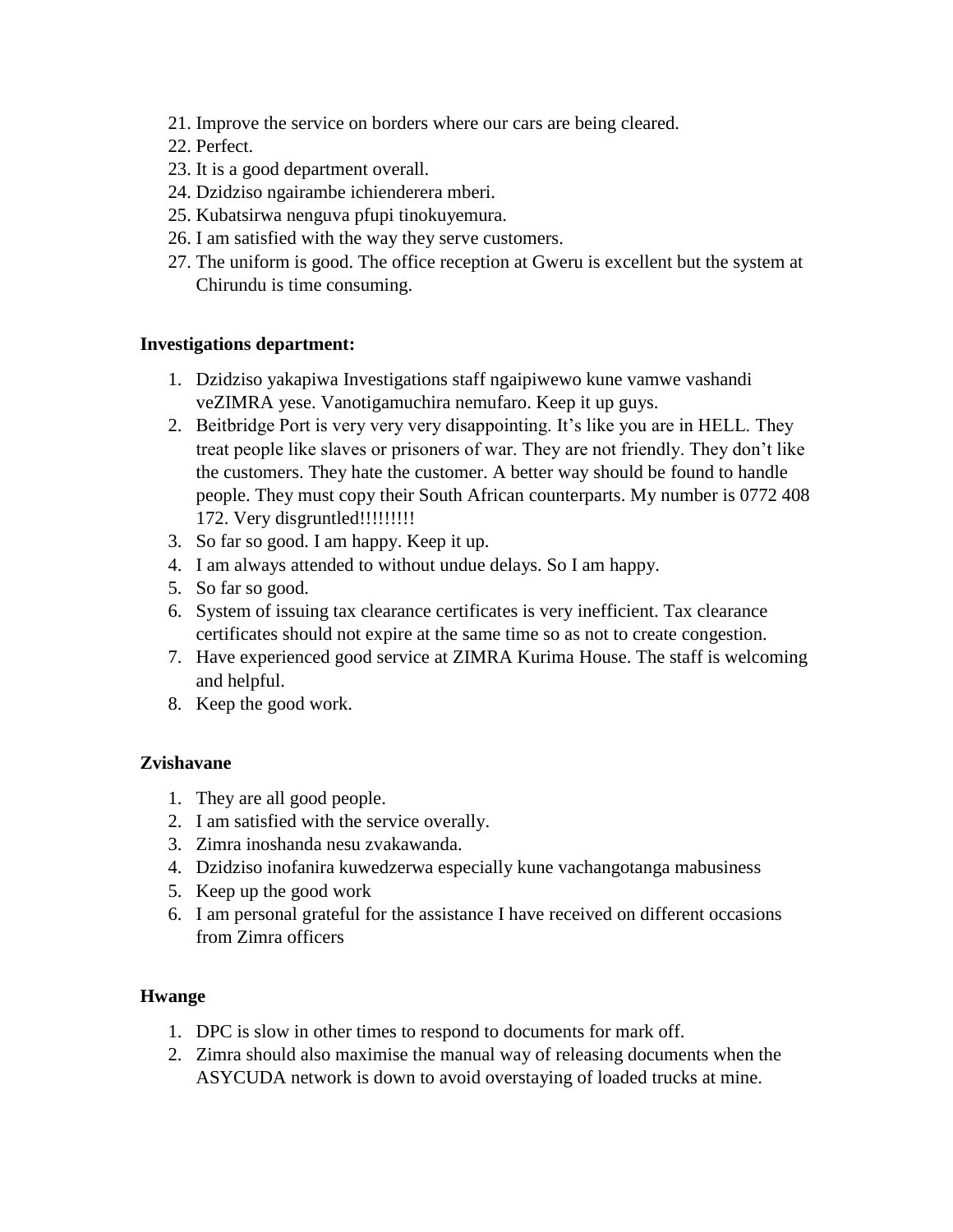21. Improve the service on borders where our cars are being cleared.
22. Perfect.
23. It is a good department overall.
24. Dzidziso ngairambe ichienderera mberi.
25. Kubatsirwa nenguva pfupi tinokuyemura.
26. I am satisfied with the way they serve customers.
27. The uniform is good. The office reception at Gweru is excellent but the system at Chirundu is time consuming.

**Investigations department:**

1. Dzidziso yakapiwa Investigations staff ngaipiwewo kune vamwe vashandi veZIMRA yese. Vanotigamuchira nemufaro. Keep it up guys.
2. Beitbridge Port is very very very disappointing. It's like you are in HELL. They treat people like slaves or prisoners of war. They are not friendly. They don't like the customers. They hate the customer. A better way should be found to handle people. They must copy their South African counterparts. My number is 0772 408 172. Very disgruntled!!!!!!!!!
3. So far so good. I am happy. Keep it up.
4. I am always attended to without undue delays. So I am happy.
5. So far so good.
6. System of issuing tax clearance certificates is very inefficient. Tax clearance certificates should not expire at the same time so as not to create congestion.
7. Have experienced good service at ZIMRA Kurima House. The staff is welcoming and helpful.
8. Keep the good work.

**Zvishavane**

1. They are all good people.
2. I am satisfied with the service overally.
3. Zimra inoshanda nesu zvakawanda.
4. Dzidziso inofanira kuwedzerwa especially kune vachangotanga mabusiness
5. Keep up the good work
6. I am personal grateful for the assistance I have received on different occasions from Zimra officers

**Hwange**

1. DPC is slow in other times to respond to documents for mark off.
2. Zimra should also maximise the manual way of releasing documents when the ASYCUDA network is down to avoid overstaying of loaded trucks at mine.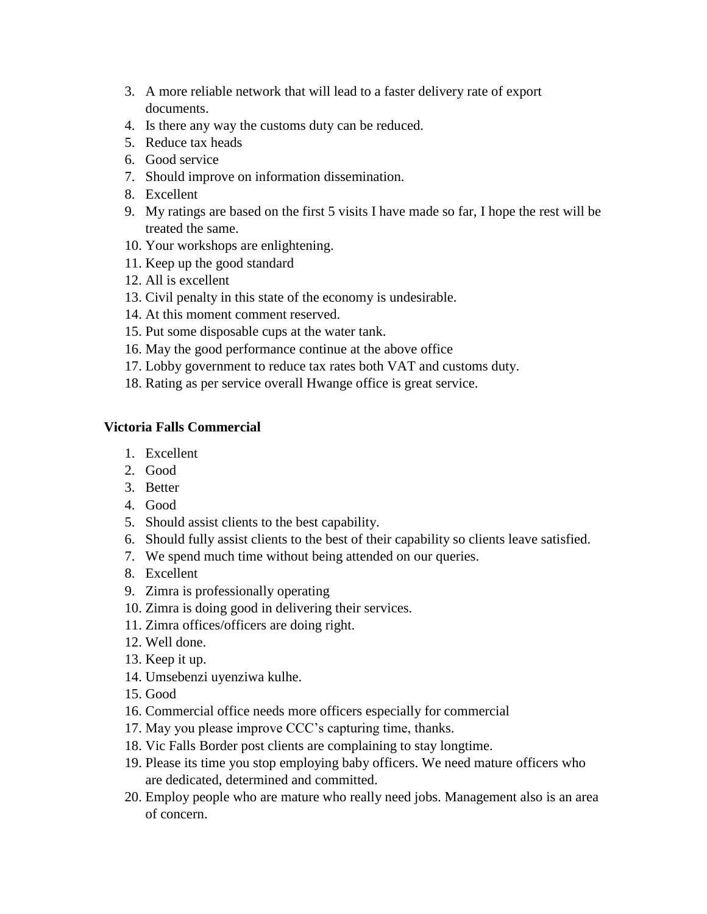3. A more reliable network that will lead to a faster delivery rate of export documents.
4. Is there any way the customs duty can be reduced.
5. Reduce tax heads
6. Good service
7. Should improve on information dissemination.
8. Excellent
9. My ratings are based on the first 5 visits I have made so far, I hope the rest will be treated the same.
10. Your workshops are enlightening.
11. Keep up the good standard
12. All is excellent
13. Civil penalty in this state of the economy is undesirable.
14. At this moment comment reserved.
15. Put some disposable cups at the water tank.
16. May the good performance continue at the above office
17. Lobby government to reduce tax rates both VAT and customs duty.
18. Rating as per service overall Hwange office is great service.

**Victoria Falls Commercial**

1. Excellent
2. Good
3. Better
4. Good
5. Should assist clients to the best capability.
6. Should fully assist clients to the best of their capability so clients leave satisfied.
7. We spend much time without being attended on our queries.
8. Excellent
9. Zimra is professionally operating
10. Zimra is doing good in delivering their services.
11. Zimra offices/officers are doing right.
12. Well done.
13. Keep it up.
14. Umsebenzi uyenziwa kulhe.
15. Good
16. Commercial office needs more officers especially for commercial
17. May you please improve CCC's capturing time, thanks.
18. Vic Falls Border post clients are complaining to stay longtime.
19. Please its time you stop employing baby officers. We need mature officers who are dedicated, determined and committed.
20. Employ people who are mature who really need jobs. Management also is an area of concern.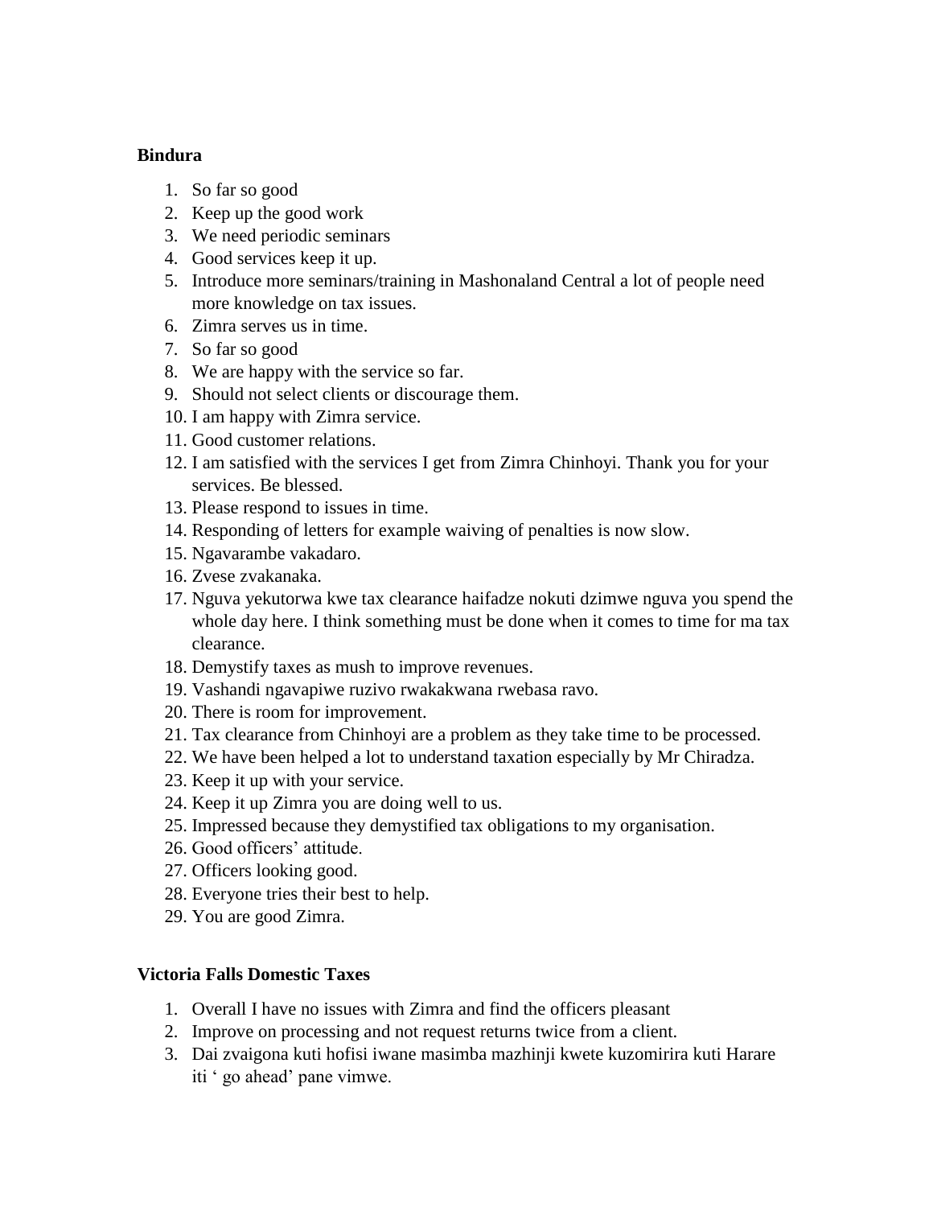**Bindura**

1. So far so good
2. Keep up the good work
3. We need periodic seminars
4. Good services keep it up.
5. Introduce more seminars/training in Mashonaland Central a lot of people need more knowledge on tax issues.
6. Zimra serves us in time.
7. So far so good
8. We are happy with the service so far.
9. Should not select clients or discourage them.
10. I am happy with Zimra service.
11. Good customer relations.
12. I am satisfied with the services I get from Zimra Chinhoyi. Thank you for your services. Be blessed.
13. Please respond to issues in time.
14. Responding of letters for example waiving of penalties is now slow.
15. Ngavarambe vakadaro.
16. Zvese zvakanaka.
17. Nguva yekutorwa kwe tax clearance haifadze nokuti dzimwe nguva you spend the whole day here. I think something must be done when it comes to time for ma tax clearance.
18. Demystify taxes as mush to improve revenues.
19. Vashandi ngavapiwe ruzivo rwakakwana rwebasa ravo.
20. There is room for improvement.
21. Tax clearance from Chinhoyi are a problem as they take time to be processed.
22. We have been helped a lot to understand taxation especially by Mr Chiradza.
23. Keep it up with your service.
24. Keep it up Zimra you are doing well to us.
25. Impressed because they demystified tax obligations to my organisation.
26. Good officers' attitude.
27. Officers looking good.
28. Everyone tries their best to help.
29. You are good Zimra.

**Victoria Falls Domestic Taxes**

1. Overall I have no issues with Zimra and find the officers pleasant
2. Improve on processing and not request returns twice from a client.
3. Dai zvaigona kuti hofisi iwane masimba mazhinji kwete kuzomirira kuti Harare iti ' go ahead' pane vimwe.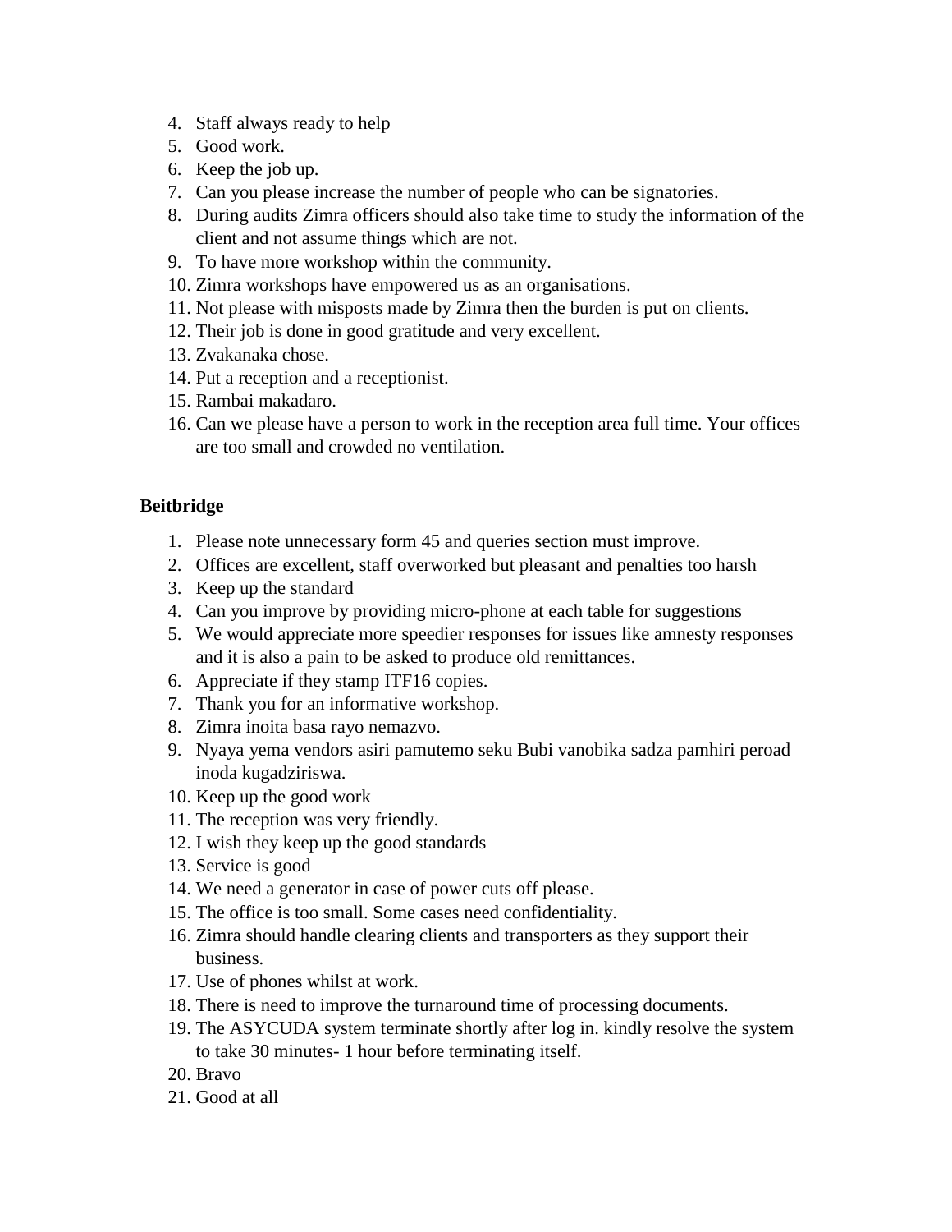4. Staff always ready to help
5. Good work.
6. Keep the job up.
7. Can you please increase the number of people who can be signatories.
8. During audits Zimra officers should also take time to study the information of the client and not assume things which are not.
9. To have more workshop within the community.
10. Zimra workshops have empowered us as an organisations.
11. Not please with misposts made by Zimra then the burden is put on clients.
12. Their job is done in good gratitude and very excellent.
13. Zvakanaka chose.
14. Put a reception and a receptionist.
15. Rambai makadaro.
16. Can we please have a person to work in the reception area full time. Your offices are too small and crowded no ventilation.

**Beitbridge**

1. Please note unnecessary form 45 and queries section must improve.
2. Offices are excellent, staff overworked but pleasant and penalties too harsh
3. Keep up the standard
4. Can you improve by providing micro-phone at each table for suggestions
5. We would appreciate more speedier responses for issues like amnesty responses and it is also a pain to be asked to produce old remittances.
6. Appreciate if they stamp ITF16 copies.
7. Thank you for an informative workshop.
8. Zimra inoita basa rayo nemazvo.
9. Nyaya yema vendors asiri pamutemo seku Bubi vanobika sadza pamhiri peroad inoda kugadziriswa.
10. Keep up the good work
11. The reception was very friendly.
12. I wish they keep up the good standards
13. Service is good
14. We need a generator in case of power cuts off please.
15. The office is too small. Some cases need confidentiality.
16. Zimra should handle clearing clients and transporters as they support their business.
17. Use of phones whilst at work.
18. There is need to improve the turnaround time of processing documents.
19. The ASYCUDA system terminate shortly after log in. kindly resolve the system to take 30 minutes- 1 hour before terminating itself.
20. Bravo
21. Good at all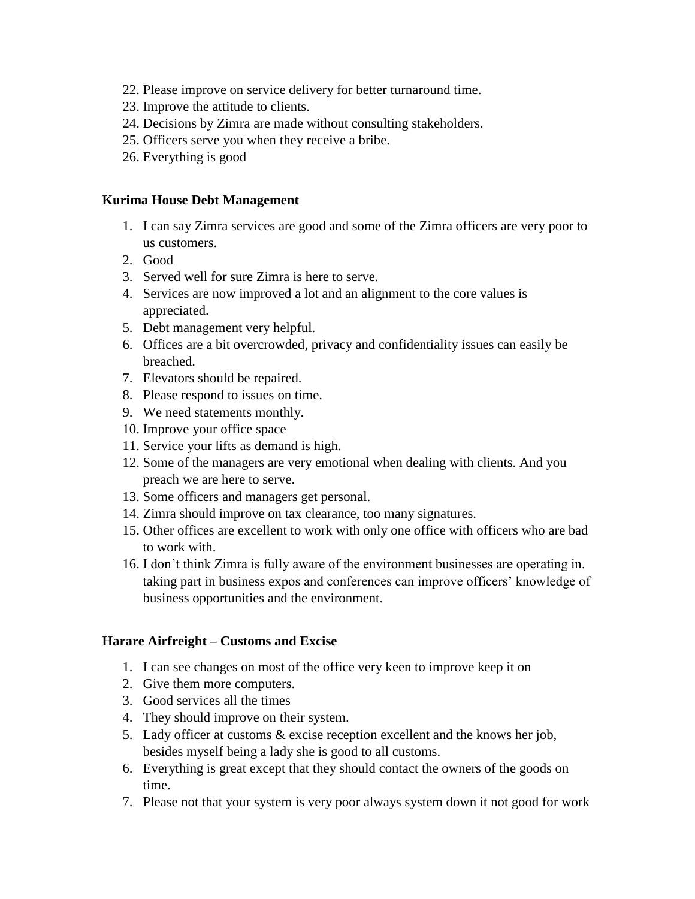22. Please improve on service delivery for better turnaround time.
23. Improve the attitude to clients.
24. Decisions by Zimra are made without consulting stakeholders.
25. Officers serve you when they receive a bribe.
26. Everything is good

**Kurima House Debt Management**

1. I can say Zimra services are good and some of the Zimra officers are very poor to us customers.
2. Good
3. Served well for sure Zimra is here to serve.
4. Services are now improved a lot and an alignment to the core values is appreciated.
5. Debt management very helpful.
6. Offices are a bit overcrowded, privacy and confidentiality issues can easily be breached.
7. Elevators should be repaired.
8. Please respond to issues on time.
9. We need statements monthly.
10. Improve your office space
11. Service your lifts as demand is high.
12. Some of the managers are very emotional when dealing with clients. And you preach we are here to serve.
13. Some officers and managers get personal.
14. Zimra should improve on tax clearance, too many signatures.
15. Other offices are excellent to work with only one office with officers who are bad to work with.
16. I don't think Zimra is fully aware of the environment businesses are operating in. taking part in business expos and conferences can improve officers' knowledge of business opportunities and the environment.

**Harare Airfreight – Customs and Excise**

1. I can see changes on most of the office very keen to improve keep it on
2. Give them more computers.
3. Good services all the times
4. They should improve on their system.
5. Lady officer at customs & excise reception excellent and the knows her job, besides myself being a lady she is good to all customs.
6. Everything is great except that they should contact the owners of the goods on time.
7. Please not that your system is very poor always system down it not good for work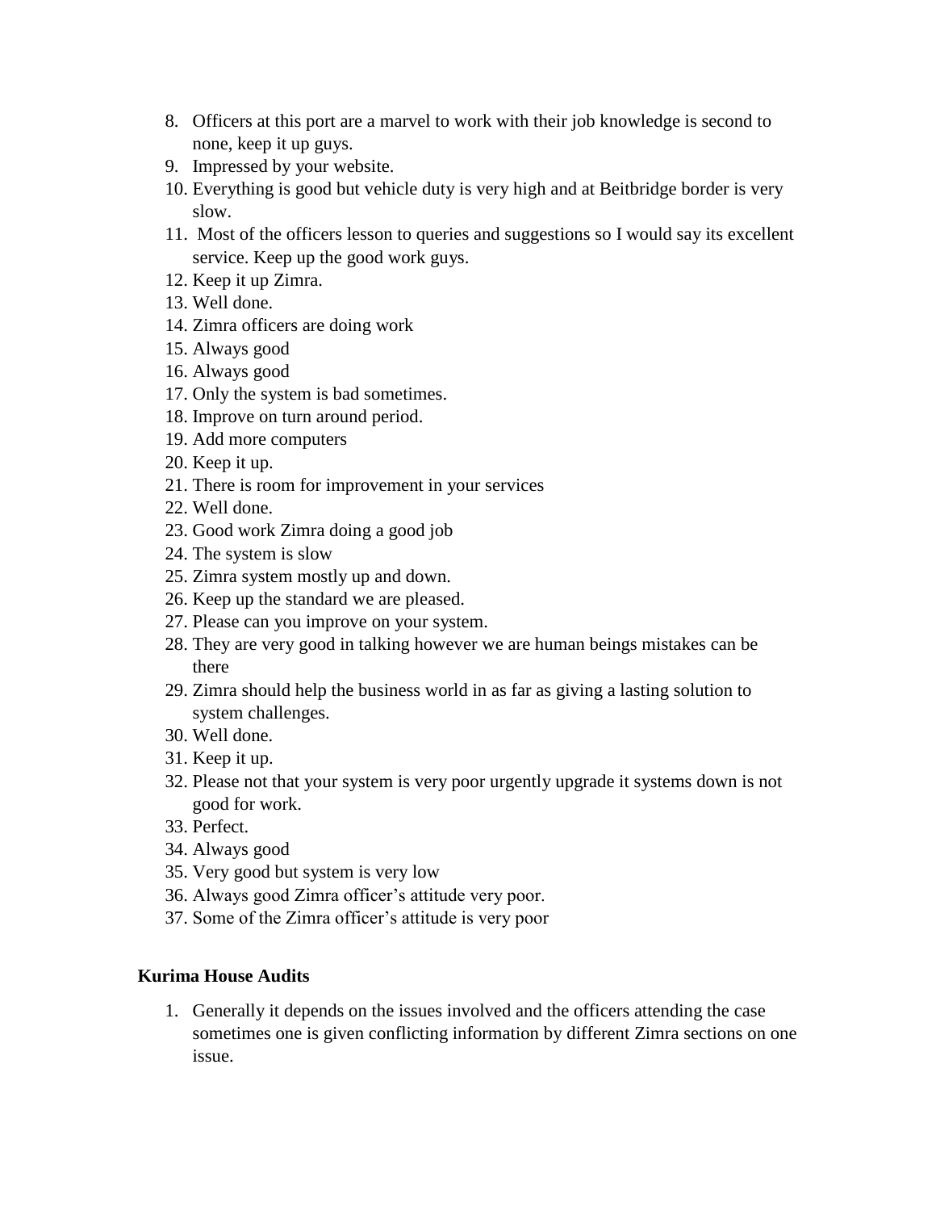8. Officers at this port are a marvel to work with their job knowledge is second to none, keep it up guys.
9. Impressed by your website.
10. Everything is good but vehicle duty is very high and at Beitbridge border is very slow.
11. Most of the officers lesson to queries and suggestions so I would say its excellent service. Keep up the good work guys.
12. Keep it up Zimra.
13. Well done.
14. Zimra officers are doing work
15. Always good
16. Always good
17. Only the system is bad sometimes.
18. Improve on turn around period.
19. Add more computers
20. Keep it up.
21. There is room for improvement in your services
22. Well done.
23. Good work Zimra doing a good job
24. The system is slow
25. Zimra system mostly up and down.
26. Keep up the standard we are pleased.
27. Please can you improve on your system.
28. They are very good in talking however we are human beings mistakes can be there
29. Zimra should help the business world in as far as giving a lasting solution to system challenges.
30. Well done.
31. Keep it up.
32. Please not that your system is very poor urgently upgrade it systems down is not good for work.
33. Perfect.
34. Always good
35. Very good but system is very low
36. Always good Zimra officer's attitude very poor.
37. Some of the Zimra officer's attitude is very poor

**Kurima House Audits**

1. Generally it depends on the issues involved and the officers attending the case sometimes one is given conflicting information by different Zimra sections on one issue.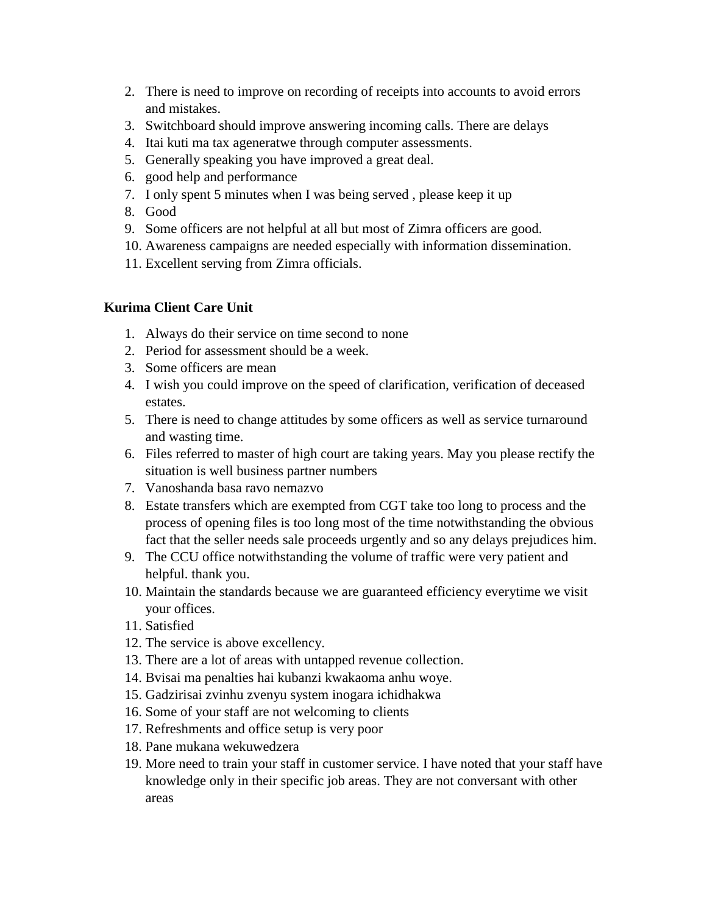2. There is need to improve on recording of receipts into accounts to avoid errors and mistakes.
3. Switchboard should improve answering incoming calls. There are delays
4. Itai kuti ma tax ageneratwe through computer assessments.
5. Generally speaking you have improved a great deal.
6. good help and performance
7. I only spent 5 minutes when I was being served , please keep it up
8. Good
9. Some officers are not helpful at all but most of Zimra officers are good.
10. Awareness campaigns are needed especially with information dissemination.
11. Excellent serving from Zimra officials.

**Kurima Client Care Unit**

1. Always do their service on time second to none
2. Period for assessment should be a week.
3. Some officers are mean
4. I wish you could improve on the speed of clarification, verification of deceased estates.
5. There is need to change attitudes by some officers as well as service turnaround and wasting time.
6. Files referred to master of high court are taking years. May you please rectify the situation is well business partner numbers
7. Vanoshanda basa ravo nemazvo
8. Estate transfers which are exempted from CGT take too long to process and the process of opening files is too long most of the time notwithstanding the obvious fact that the seller needs sale proceeds urgently and so any delays prejudices him.
9. The CCU office notwithstanding the volume of traffic were very patient and helpful. thank you.
10. Maintain the standards because we are guaranteed efficiency everytime we visit your offices.
11. Satisfied
12. The service is above excellency.
13. There are a lot of areas with untapped revenue collection.
14. Bvisai ma penalties hai kubanzi kwakaoma anhu woye.
15. Gadzirisai zvinhu zvenyu system inogara ichidhakwa
16. Some of your staff are not welcoming to clients
17. Refreshments and office setup is very poor
18. Pane mukana wekuwedzera
19. More need to train your staff in customer service. I have noted that your staff have knowledge only in their specific job areas. They are not conversant with other areas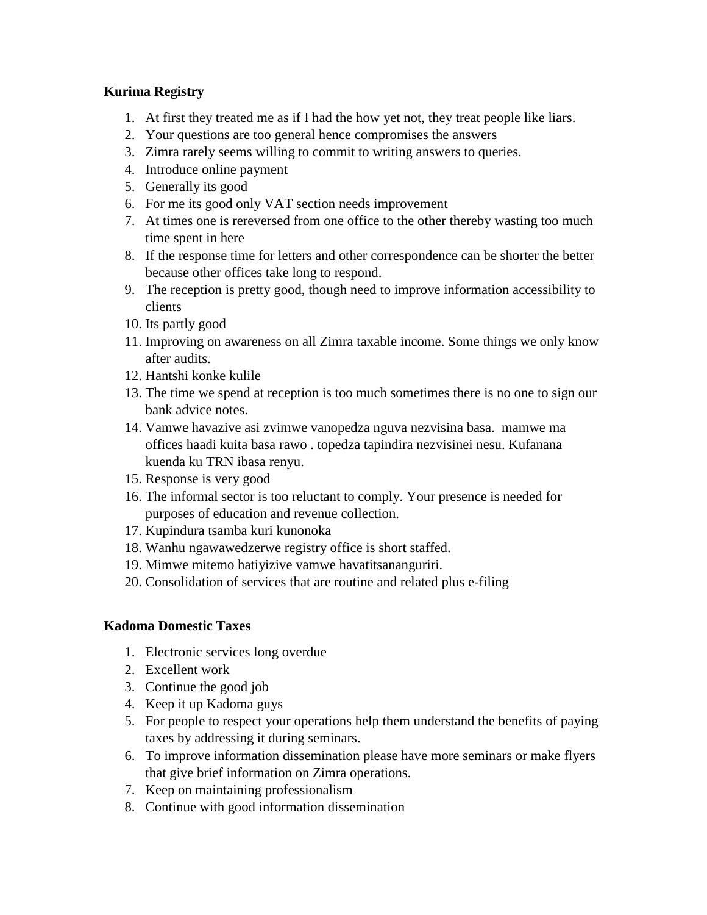**Kurima Registry**

1. At first they treated me as if I had the how yet not, they treat people like liars.
2. Your questions are too general hence compromises the answers
3. Zimra rarely seems willing to commit to writing answers to queries.
4. Introduce online payment
5. Generally its good
6. For me its good only VAT section needs improvement
7. At times one is rereversed from one office to the other thereby wasting too much time spent in here
8. If the response time for letters and other correspondence can be shorter the better because other offices take long to respond.
9. The reception is pretty good, though need to improve information accessibility to clients
10. Its partly good
11. Improving on awareness on all Zimra taxable income. Some things we only know after audits.
12. Hantshi konke kulile
13. The time we spend at reception is too much sometimes there is no one to sign our bank advice notes.
14. Vamwe havazive asi zvimwe vanopedza nguva nezvisina basa.  mamwe ma offices haadi kuita basa rawo . topedza tapindira nezvisinei nesu. Kufanana kuenda ku TRN ibasa renyu.
15. Response is very good
16. The informal sector is too reluctant to comply. Your presence is needed for purposes of education and revenue collection.
17. Kupindura tsamba kuri kunonoka
18. Wanhu ngawawedzerwe registry office is short staffed.
19. Mimwe mitemo hatiyizive vamwe havatitsananguriri.
20. Consolidation of services that are routine and related plus e-filing

**Kadoma Domestic Taxes**

1. Electronic services long overdue
2. Excellent work
3. Continue the good job
4. Keep it up Kadoma guys
5. For people to respect your operations help them understand the benefits of paying taxes by addressing it during seminars.
6. To improve information dissemination please have more seminars or make flyers that give brief information on Zimra operations.
7. Keep on maintaining professionalism
8. Continue with good information dissemination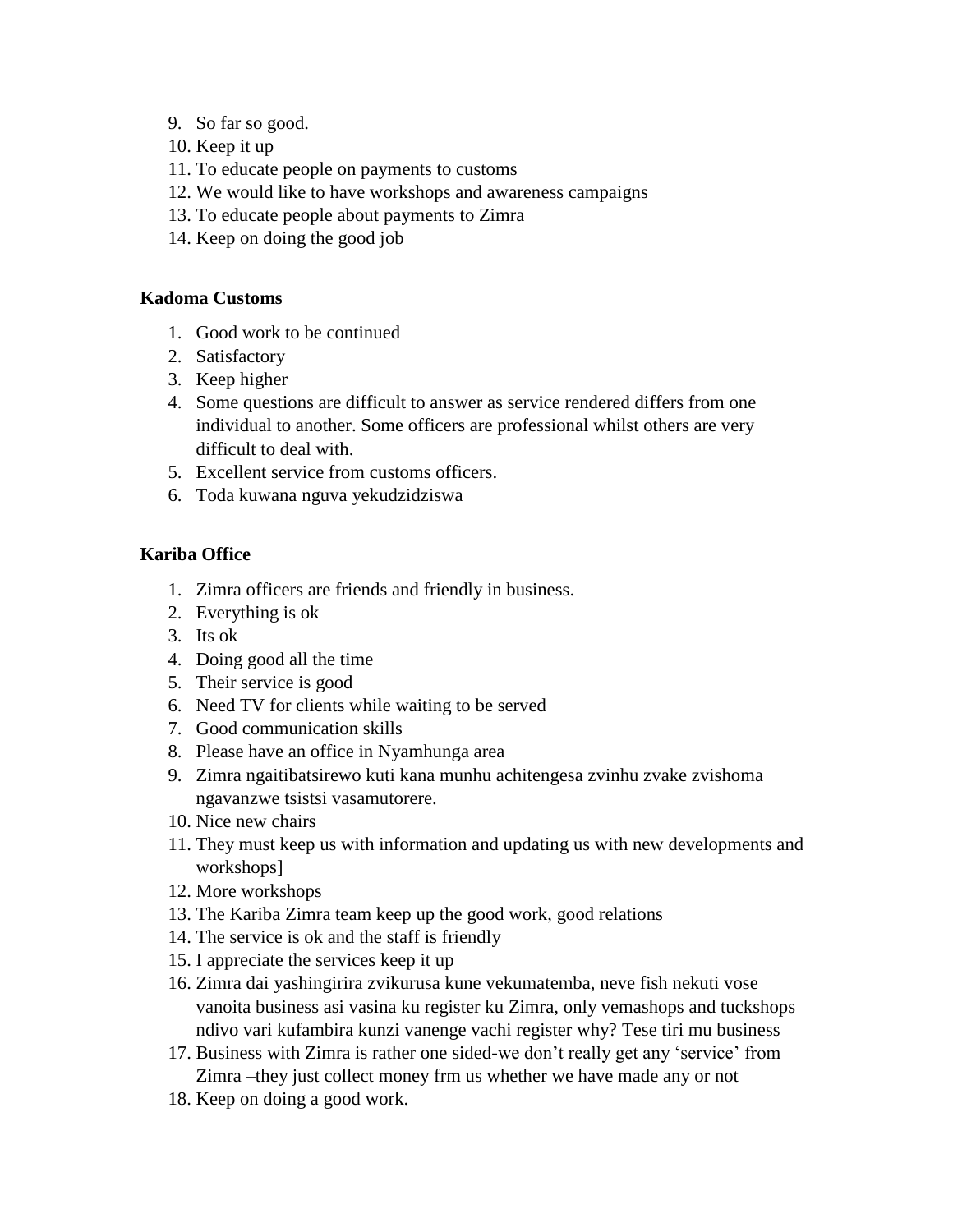9. So far so good.
10. Keep it up
11. To educate people on payments to customs
12. We would like to have workshops and awareness campaigns
13. To educate people about payments to Zimra
14. Keep on doing the good job

**Kadoma Customs**

1. Good work to be continued
2. Satisfactory
3. Keep higher
4. Some questions are difficult to answer as service rendered differs from one individual to another. Some officers are professional whilst others are very difficult to deal with.
5. Excellent service from customs officers.
6. Toda kuwana nguva yekudzidziswa

**Kariba Office**

1. Zimra officers are friends and friendly in business.
2. Everything is ok
3. Its ok
4. Doing good all the time
5. Their service is good
6. Need TV for clients while waiting to be served
7. Good communication skills
8. Please have an office in Nyamhunga area
9. Zimra ngaitibatsirewo kuti kana munhu achitengesa zvinhu zvake zvishoma ngavanzwe tsistsi vasamutorere.
10. Nice new chairs
11. They must keep us with information and updating us with new developments and workshops]
12. More workshops
13. The Kariba Zimra team keep up the good work, good relations
14. The service is ok and the staff is friendly
15. I appreciate the services keep it up
16. Zimra dai yashingirira zvikurusa kune vekumatemba, neve fish nekuti vose vanoita business asi vasina ku register ku Zimra, only vemashops and tuckshops ndivo vari kufambira kunzi vanenge vachi register why? Tese tiri mu business
17. Business with Zimra is rather one sided-we don't really get any 'service' from Zimra –they just collect money frm us whether we have made any or not
18. Keep on doing a good work.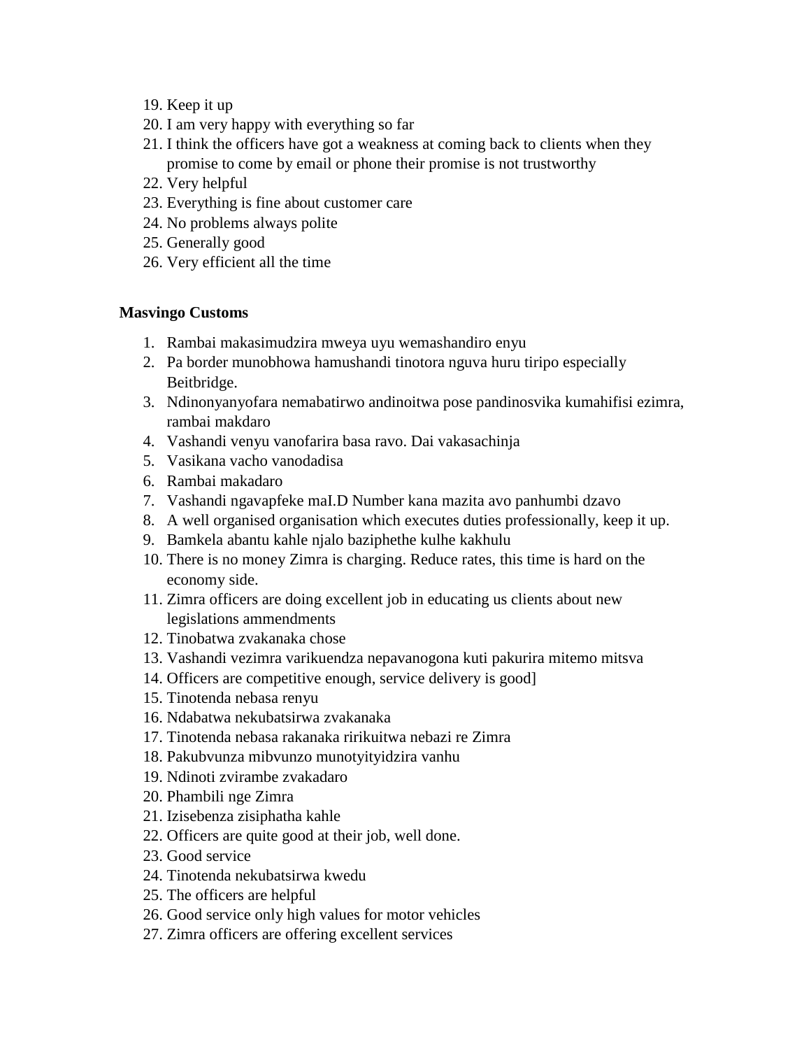19. Keep it up
20. I am very happy with everything so far
21. I think the officers have got a weakness at coming back to clients when they promise to come by email or phone their promise is not trustworthy
22. Very helpful
23. Everything is fine about customer care
24. No problems always polite
25. Generally good
26. Very efficient all the time

**Masvingo Customs**

1. Rambai makasimudzira mweya uyu wemashandiro enyu
2. Pa border munobhowa hamushandi tinotora nguva huru tiripo especially Beitbridge.
3. Ndinonyanyofara nemabatirwo andinoitwa pose pandinosvika kumahifisi ezimra, rambai makdaro
4. Vashandi venyu vanofarira basa ravo. Dai vakasachinja
5. Vasikana vacho vanodadisa
6. Rambai makadaro
7. Vashandi ngavapfeke maI.D Number kana mazita avo panhumbi dzavo
8. A well organised organisation which executes duties professionally, keep it up.
9. Bamkela abantu kahle njalo baziphethe kulhe kakhulu
10. There is no money Zimra is charging. Reduce rates, this time is hard on the economy side.
11. Zimra officers are doing excellent job in educating us clients about new legislations ammendments
12. Tinobatwa zvakanaka chose
13. Vashandi vezimra varikuendza nepavanogona kuti pakurira mitemo mitsva
14. Officers are competitive enough, service delivery is good]
15. Tinotenda nebasa renyu
16. Ndabatwa nekubatsirwa zvakanaka
17. Tinotenda nebasa rakanaka ririkuitwa nebazi re Zimra
18. Pakubvunza mibvunzo munotyityidzira vanhu
19. Ndinoti zvirambe zvakadaro
20. Phambili nge Zimra
21. Izisebenza zisiphatha kahle
22. Officers are quite good at their job, well done.
23. Good service
24. Tinotenda nekubatsirwa kwedu
25. The officers are helpful
26. Good service only high values for motor vehicles
27. Zimra officers are offering excellent services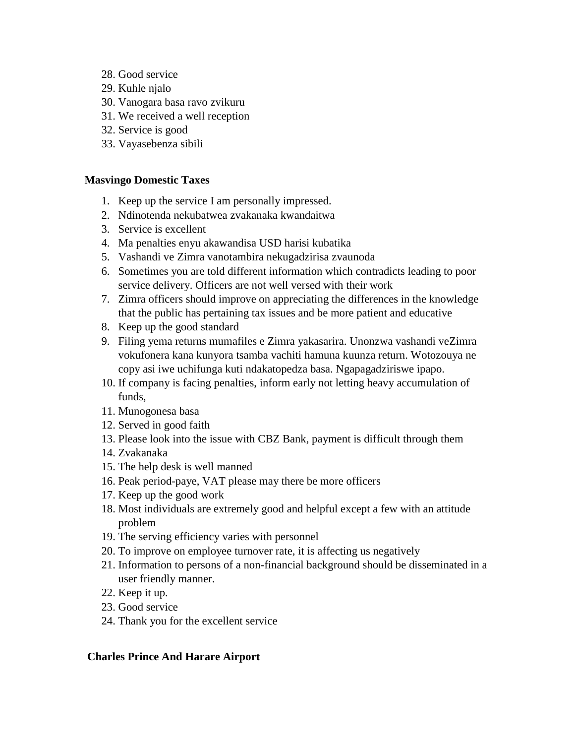28. Good service
29. Kuhle njalo
30. Vanogara basa ravo zvikuru
31. We received a well reception
32. Service is good
33. Vayasebenza sibili

**Masvingo Domestic Taxes**

1. Keep up the service I am personally impressed.
2. Ndinotenda nekubatwea zvakanaka kwandaitwa
3. Service is excellent
4. Ma penalties enyu akawandisa USD harisi kubatika
5. Vashandi ve Zimra vanotambira nekugadzirisa zvaunoda
6. Sometimes you are told different information which contradicts leading to poor service delivery. Officers are not well versed with their work
7. Zimra officers should improve on appreciating the differences in the knowledge that the public has pertaining tax issues and be more patient and educative
8. Keep up the good standard
9. Filing yema returns mumafiles e Zimra yakasarira. Unonzwa vashandi veZimra vokufonera kana kunyora tsamba vachiti hamuna kuunza return. Wotozouya ne copy asi iwe uchifunga kuti ndakatopedza basa. Ngapagadziriswe ipapo.
10. If company is facing penalties, inform early not letting heavy accumulation of funds,
11. Munogonesa basa
12. Served in good faith
13. Please look into the issue with CBZ Bank, payment is difficult through them
14. Zvakanaka
15. The help desk is well manned
16. Peak period-paye, VAT please may there be more officers
17. Keep up the good work
18. Most individuals are extremely good and helpful except a few with an attitude problem
19. The serving efficiency varies with personnel
20. To improve on employee turnover rate, it is affecting us negatively
21. Information to persons of a non-financial background should be disseminated in a user friendly manner.
22. Keep it up.
23. Good service
24. Thank you for the excellent service

**Charles Prince And Harare Airport**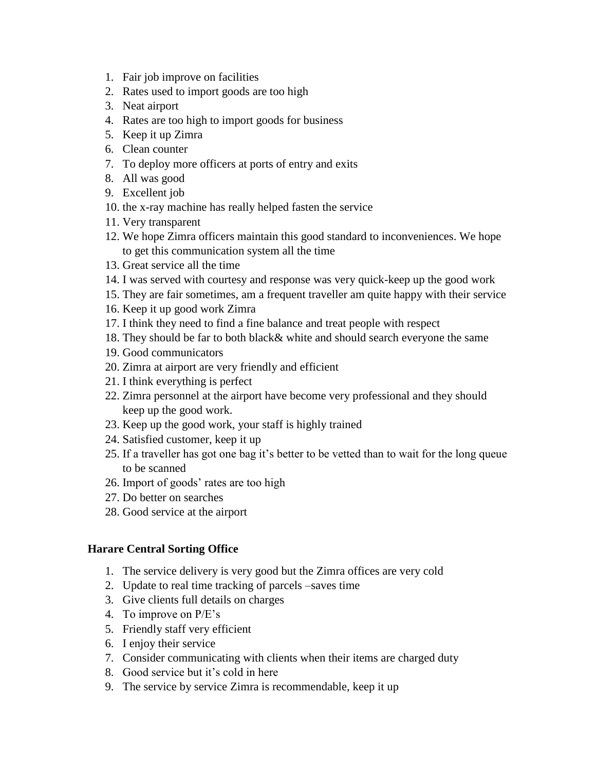1. Fair job improve on facilities
2. Rates used to import goods are too high
3. Neat airport
4. Rates are too high to import goods for business
5. Keep it up Zimra
6. Clean counter
7. To deploy more officers at ports of entry and exits
8. All was good
9. Excellent job
10. the x-ray machine has really helped fasten the service
11. Very transparent
12. We hope Zimra officers maintain this good standard to inconveniences. We hope to get this communication system all the time
13. Great service all the time
14. I was served with courtesy and response was very quick-keep up the good work
15. They are fair sometimes, am a frequent traveller am quite happy with their service
16. Keep it up good work Zimra
17. I think they need to find a fine balance and treat people with respect
18. They should be far to both black& white and should search everyone the same
19. Good communicators
20. Zimra at airport are very friendly and efficient
21. I think everything is perfect
22. Zimra personnel at the airport have become very professional and they should keep up the good work.
23. Keep up the good work, your staff is highly trained
24. Satisfied customer, keep it up
25. If a traveller has got one bag it's better to be vetted than to wait for the long queue to be scanned
26. Import of goods' rates are too high
27. Do better on searches
28. Good service at the airport

**Harare Central Sorting Office**

1. The service delivery is very good but the Zimra offices are very cold
2. Update to real time tracking of parcels –saves time
3. Give clients full details on charges
4. To improve on P/E's
5. Friendly staff very efficient
6. I enjoy their service
7. Consider communicating with clients when their items are charged duty
8. Good service but it's cold in here
9. The service by service Zimra is recommendable, keep it up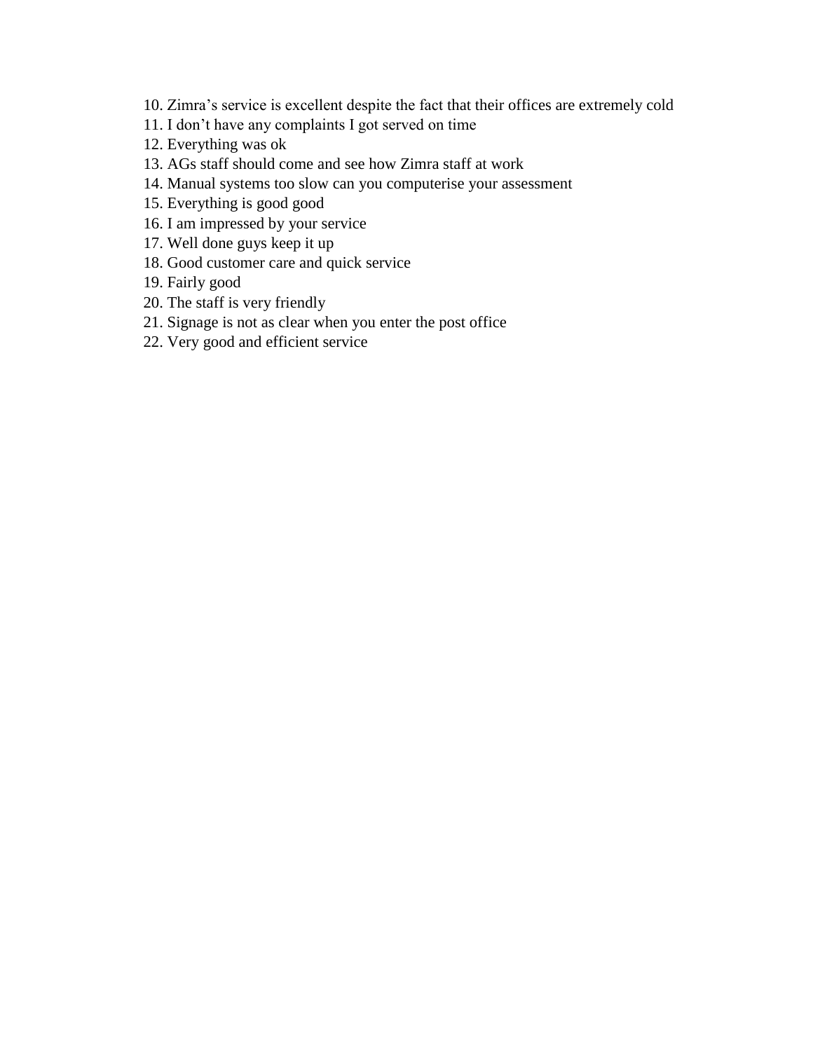10. Zimra's service is excellent despite the fact that their offices are extremely cold
11. I don't have any complaints I got served on time
12. Everything was ok
13. AGs staff should come and see how Zimra staff at work
14. Manual systems too slow can you computerise your assessment
15. Everything is good good
16. I am impressed by your service
17. Well done guys keep it up
18. Good customer care and quick service
19. Fairly good
20. The staff is very friendly
21. Signage is not as clear when you enter the post office
22. Very good and efficient service